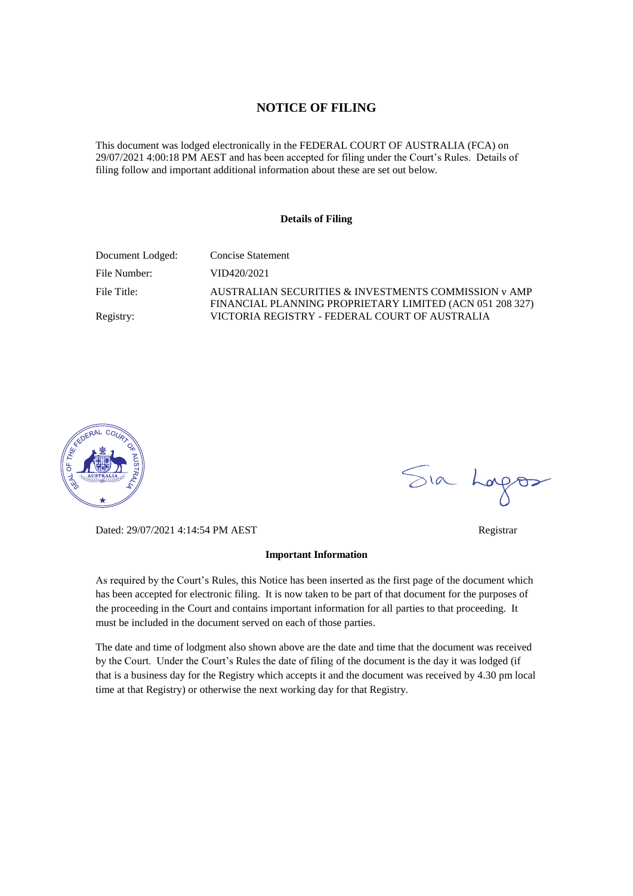# NOTICE OF FILING

This document was lodged electronically in the FEDERAL COURT OF AUSTRALIA (FCA) on 29/07/2021 4:00:18 PM AEST and has been accepted for filing under the Court's Rules. Details of filing follow and important additional information about these are set out below.

**Details of Filing**

| | |
|---|---|
| Document Lodged: | Concise Statement |
| File Number: | VID420/2021 |
| File Title: | AUSTRALIAN SECURITIES & INVESTMENTS COMMISSION v AMP FINANCIAL PLANNING PROPRIETARY LIMITED (ACN 051 208 327) |
| Registry: | VICTORIA REGISTRY - FEDERAL COURT OF AUSTRALIA |

Dated: 29/07/2021 4:14:54 PM AEST

Registrar

**Important Information**

As required by the Court's Rules, this Notice has been inserted as the first page of the document which has been accepted for electronic filing. It is now taken to be part of that document for the purposes of the proceeding in the Court and contains important information for all parties to that proceeding. It must be included in the document served on each of those parties.

The date and time of lodgment also shown above are the date and time that the document was received by the Court. Under the Court's Rules the date of filing of the document is the day it was lodged (if that is a business day for the Registry which accepts it and the document was received by 4.30 pm local time at that Registry) or otherwise the next working day for that Registry.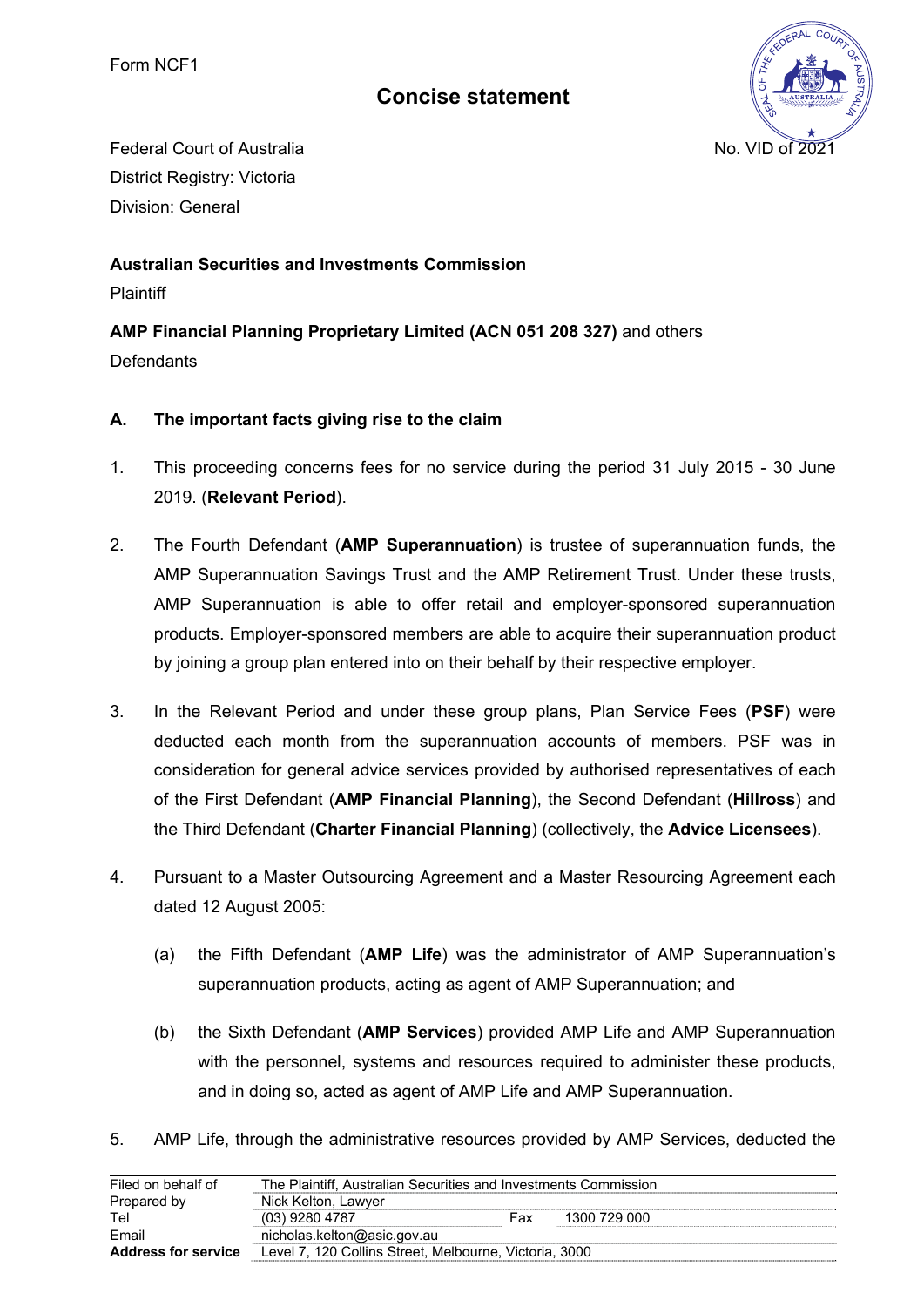Form NCF1

# Concise statement

Federal Court of Australia
District Registry: Victoria
Division: General

No. VID of 2021

**Australian Securities and Investments Commission**
Plaintiff

**AMP Financial Planning Proprietary Limited (ACN 051 208 327)** and others
Defendants

## A. The important facts giving rise to the claim

1. This proceeding concerns fees for no service during the period 31 July 2015 - 30 June 2019. (**Relevant Period**).

2. The Fourth Defendant (**AMP Superannuation**) is trustee of superannuation funds, the AMP Superannuation Savings Trust and the AMP Retirement Trust. Under these trusts, AMP Superannuation is able to offer retail and employer-sponsored superannuation products. Employer-sponsored members are able to acquire their superannuation product by joining a group plan entered into on their behalf by their respective employer.

3. In the Relevant Period and under these group plans, Plan Service Fees (**PSF**) were deducted each month from the superannuation accounts of members. PSF was in consideration for general advice services provided by authorised representatives of each of the First Defendant (**AMP Financial Planning**), the Second Defendant (**Hillross**) and the Third Defendant (**Charter Financial Planning**) (collectively, the **Advice Licensees**).

4. Pursuant to a Master Outsourcing Agreement and a Master Resourcing Agreement each dated 12 August 2005:

   (a) the Fifth Defendant (**AMP Life**) was the administrator of AMP Superannuation's superannuation products, acting as agent of AMP Superannuation; and

   (b) the Sixth Defendant (**AMP Services**) provided AMP Life and AMP Superannuation with the personnel, systems and resources required to administer these products, and in doing so, acted as agent of AMP Life and AMP Superannuation.

5. AMP Life, through the administrative resources provided by AMP Services, deducted the

| | | | |
|---|---|---|---|
| Filed on behalf of | The Plaintiff, Australian Securities and Investments Commission | | |
| Prepared by | Nick Kelton, Lawyer | | |
| Tel | (03) 9280 4787 | Fax | 1300 729 000 |
| Email | nicholas.kelton@asic.gov.au | | |
| **Address for service** | Level 7, 120 Collins Street, Melbourne, Victoria, 3000 | | |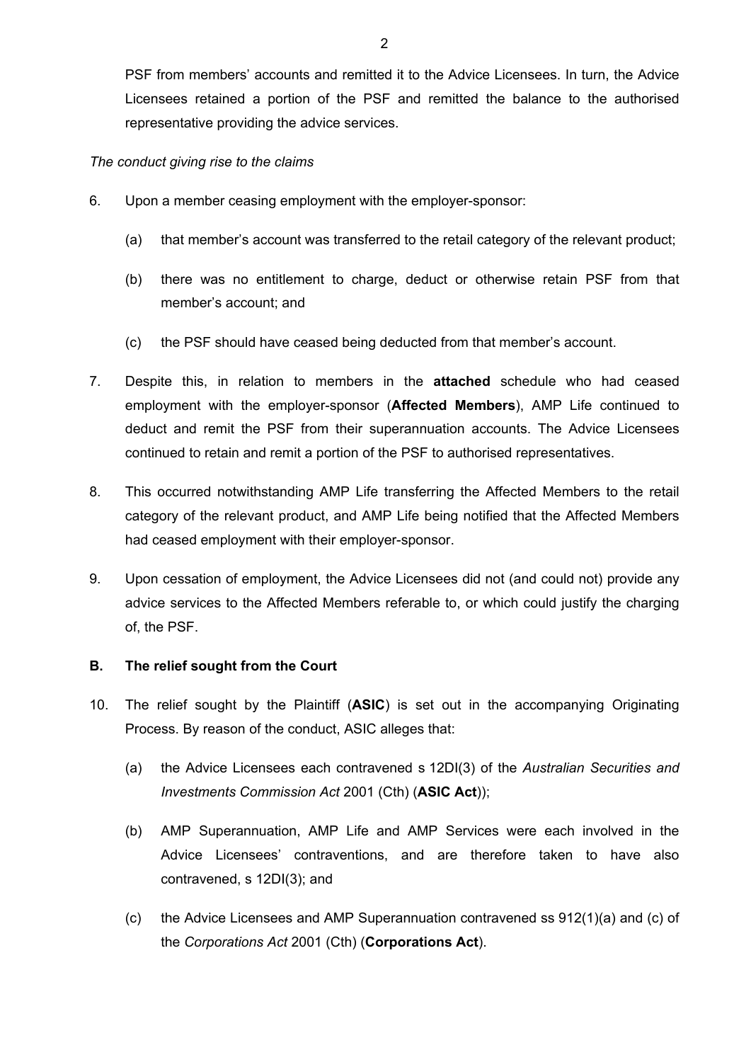PSF from members' accounts and remitted it to the Advice Licensees. In turn, the Advice Licensees retained a portion of the PSF and remitted the balance to the authorised representative providing the advice services.

*The conduct giving rise to the claims*

6. Upon a member ceasing employment with the employer-sponsor:

   (a) that member's account was transferred to the retail category of the relevant product;

   (b) there was no entitlement to charge, deduct or otherwise retain PSF from that member's account; and

   (c) the PSF should have ceased being deducted from that member's account.

7. Despite this, in relation to members in the **attached** schedule who had ceased employment with the employer-sponsor (**Affected Members**), AMP Life continued to deduct and remit the PSF from their superannuation accounts. The Advice Licensees continued to retain and remit a portion of the PSF to authorised representatives.

8. This occurred notwithstanding AMP Life transferring the Affected Members to the retail category of the relevant product, and AMP Life being notified that the Affected Members had ceased employment with their employer-sponsor.

9. Upon cessation of employment, the Advice Licensees did not (and could not) provide any advice services to the Affected Members referable to, or which could justify the charging of, the PSF.

## B. The relief sought from the Court

10. The relief sought by the Plaintiff (**ASIC**) is set out in the accompanying Originating Process. By reason of the conduct, ASIC alleges that:

    (a) the Advice Licensees each contravened s 12DI(3) of the *Australian Securities and Investments Commission Act* 2001 (Cth) (**ASIC Act**));

    (b) AMP Superannuation, AMP Life and AMP Services were each involved in the Advice Licensees' contraventions, and are therefore taken to have also contravened, s 12DI(3); and

    (c) the Advice Licensees and AMP Superannuation contravened ss 912(1)(a) and (c) of the *Corporations Act* 2001 (Cth) (**Corporations Act**).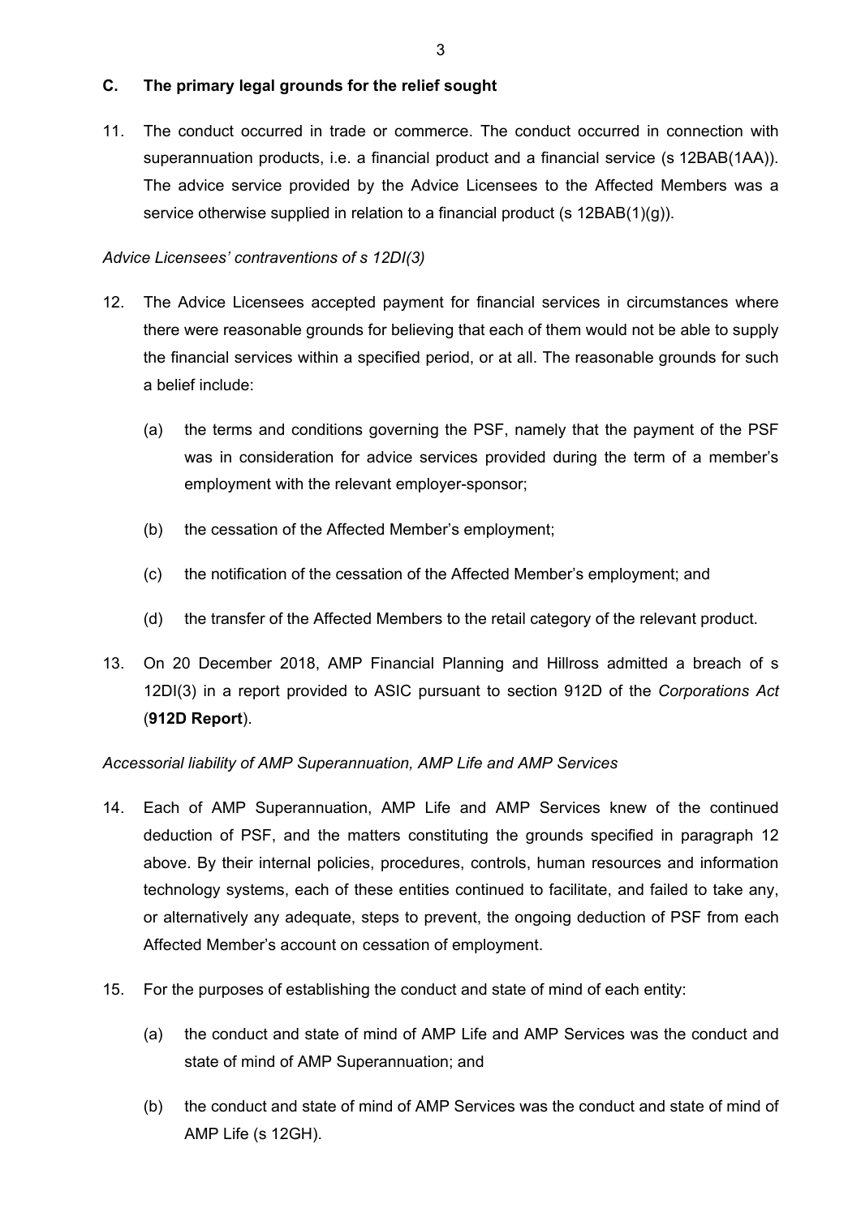## C. The primary legal grounds for the relief sought

11. The conduct occurred in trade or commerce. The conduct occurred in connection with superannuation products, i.e. a financial product and a financial service (s 12BAB(1AA)). The advice service provided by the Advice Licensees to the Affected Members was a service otherwise supplied in relation to a financial product (s 12BAB(1)(g)).

*Advice Licensees' contraventions of s 12DI(3)*

12. The Advice Licensees accepted payment for financial services in circumstances where there were reasonable grounds for believing that each of them would not be able to supply the financial services within a specified period, or at all. The reasonable grounds for such a belief include:

    (a) the terms and conditions governing the PSF, namely that the payment of the PSF was in consideration for advice services provided during the term of a member's employment with the relevant employer-sponsor;

    (b) the cessation of the Affected Member's employment;

    (c) the notification of the cessation of the Affected Member's employment; and

    (d) the transfer of the Affected Members to the retail category of the relevant product.

13. On 20 December 2018, AMP Financial Planning and Hillross admitted a breach of s 12DI(3) in a report provided to ASIC pursuant to section 912D of the *Corporations Act* (**912D Report**).

*Accessorial liability of AMP Superannuation, AMP Life and AMP Services*

14. Each of AMP Superannuation, AMP Life and AMP Services knew of the continued deduction of PSF, and the matters constituting the grounds specified in paragraph 12 above. By their internal policies, procedures, controls, human resources and information technology systems, each of these entities continued to facilitate, and failed to take any, or alternatively any adequate, steps to prevent, the ongoing deduction of PSF from each Affected Member's account on cessation of employment.

15. For the purposes of establishing the conduct and state of mind of each entity:

    (a) the conduct and state of mind of AMP Life and AMP Services was the conduct and state of mind of AMP Superannuation; and

    (b) the conduct and state of mind of AMP Services was the conduct and state of mind of AMP Life (s 12GH).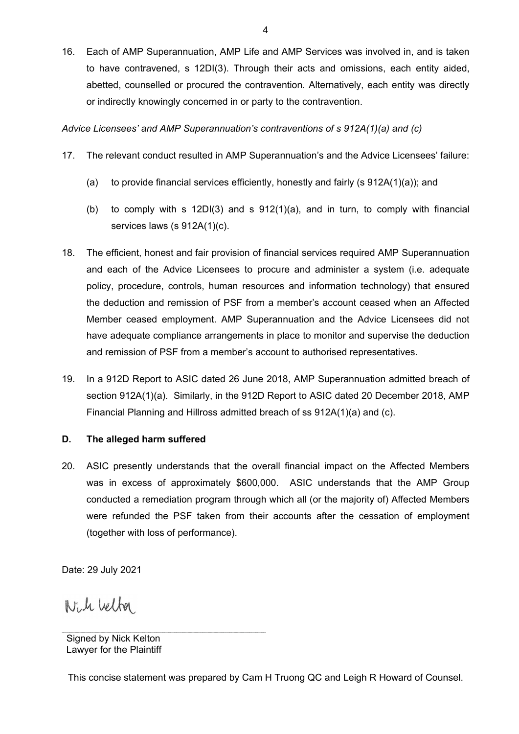16. Each of AMP Superannuation, AMP Life and AMP Services was involved in, and is taken to have contravened, s 12DI(3). Through their acts and omissions, each entity aided, abetted, counselled or procured the contravention. Alternatively, each entity was directly or indirectly knowingly concerned in or party to the contravention.

*Advice Licensees' and AMP Superannuation's contraventions of s 912A(1)(a) and (c)*

17. The relevant conduct resulted in AMP Superannuation's and the Advice Licensees' failure:

    (a) to provide financial services efficiently, honestly and fairly (s 912A(1)(a)); and

    (b) to comply with s 12DI(3) and s 912(1)(a), and in turn, to comply with financial services laws (s 912A(1)(c).

18. The efficient, honest and fair provision of financial services required AMP Superannuation and each of the Advice Licensees to procure and administer a system (i.e. adequate policy, procedure, controls, human resources and information technology) that ensured the deduction and remission of PSF from a member's account ceased when an Affected Member ceased employment. AMP Superannuation and the Advice Licensees did not have adequate compliance arrangements in place to monitor and supervise the deduction and remission of PSF from a member's account to authorised representatives.

19. In a 912D Report to ASIC dated 26 June 2018, AMP Superannuation admitted breach of section 912A(1)(a). Similarly, in the 912D Report to ASIC dated 20 December 2018, AMP Financial Planning and Hillross admitted breach of ss 912A(1)(a) and (c).

## D. The alleged harm suffered

20. ASIC presently understands that the overall financial impact on the Affected Members was in excess of approximately $600,000. ASIC understands that the AMP Group conducted a remediation program through which all (or the majority of) Affected Members were refunded the PSF taken from their accounts after the cessation of employment (together with loss of performance).

Date: 29 July 2021

Nick Kelton

Signed by Nick Kelton
Lawyer for the Plaintiff

This concise statement was prepared by Cam H Truong QC and Leigh R Howard of Counsel.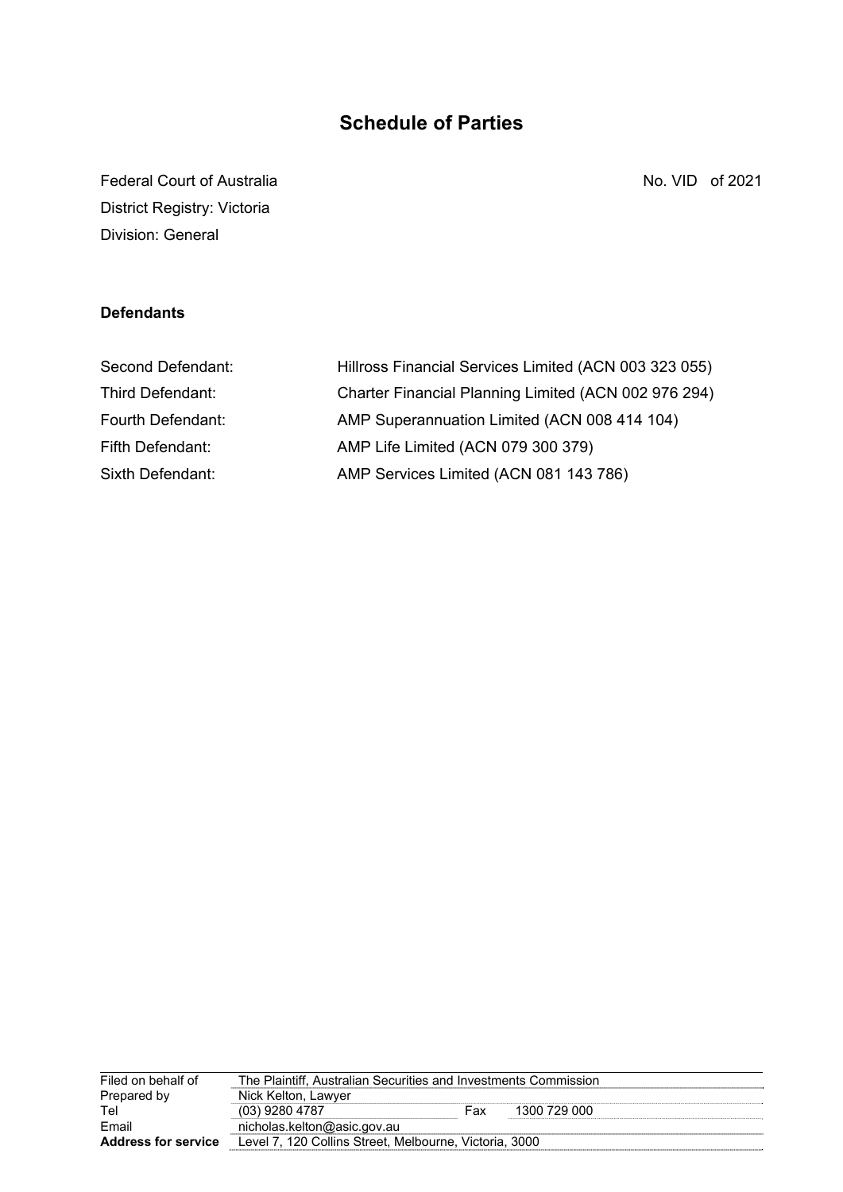# Schedule of Parties

Federal Court of Australia
District Registry: Victoria
Division: General

No. VID of 2021

**Defendants**

| | |
|---|---|
| Second Defendant: | Hillross Financial Services Limited (ACN 003 323 055) |
| Third Defendant: | Charter Financial Planning Limited (ACN 002 976 294) |
| Fourth Defendant: | AMP Superannuation Limited (ACN 008 414 104) |
| Fifth Defendant: | AMP Life Limited (ACN 079 300 379) |
| Sixth Defendant: | AMP Services Limited (ACN 081 143 786) |

| | | | |
|---|---|---|---|
| Filed on behalf of | The Plaintiff, Australian Securities and Investments Commission | | |
| Prepared by | Nick Kelton, Lawyer | | |
| Tel | (03) 9280 4787 | Fax | 1300 729 000 |
| Email | nicholas.kelton@asic.gov.au | | |
| **Address for service** | Level 7, 120 Collins Street, Melbourne, Victoria, 3000 | | |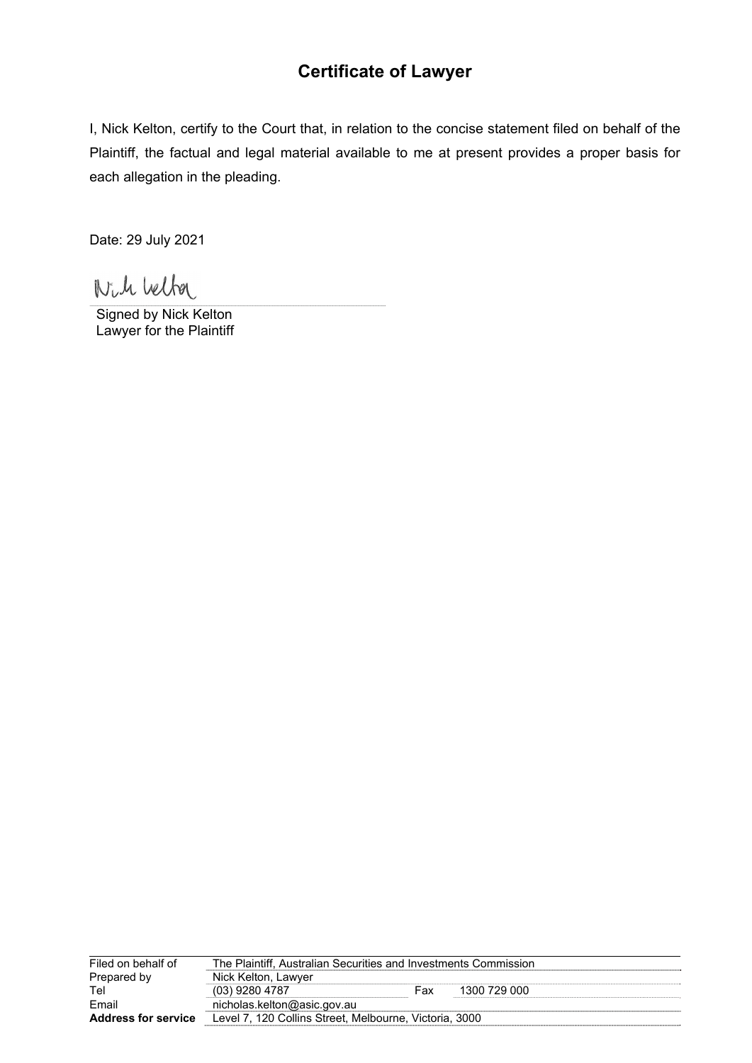## Certificate of Lawyer

I, Nick Kelton, certify to the Court that, in relation to the concise statement filed on behalf of the Plaintiff, the factual and legal material available to me at present provides a proper basis for each allegation in the pleading.

Date: 29 July 2021

Nick Kelton

Signed by Nick Kelton
Lawyer for the Plaintiff

| | | | |
|---|---|---|---|
| Filed on behalf of | The Plaintiff, Australian Securities and Investments Commission | | |
| Prepared by | Nick Kelton, Lawyer | | |
| Tel | (03) 9280 4787 | Fax | 1300 729 000 |
| Email | nicholas.kelton@asic.gov.au | | |
| **Address for service** | Level 7, 120 Collins Street, Melbourne, Victoria, 3000 | | |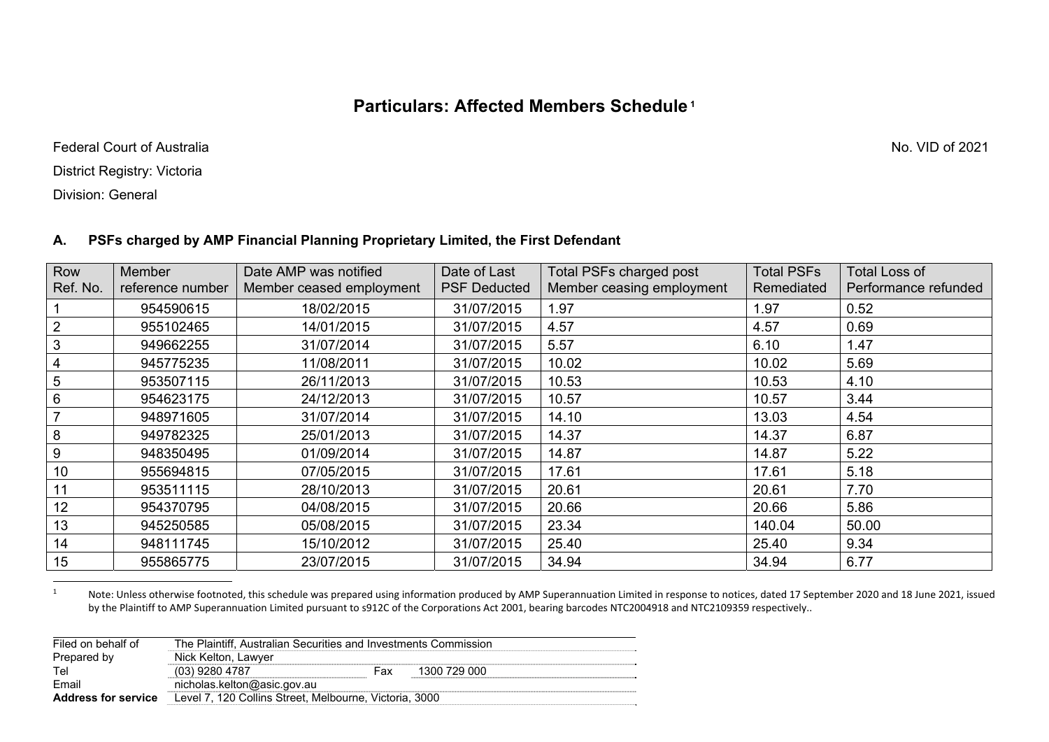# Particulars: Affected Members Schedule [1]

Federal Court of Australia

No. VID of 2021

District Registry: Victoria

Division: General

### A. PSFs charged by AMP Financial Planning Proprietary Limited, the First Defendant

| Row Ref. No. | Member reference number | Date AMP was notified Member ceased employment | Date of Last PSF Deducted | Total PSFs charged post Member ceasing employment | Total PSFs Remediated | Total Loss of Performance refunded |
|---|---|---|---|---|---|---|
| 1 | 954590615 | 18/02/2015 | 31/07/2015 | 1.97 | 1.97 | 0.52 |
| 2 | 955102465 | 14/01/2015 | 31/07/2015 | 4.57 | 4.57 | 0.69 |
| 3 | 949662255 | 31/07/2014 | 31/07/2015 | 5.57 | 6.10 | 1.47 |
| 4 | 945775235 | 11/08/2011 | 31/07/2015 | 10.02 | 10.02 | 5.69 |
| 5 | 953507115 | 26/11/2013 | 31/07/2015 | 10.53 | 10.53 | 4.10 |
| 6 | 954623175 | 24/12/2013 | 31/07/2015 | 10.57 | 10.57 | 3.44 |
| 7 | 948971605 | 31/07/2014 | 31/07/2015 | 14.10 | 13.03 | 4.54 |
| 8 | 949782325 | 25/01/2013 | 31/07/2015 | 14.37 | 14.37 | 6.87 |
| 9 | 948350495 | 01/09/2014 | 31/07/2015 | 14.87 | 14.87 | 5.22 |
| 10 | 955694815 | 07/05/2015 | 31/07/2015 | 17.61 | 17.61 | 5.18 |
| 11 | 953511115 | 28/10/2013 | 31/07/2015 | 20.61 | 20.61 | 7.70 |
| 12 | 954370795 | 04/08/2015 | 31/07/2015 | 20.66 | 20.66 | 5.86 |
| 13 | 945250585 | 05/08/2015 | 31/07/2015 | 23.34 | 140.04 | 50.00 |
| 14 | 948111745 | 15/10/2012 | 31/07/2015 | 25.40 | 25.40 | 9.34 |
| 15 | 955865775 | 23/07/2015 | 31/07/2015 | 34.94 | 34.94 | 6.77 |

[1] Note: Unless otherwise footnoted, this schedule was prepared using information produced by AMP Superannuation Limited in response to notices, dated 17 September 2020 and 18 June 2021, issued by the Plaintiff to AMP Superannuation Limited pursuant to s912C of the Corporations Act 2001, bearing barcodes NTC2004918 and NTC2109359 respectively..

| | | | |
|---|---|---|---|
| Filed on behalf of | The Plaintiff, Australian Securities and Investments Commission | | |
| Prepared by | Nick Kelton, Lawyer | | |
| Tel | (03) 9280 4787 | Fax | 1300 729 000 |
| Email | nicholas.kelton@asic.gov.au | | |
| **Address for service** | Level 7, 120 Collins Street, Melbourne, Victoria, 3000 | | |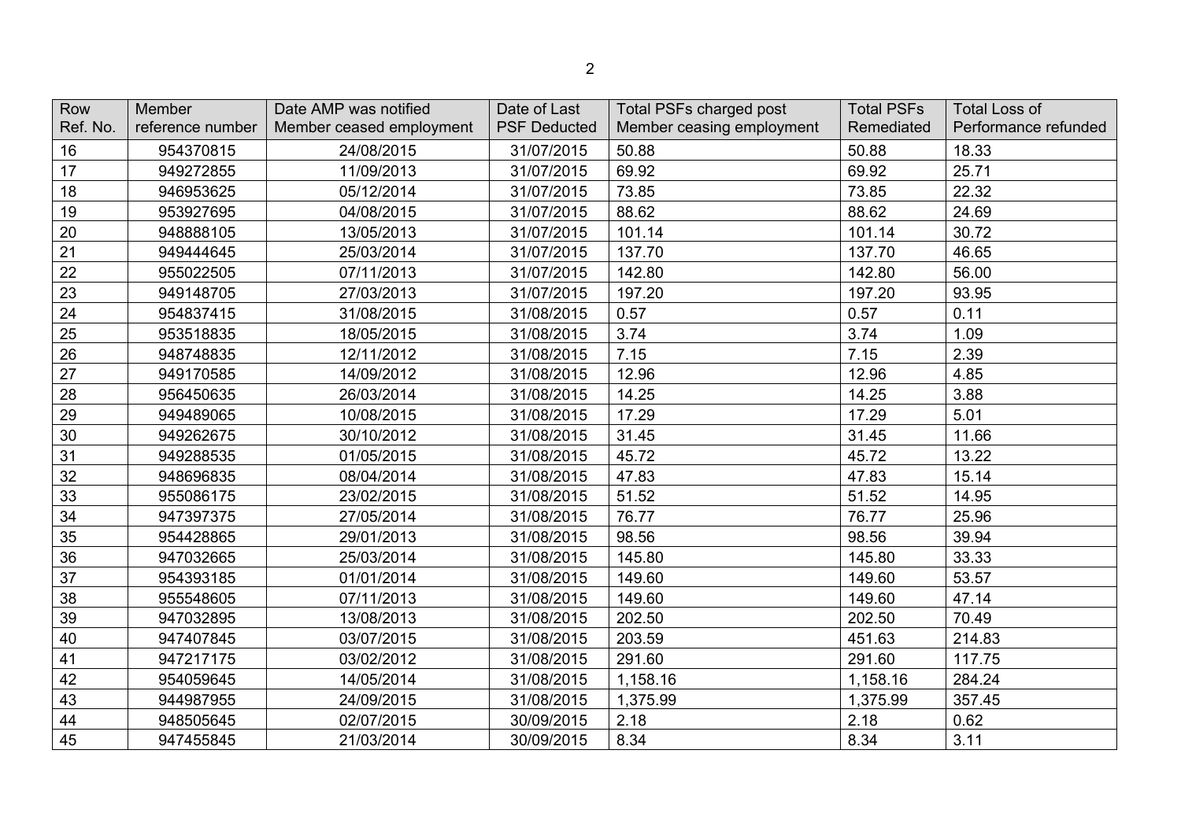| Row Ref. No. | Member reference number | Date AMP was notified Member ceased employment | Date of Last PSF Deducted | Total PSFs charged post Member ceasing employment | Total PSFs Remediated | Total Loss of Performance refunded |
|---|---|---|---|---|---|---|
| 16 | 954370815 | 24/08/2015 | 31/07/2015 | 50.88 | 50.88 | 18.33 |
| 17 | 949272855 | 11/09/2013 | 31/07/2015 | 69.92 | 69.92 | 25.71 |
| 18 | 946953625 | 05/12/2014 | 31/07/2015 | 73.85 | 73.85 | 22.32 |
| 19 | 953927695 | 04/08/2015 | 31/07/2015 | 88.62 | 88.62 | 24.69 |
| 20 | 948888105 | 13/05/2013 | 31/07/2015 | 101.14 | 101.14 | 30.72 |
| 21 | 949444645 | 25/03/2014 | 31/07/2015 | 137.70 | 137.70 | 46.65 |
| 22 | 955022505 | 07/11/2013 | 31/07/2015 | 142.80 | 142.80 | 56.00 |
| 23 | 949148705 | 27/03/2013 | 31/07/2015 | 197.20 | 197.20 | 93.95 |
| 24 | 954837415 | 31/08/2015 | 31/08/2015 | 0.57 | 0.57 | 0.11 |
| 25 | 953518835 | 18/05/2015 | 31/08/2015 | 3.74 | 3.74 | 1.09 |
| 26 | 948748835 | 12/11/2012 | 31/08/2015 | 7.15 | 7.15 | 2.39 |
| 27 | 949170585 | 14/09/2012 | 31/08/2015 | 12.96 | 12.96 | 4.85 |
| 28 | 956450635 | 26/03/2014 | 31/08/2015 | 14.25 | 14.25 | 3.88 |
| 29 | 949489065 | 10/08/2015 | 31/08/2015 | 17.29 | 17.29 | 5.01 |
| 30 | 949262675 | 30/10/2012 | 31/08/2015 | 31.45 | 31.45 | 11.66 |
| 31 | 949288535 | 01/05/2015 | 31/08/2015 | 45.72 | 45.72 | 13.22 |
| 32 | 948696835 | 08/04/2014 | 31/08/2015 | 47.83 | 47.83 | 15.14 |
| 33 | 955086175 | 23/02/2015 | 31/08/2015 | 51.52 | 51.52 | 14.95 |
| 34 | 947397375 | 27/05/2014 | 31/08/2015 | 76.77 | 76.77 | 25.96 |
| 35 | 954428865 | 29/01/2013 | 31/08/2015 | 98.56 | 98.56 | 39.94 |
| 36 | 947032665 | 25/03/2014 | 31/08/2015 | 145.80 | 145.80 | 33.33 |
| 37 | 954393185 | 01/01/2014 | 31/08/2015 | 149.60 | 149.60 | 53.57 |
| 38 | 955548605 | 07/11/2013 | 31/08/2015 | 149.60 | 149.60 | 47.14 |
| 39 | 947032895 | 13/08/2013 | 31/08/2015 | 202.50 | 202.50 | 70.49 |
| 40 | 947407845 | 03/07/2015 | 31/08/2015 | 203.59 | 451.63 | 214.83 |
| 41 | 947217175 | 03/02/2012 | 31/08/2015 | 291.60 | 291.60 | 117.75 |
| 42 | 954059645 | 14/05/2014 | 31/08/2015 | 1,158.16 | 1,158.16 | 284.24 |
| 43 | 944987955 | 24/09/2015 | 31/08/2015 | 1,375.99 | 1,375.99 | 357.45 |
| 44 | 948505645 | 02/07/2015 | 30/09/2015 | 2.18 | 2.18 | 0.62 |
| 45 | 947455845 | 21/03/2014 | 30/09/2015 | 8.34 | 8.34 | 3.11 |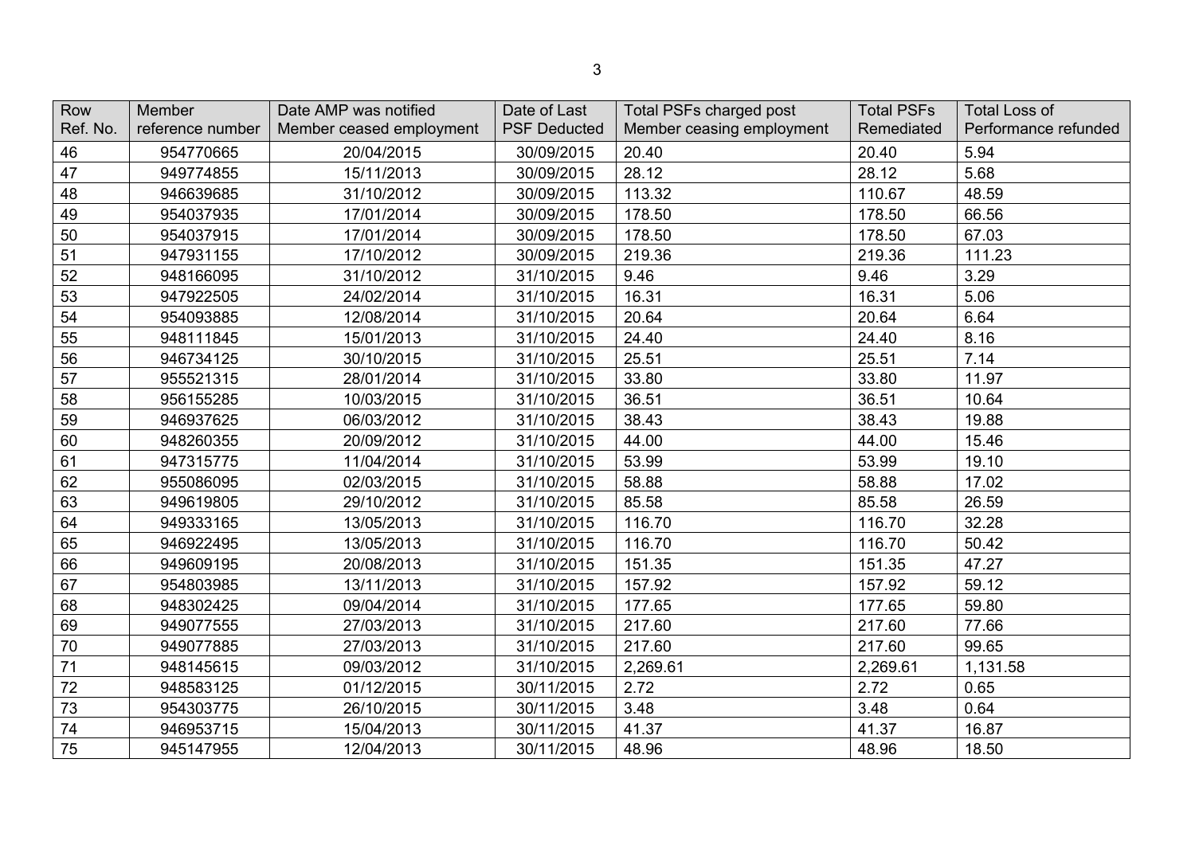| Row Ref. No. | Member reference number | Date AMP was notified Member ceased employment | Date of Last PSF Deducted | Total PSFs charged post Member ceasing employment | Total PSFs Remediated | Total Loss of Performance refunded |
|---|---|---|---|---|---|---|
| 46 | 954770665 | 20/04/2015 | 30/09/2015 | 20.40 | 20.40 | 5.94 |
| 47 | 949774855 | 15/11/2013 | 30/09/2015 | 28.12 | 28.12 | 5.68 |
| 48 | 946639685 | 31/10/2012 | 30/09/2015 | 113.32 | 110.67 | 48.59 |
| 49 | 954037935 | 17/01/2014 | 30/09/2015 | 178.50 | 178.50 | 66.56 |
| 50 | 954037915 | 17/01/2014 | 30/09/2015 | 178.50 | 178.50 | 67.03 |
| 51 | 947931155 | 17/10/2012 | 30/09/2015 | 219.36 | 219.36 | 111.23 |
| 52 | 948166095 | 31/10/2012 | 31/10/2015 | 9.46 | 9.46 | 3.29 |
| 53 | 947922505 | 24/02/2014 | 31/10/2015 | 16.31 | 16.31 | 5.06 |
| 54 | 954093885 | 12/08/2014 | 31/10/2015 | 20.64 | 20.64 | 6.64 |
| 55 | 948111845 | 15/01/2013 | 31/10/2015 | 24.40 | 24.40 | 8.16 |
| 56 | 946734125 | 30/10/2015 | 31/10/2015 | 25.51 | 25.51 | 7.14 |
| 57 | 955521315 | 28/01/2014 | 31/10/2015 | 33.80 | 33.80 | 11.97 |
| 58 | 956155285 | 10/03/2015 | 31/10/2015 | 36.51 | 36.51 | 10.64 |
| 59 | 946937625 | 06/03/2012 | 31/10/2015 | 38.43 | 38.43 | 19.88 |
| 60 | 948260355 | 20/09/2012 | 31/10/2015 | 44.00 | 44.00 | 15.46 |
| 61 | 947315775 | 11/04/2014 | 31/10/2015 | 53.99 | 53.99 | 19.10 |
| 62 | 955086095 | 02/03/2015 | 31/10/2015 | 58.88 | 58.88 | 17.02 |
| 63 | 949619805 | 29/10/2012 | 31/10/2015 | 85.58 | 85.58 | 26.59 |
| 64 | 949333165 | 13/05/2013 | 31/10/2015 | 116.70 | 116.70 | 32.28 |
| 65 | 946922495 | 13/05/2013 | 31/10/2015 | 116.70 | 116.70 | 50.42 |
| 66 | 949609195 | 20/08/2013 | 31/10/2015 | 151.35 | 151.35 | 47.27 |
| 67 | 954803985 | 13/11/2013 | 31/10/2015 | 157.92 | 157.92 | 59.12 |
| 68 | 948302425 | 09/04/2014 | 31/10/2015 | 177.65 | 177.65 | 59.80 |
| 69 | 949077555 | 27/03/2013 | 31/10/2015 | 217.60 | 217.60 | 77.66 |
| 70 | 949077885 | 27/03/2013 | 31/10/2015 | 217.60 | 217.60 | 99.65 |
| 71 | 948145615 | 09/03/2012 | 31/10/2015 | 2,269.61 | 2,269.61 | 1,131.58 |
| 72 | 948583125 | 01/12/2015 | 30/11/2015 | 2.72 | 2.72 | 0.65 |
| 73 | 954303775 | 26/10/2015 | 30/11/2015 | 3.48 | 3.48 | 0.64 |
| 74 | 946953715 | 15/04/2013 | 30/11/2015 | 41.37 | 41.37 | 16.87 |
| 75 | 945147955 | 12/04/2013 | 30/11/2015 | 48.96 | 48.96 | 18.50 |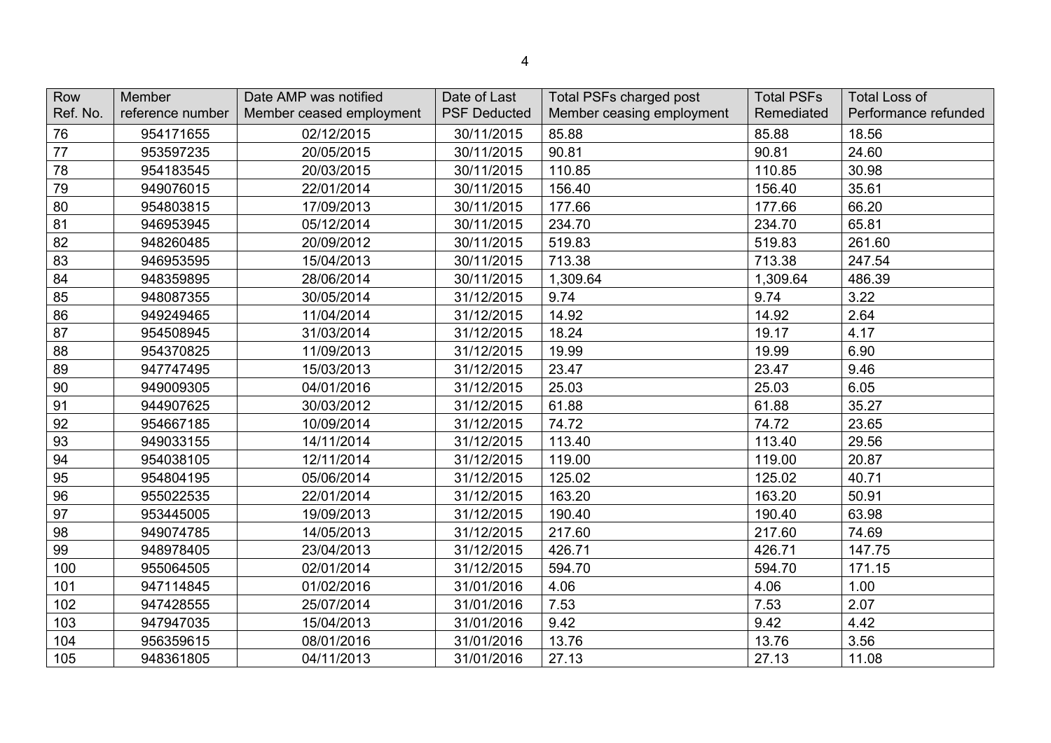| Row Ref. No. | Member reference number | Date AMP was notified Member ceased employment | Date of Last PSF Deducted | Total PSFs charged post Member ceasing employment | Total PSFs Remediated | Total Loss of Performance refunded |
|---|---|---|---|---|---|---|
| 76 | 954171655 | 02/12/2015 | 30/11/2015 | 85.88 | 85.88 | 18.56 |
| 77 | 953597235 | 20/05/2015 | 30/11/2015 | 90.81 | 90.81 | 24.60 |
| 78 | 954183545 | 20/03/2015 | 30/11/2015 | 110.85 | 110.85 | 30.98 |
| 79 | 949076015 | 22/01/2014 | 30/11/2015 | 156.40 | 156.40 | 35.61 |
| 80 | 954803815 | 17/09/2013 | 30/11/2015 | 177.66 | 177.66 | 66.20 |
| 81 | 946953945 | 05/12/2014 | 30/11/2015 | 234.70 | 234.70 | 65.81 |
| 82 | 948260485 | 20/09/2012 | 30/11/2015 | 519.83 | 519.83 | 261.60 |
| 83 | 946953595 | 15/04/2013 | 30/11/2015 | 713.38 | 713.38 | 247.54 |
| 84 | 948359895 | 28/06/2014 | 30/11/2015 | 1,309.64 | 1,309.64 | 486.39 |
| 85 | 948087355 | 30/05/2014 | 31/12/2015 | 9.74 | 9.74 | 3.22 |
| 86 | 949249465 | 11/04/2014 | 31/12/2015 | 14.92 | 14.92 | 2.64 |
| 87 | 954508945 | 31/03/2014 | 31/12/2015 | 18.24 | 19.17 | 4.17 |
| 88 | 954370825 | 11/09/2013 | 31/12/2015 | 19.99 | 19.99 | 6.90 |
| 89 | 947747495 | 15/03/2013 | 31/12/2015 | 23.47 | 23.47 | 9.46 |
| 90 | 949009305 | 04/01/2016 | 31/12/2015 | 25.03 | 25.03 | 6.05 |
| 91 | 944907625 | 30/03/2012 | 31/12/2015 | 61.88 | 61.88 | 35.27 |
| 92 | 954667185 | 10/09/2014 | 31/12/2015 | 74.72 | 74.72 | 23.65 |
| 93 | 949033155 | 14/11/2014 | 31/12/2015 | 113.40 | 113.40 | 29.56 |
| 94 | 954038105 | 12/11/2014 | 31/12/2015 | 119.00 | 119.00 | 20.87 |
| 95 | 954804195 | 05/06/2014 | 31/12/2015 | 125.02 | 125.02 | 40.71 |
| 96 | 955022535 | 22/01/2014 | 31/12/2015 | 163.20 | 163.20 | 50.91 |
| 97 | 953445005 | 19/09/2013 | 31/12/2015 | 190.40 | 190.40 | 63.98 |
| 98 | 949074785 | 14/05/2013 | 31/12/2015 | 217.60 | 217.60 | 74.69 |
| 99 | 948978405 | 23/04/2013 | 31/12/2015 | 426.71 | 426.71 | 147.75 |
| 100 | 955064505 | 02/01/2014 | 31/12/2015 | 594.70 | 594.70 | 171.15 |
| 101 | 947114845 | 01/02/2016 | 31/01/2016 | 4.06 | 4.06 | 1.00 |
| 102 | 947428555 | 25/07/2014 | 31/01/2016 | 7.53 | 7.53 | 2.07 |
| 103 | 947947035 | 15/04/2013 | 31/01/2016 | 9.42 | 9.42 | 4.42 |
| 104 | 956359615 | 08/01/2016 | 31/01/2016 | 13.76 | 13.76 | 3.56 |
| 105 | 948361805 | 04/11/2013 | 31/01/2016 | 27.13 | 27.13 | 11.08 |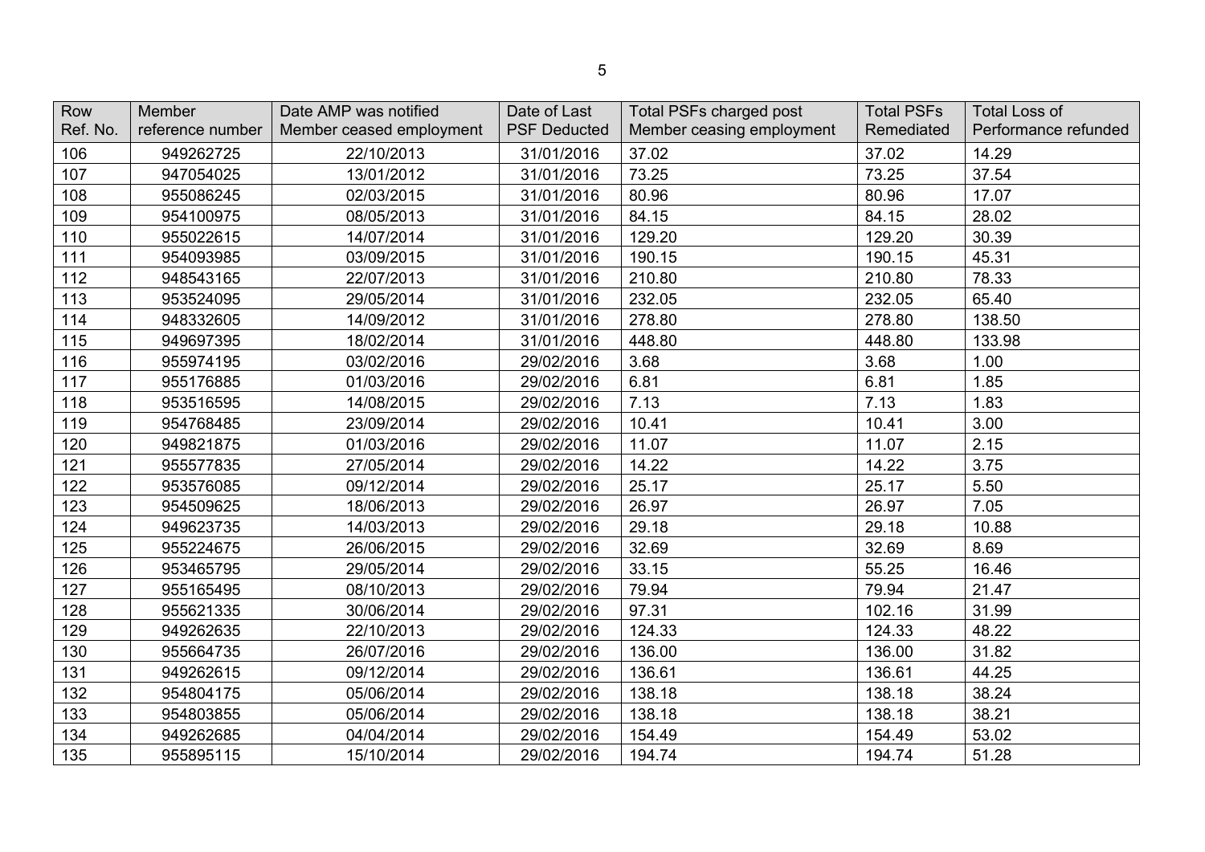| Row Ref. No. | Member reference number | Date AMP was notified Member ceased employment | Date of Last PSF Deducted | Total PSFs charged post Member ceasing employment | Total PSFs Remediated | Total Loss of Performance refunded |
|---|---|---|---|---|---|---|
| 106 | 949262725 | 22/10/2013 | 31/01/2016 | 37.02 | 37.02 | 14.29 |
| 107 | 947054025 | 13/01/2012 | 31/01/2016 | 73.25 | 73.25 | 37.54 |
| 108 | 955086245 | 02/03/2015 | 31/01/2016 | 80.96 | 80.96 | 17.07 |
| 109 | 954100975 | 08/05/2013 | 31/01/2016 | 84.15 | 84.15 | 28.02 |
| 110 | 955022615 | 14/07/2014 | 31/01/2016 | 129.20 | 129.20 | 30.39 |
| 111 | 954093985 | 03/09/2015 | 31/01/2016 | 190.15 | 190.15 | 45.31 |
| 112 | 948543165 | 22/07/2013 | 31/01/2016 | 210.80 | 210.80 | 78.33 |
| 113 | 953524095 | 29/05/2014 | 31/01/2016 | 232.05 | 232.05 | 65.40 |
| 114 | 948332605 | 14/09/2012 | 31/01/2016 | 278.80 | 278.80 | 138.50 |
| 115 | 949697395 | 18/02/2014 | 31/01/2016 | 448.80 | 448.80 | 133.98 |
| 116 | 955974195 | 03/02/2016 | 29/02/2016 | 3.68 | 3.68 | 1.00 |
| 117 | 955176885 | 01/03/2016 | 29/02/2016 | 6.81 | 6.81 | 1.85 |
| 118 | 953516595 | 14/08/2015 | 29/02/2016 | 7.13 | 7.13 | 1.83 |
| 119 | 954768485 | 23/09/2014 | 29/02/2016 | 10.41 | 10.41 | 3.00 |
| 120 | 949821875 | 01/03/2016 | 29/02/2016 | 11.07 | 11.07 | 2.15 |
| 121 | 955577835 | 27/05/2014 | 29/02/2016 | 14.22 | 14.22 | 3.75 |
| 122 | 953576085 | 09/12/2014 | 29/02/2016 | 25.17 | 25.17 | 5.50 |
| 123 | 954509625 | 18/06/2013 | 29/02/2016 | 26.97 | 26.97 | 7.05 |
| 124 | 949623735 | 14/03/2013 | 29/02/2016 | 29.18 | 29.18 | 10.88 |
| 125 | 955224675 | 26/06/2015 | 29/02/2016 | 32.69 | 32.69 | 8.69 |
| 126 | 953465795 | 29/05/2014 | 29/02/2016 | 33.15 | 55.25 | 16.46 |
| 127 | 955165495 | 08/10/2013 | 29/02/2016 | 79.94 | 79.94 | 21.47 |
| 128 | 955621335 | 30/06/2014 | 29/02/2016 | 97.31 | 102.16 | 31.99 |
| 129 | 949262635 | 22/10/2013 | 29/02/2016 | 124.33 | 124.33 | 48.22 |
| 130 | 955664735 | 26/07/2016 | 29/02/2016 | 136.00 | 136.00 | 31.82 |
| 131 | 949262615 | 09/12/2014 | 29/02/2016 | 136.61 | 136.61 | 44.25 |
| 132 | 954804175 | 05/06/2014 | 29/02/2016 | 138.18 | 138.18 | 38.24 |
| 133 | 954803855 | 05/06/2014 | 29/02/2016 | 138.18 | 138.18 | 38.21 |
| 134 | 949262685 | 04/04/2014 | 29/02/2016 | 154.49 | 154.49 | 53.02 |
| 135 | 955895115 | 15/10/2014 | 29/02/2016 | 194.74 | 194.74 | 51.28 |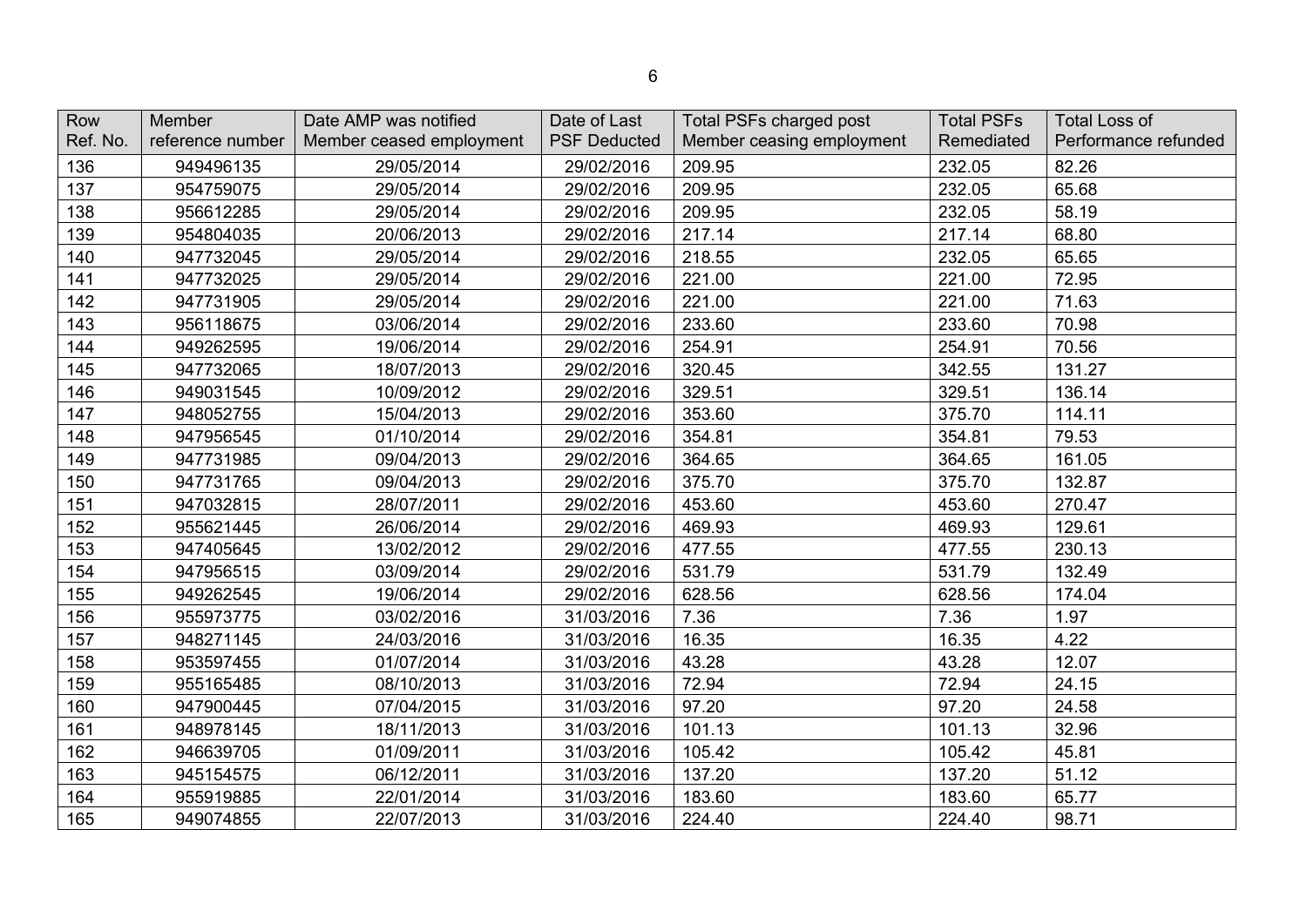| Row Ref. No. | Member reference number | Date AMP was notified Member ceased employment | Date of Last PSF Deducted | Total PSFs charged post Member ceasing employment | Total PSFs Remediated | Total Loss of Performance refunded |
|---|---|---|---|---|---|---|
| 136 | 949496135 | 29/05/2014 | 29/02/2016 | 209.95 | 232.05 | 82.26 |
| 137 | 954759075 | 29/05/2014 | 29/02/2016 | 209.95 | 232.05 | 65.68 |
| 138 | 956612285 | 29/05/2014 | 29/02/2016 | 209.95 | 232.05 | 58.19 |
| 139 | 954804035 | 20/06/2013 | 29/02/2016 | 217.14 | 217.14 | 68.80 |
| 140 | 947732045 | 29/05/2014 | 29/02/2016 | 218.55 | 232.05 | 65.65 |
| 141 | 947732025 | 29/05/2014 | 29/02/2016 | 221.00 | 221.00 | 72.95 |
| 142 | 947731905 | 29/05/2014 | 29/02/2016 | 221.00 | 221.00 | 71.63 |
| 143 | 956118675 | 03/06/2014 | 29/02/2016 | 233.60 | 233.60 | 70.98 |
| 144 | 949262595 | 19/06/2014 | 29/02/2016 | 254.91 | 254.91 | 70.56 |
| 145 | 947732065 | 18/07/2013 | 29/02/2016 | 320.45 | 342.55 | 131.27 |
| 146 | 949031545 | 10/09/2012 | 29/02/2016 | 329.51 | 329.51 | 136.14 |
| 147 | 948052755 | 15/04/2013 | 29/02/2016 | 353.60 | 375.70 | 114.11 |
| 148 | 947956545 | 01/10/2014 | 29/02/2016 | 354.81 | 354.81 | 79.53 |
| 149 | 947731985 | 09/04/2013 | 29/02/2016 | 364.65 | 364.65 | 161.05 |
| 150 | 947731765 | 09/04/2013 | 29/02/2016 | 375.70 | 375.70 | 132.87 |
| 151 | 947032815 | 28/07/2011 | 29/02/2016 | 453.60 | 453.60 | 270.47 |
| 152 | 955621445 | 26/06/2014 | 29/02/2016 | 469.93 | 469.93 | 129.61 |
| 153 | 947405645 | 13/02/2012 | 29/02/2016 | 477.55 | 477.55 | 230.13 |
| 154 | 947956515 | 03/09/2014 | 29/02/2016 | 531.79 | 531.79 | 132.49 |
| 155 | 949262545 | 19/06/2014 | 29/02/2016 | 628.56 | 628.56 | 174.04 |
| 156 | 955973775 | 03/02/2016 | 31/03/2016 | 7.36 | 7.36 | 1.97 |
| 157 | 948271145 | 24/03/2016 | 31/03/2016 | 16.35 | 16.35 | 4.22 |
| 158 | 953597455 | 01/07/2014 | 31/03/2016 | 43.28 | 43.28 | 12.07 |
| 159 | 955165485 | 08/10/2013 | 31/03/2016 | 72.94 | 72.94 | 24.15 |
| 160 | 947900445 | 07/04/2015 | 31/03/2016 | 97.20 | 97.20 | 24.58 |
| 161 | 948978145 | 18/11/2013 | 31/03/2016 | 101.13 | 101.13 | 32.96 |
| 162 | 946639705 | 01/09/2011 | 31/03/2016 | 105.42 | 105.42 | 45.81 |
| 163 | 945154575 | 06/12/2011 | 31/03/2016 | 137.20 | 137.20 | 51.12 |
| 164 | 955919885 | 22/01/2014 | 31/03/2016 | 183.60 | 183.60 | 65.77 |
| 165 | 949074855 | 22/07/2013 | 31/03/2016 | 224.40 | 224.40 | 98.71 |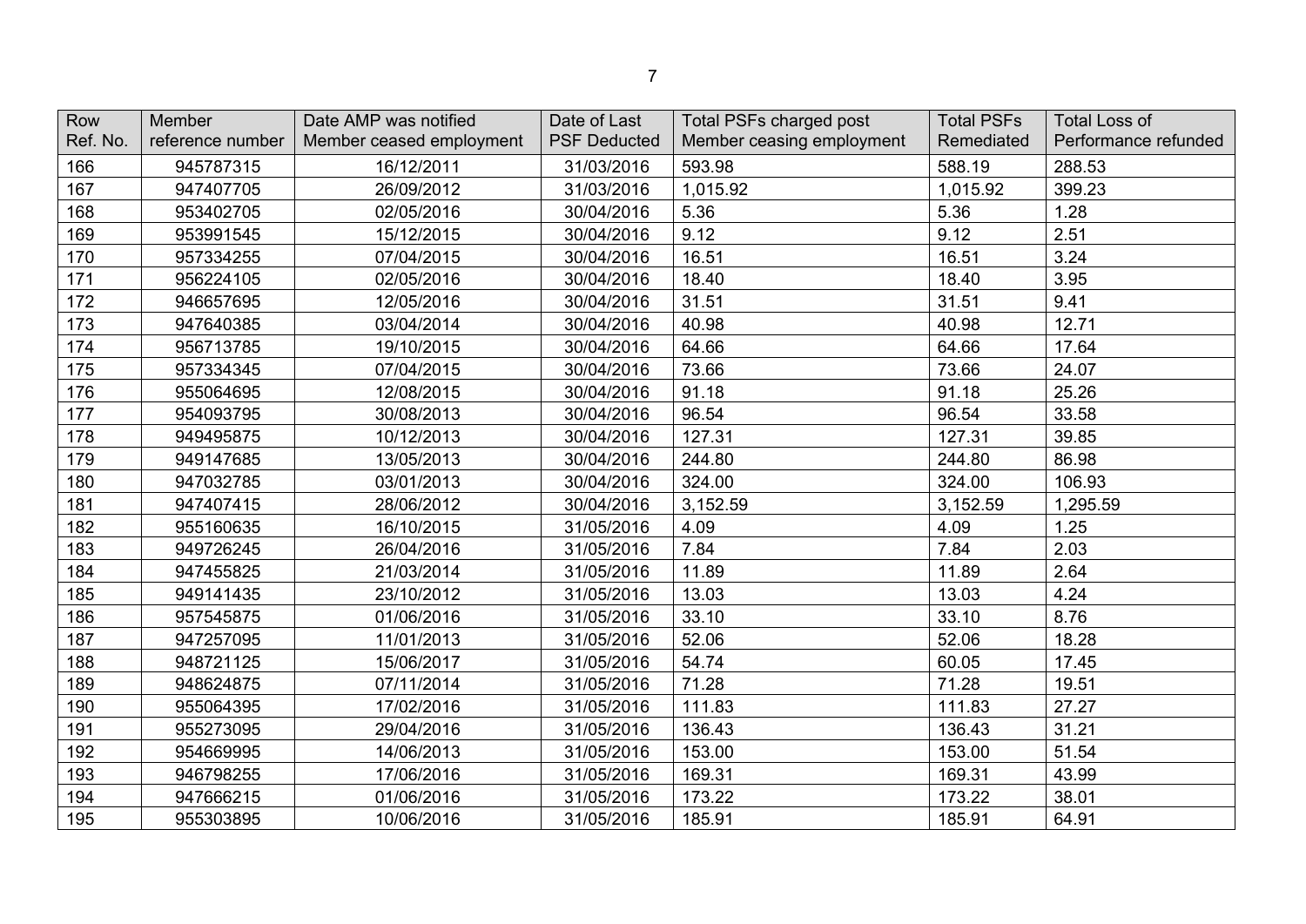| Row Ref. No. | Member reference number | Date AMP was notified Member ceased employment | Date of Last PSF Deducted | Total PSFs charged post Member ceasing employment | Total PSFs Remediated | Total Loss of Performance refunded |
|---|---|---|---|---|---|---|
| 166 | 945787315 | 16/12/2011 | 31/03/2016 | 593.98 | 588.19 | 288.53 |
| 167 | 947407705 | 26/09/2012 | 31/03/2016 | 1,015.92 | 1,015.92 | 399.23 |
| 168 | 953402705 | 02/05/2016 | 30/04/2016 | 5.36 | 5.36 | 1.28 |
| 169 | 953991545 | 15/12/2015 | 30/04/2016 | 9.12 | 9.12 | 2.51 |
| 170 | 957334255 | 07/04/2015 | 30/04/2016 | 16.51 | 16.51 | 3.24 |
| 171 | 956224105 | 02/05/2016 | 30/04/2016 | 18.40 | 18.40 | 3.95 |
| 172 | 946657695 | 12/05/2016 | 30/04/2016 | 31.51 | 31.51 | 9.41 |
| 173 | 947640385 | 03/04/2014 | 30/04/2016 | 40.98 | 40.98 | 12.71 |
| 174 | 956713785 | 19/10/2015 | 30/04/2016 | 64.66 | 64.66 | 17.64 |
| 175 | 957334345 | 07/04/2015 | 30/04/2016 | 73.66 | 73.66 | 24.07 |
| 176 | 955064695 | 12/08/2015 | 30/04/2016 | 91.18 | 91.18 | 25.26 |
| 177 | 954093795 | 30/08/2013 | 30/04/2016 | 96.54 | 96.54 | 33.58 |
| 178 | 949495875 | 10/12/2013 | 30/04/2016 | 127.31 | 127.31 | 39.85 |
| 179 | 949147685 | 13/05/2013 | 30/04/2016 | 244.80 | 244.80 | 86.98 |
| 180 | 947032785 | 03/01/2013 | 30/04/2016 | 324.00 | 324.00 | 106.93 |
| 181 | 947407415 | 28/06/2012 | 30/04/2016 | 3,152.59 | 3,152.59 | 1,295.59 |
| 182 | 955160635 | 16/10/2015 | 31/05/2016 | 4.09 | 4.09 | 1.25 |
| 183 | 949726245 | 26/04/2016 | 31/05/2016 | 7.84 | 7.84 | 2.03 |
| 184 | 947455825 | 21/03/2014 | 31/05/2016 | 11.89 | 11.89 | 2.64 |
| 185 | 949141435 | 23/10/2012 | 31/05/2016 | 13.03 | 13.03 | 4.24 |
| 186 | 957545875 | 01/06/2016 | 31/05/2016 | 33.10 | 33.10 | 8.76 |
| 187 | 947257095 | 11/01/2013 | 31/05/2016 | 52.06 | 52.06 | 18.28 |
| 188 | 948721125 | 15/06/2017 | 31/05/2016 | 54.74 | 60.05 | 17.45 |
| 189 | 948624875 | 07/11/2014 | 31/05/2016 | 71.28 | 71.28 | 19.51 |
| 190 | 955064395 | 17/02/2016 | 31/05/2016 | 111.83 | 111.83 | 27.27 |
| 191 | 955273095 | 29/04/2016 | 31/05/2016 | 136.43 | 136.43 | 31.21 |
| 192 | 954669995 | 14/06/2013 | 31/05/2016 | 153.00 | 153.00 | 51.54 |
| 193 | 946798255 | 17/06/2016 | 31/05/2016 | 169.31 | 169.31 | 43.99 |
| 194 | 947666215 | 01/06/2016 | 31/05/2016 | 173.22 | 173.22 | 38.01 |
| 195 | 955303895 | 10/06/2016 | 31/05/2016 | 185.91 | 185.91 | 64.91 |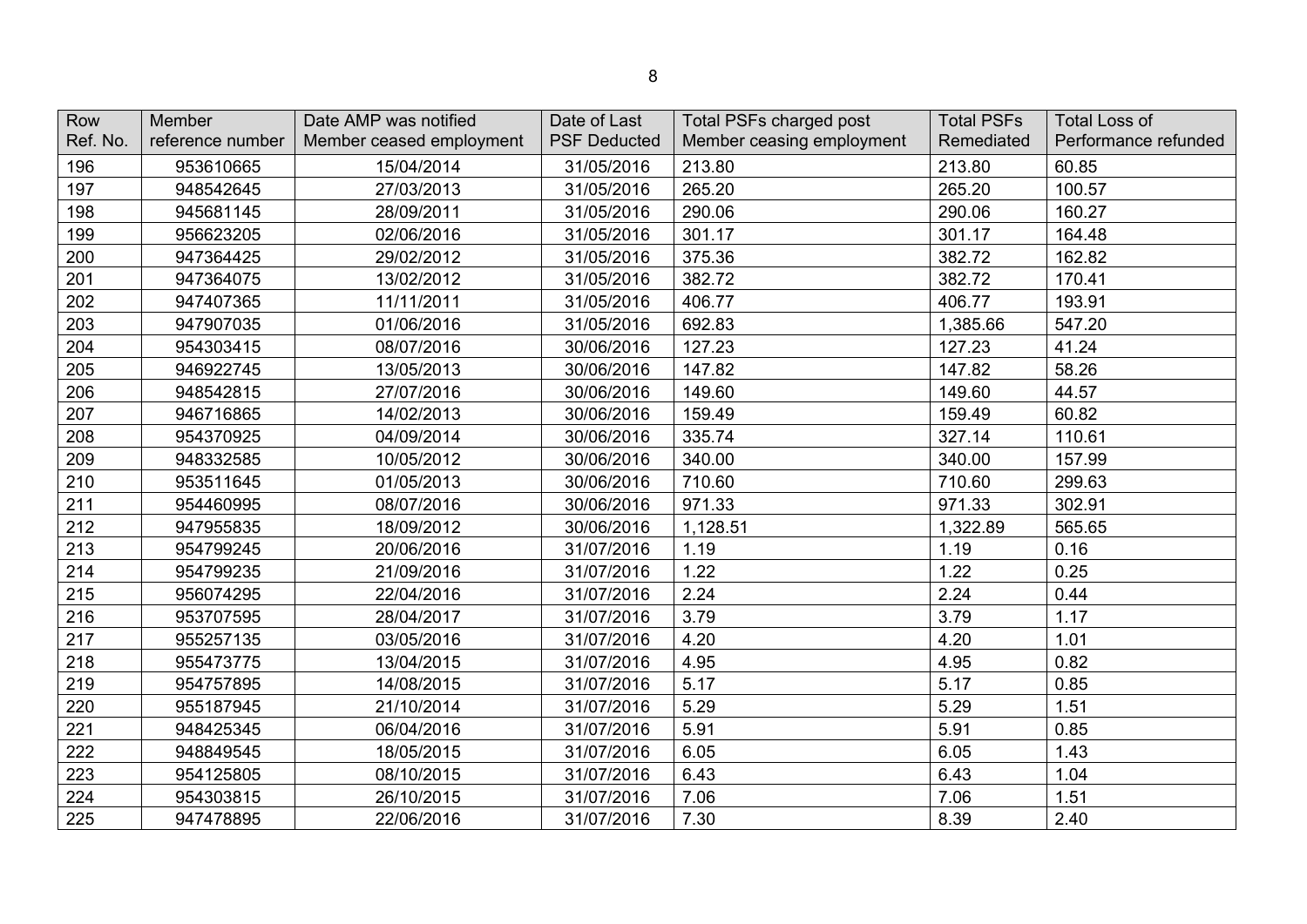| Row Ref. No. | Member reference number | Date AMP was notified Member ceased employment | Date of Last PSF Deducted | Total PSFs charged post Member ceasing employment | Total PSFs Remediated | Total Loss of Performance refunded |
|---|---|---|---|---|---|---|
| 196 | 953610665 | 15/04/2014 | 31/05/2016 | 213.80 | 213.80 | 60.85 |
| 197 | 948542645 | 27/03/2013 | 31/05/2016 | 265.20 | 265.20 | 100.57 |
| 198 | 945681145 | 28/09/2011 | 31/05/2016 | 290.06 | 290.06 | 160.27 |
| 199 | 956623205 | 02/06/2016 | 31/05/2016 | 301.17 | 301.17 | 164.48 |
| 200 | 947364425 | 29/02/2012 | 31/05/2016 | 375.36 | 382.72 | 162.82 |
| 201 | 947364075 | 13/02/2012 | 31/05/2016 | 382.72 | 382.72 | 170.41 |
| 202 | 947407365 | 11/11/2011 | 31/05/2016 | 406.77 | 406.77 | 193.91 |
| 203 | 947907035 | 01/06/2016 | 31/05/2016 | 692.83 | 1,385.66 | 547.20 |
| 204 | 954303415 | 08/07/2016 | 30/06/2016 | 127.23 | 127.23 | 41.24 |
| 205 | 946922745 | 13/05/2013 | 30/06/2016 | 147.82 | 147.82 | 58.26 |
| 206 | 948542815 | 27/07/2016 | 30/06/2016 | 149.60 | 149.60 | 44.57 |
| 207 | 946716865 | 14/02/2013 | 30/06/2016 | 159.49 | 159.49 | 60.82 |
| 208 | 954370925 | 04/09/2014 | 30/06/2016 | 335.74 | 327.14 | 110.61 |
| 209 | 948332585 | 10/05/2012 | 30/06/2016 | 340.00 | 340.00 | 157.99 |
| 210 | 953511645 | 01/05/2013 | 30/06/2016 | 710.60 | 710.60 | 299.63 |
| 211 | 954460995 | 08/07/2016 | 30/06/2016 | 971.33 | 971.33 | 302.91 |
| 212 | 947955835 | 18/09/2012 | 30/06/2016 | 1,128.51 | 1,322.89 | 565.65 |
| 213 | 954799245 | 20/06/2016 | 31/07/2016 | 1.19 | 1.19 | 0.16 |
| 214 | 954799235 | 21/09/2016 | 31/07/2016 | 1.22 | 1.22 | 0.25 |
| 215 | 956074295 | 22/04/2016 | 31/07/2016 | 2.24 | 2.24 | 0.44 |
| 216 | 953707595 | 28/04/2017 | 31/07/2016 | 3.79 | 3.79 | 1.17 |
| 217 | 955257135 | 03/05/2016 | 31/07/2016 | 4.20 | 4.20 | 1.01 |
| 218 | 955473775 | 13/04/2015 | 31/07/2016 | 4.95 | 4.95 | 0.82 |
| 219 | 954757895 | 14/08/2015 | 31/07/2016 | 5.17 | 5.17 | 0.85 |
| 220 | 955187945 | 21/10/2014 | 31/07/2016 | 5.29 | 5.29 | 1.51 |
| 221 | 948425345 | 06/04/2016 | 31/07/2016 | 5.91 | 5.91 | 0.85 |
| 222 | 948849545 | 18/05/2015 | 31/07/2016 | 6.05 | 6.05 | 1.43 |
| 223 | 954125805 | 08/10/2015 | 31/07/2016 | 6.43 | 6.43 | 1.04 |
| 224 | 954303815 | 26/10/2015 | 31/07/2016 | 7.06 | 7.06 | 1.51 |
| 225 | 947478895 | 22/06/2016 | 31/07/2016 | 7.30 | 8.39 | 2.40 |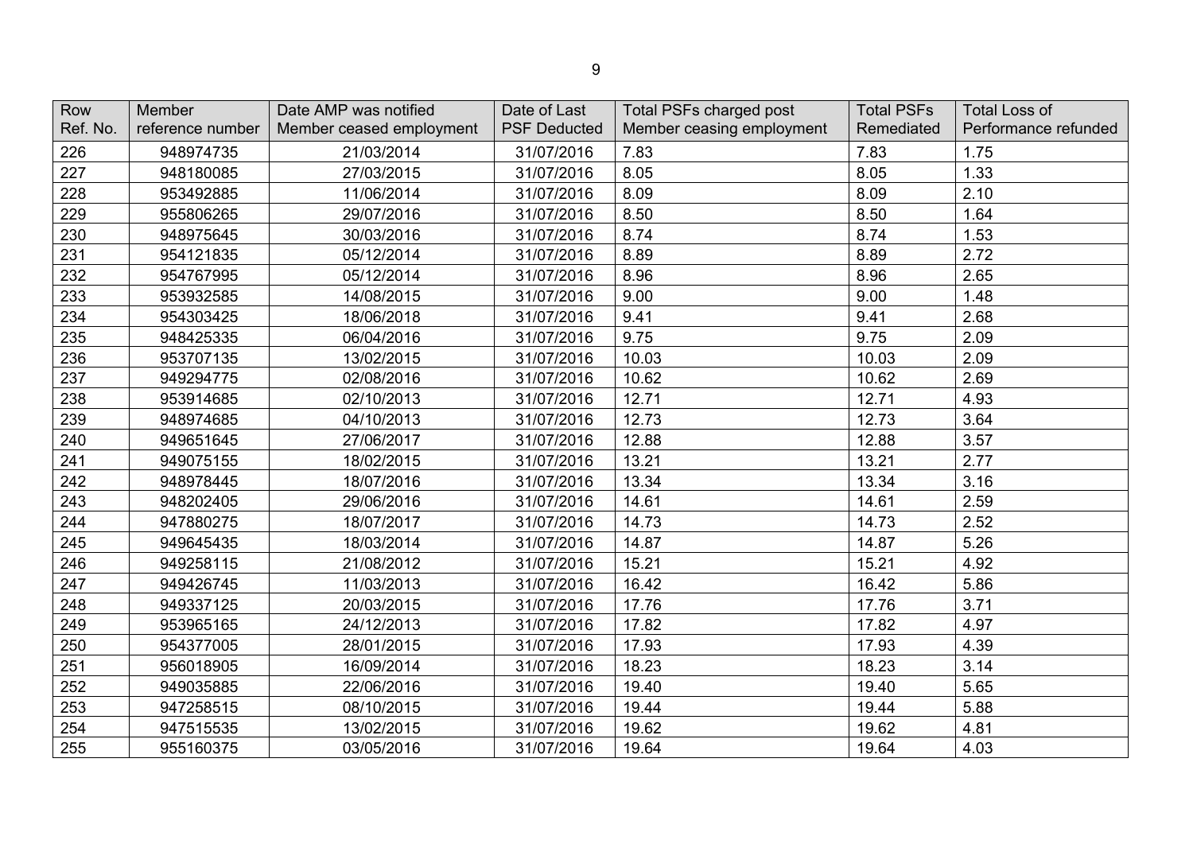| Row Ref. No. | Member reference number | Date AMP was notified Member ceased employment | Date of Last PSF Deducted | Total PSFs charged post Member ceasing employment | Total PSFs Remediated | Total Loss of Performance refunded |
|---|---|---|---|---|---|---|
| 226 | 948974735 | 21/03/2014 | 31/07/2016 | 7.83 | 7.83 | 1.75 |
| 227 | 948180085 | 27/03/2015 | 31/07/2016 | 8.05 | 8.05 | 1.33 |
| 228 | 953492885 | 11/06/2014 | 31/07/2016 | 8.09 | 8.09 | 2.10 |
| 229 | 955806265 | 29/07/2016 | 31/07/2016 | 8.50 | 8.50 | 1.64 |
| 230 | 948975645 | 30/03/2016 | 31/07/2016 | 8.74 | 8.74 | 1.53 |
| 231 | 954121835 | 05/12/2014 | 31/07/2016 | 8.89 | 8.89 | 2.72 |
| 232 | 954767995 | 05/12/2014 | 31/07/2016 | 8.96 | 8.96 | 2.65 |
| 233 | 953932585 | 14/08/2015 | 31/07/2016 | 9.00 | 9.00 | 1.48 |
| 234 | 954303425 | 18/06/2018 | 31/07/2016 | 9.41 | 9.41 | 2.68 |
| 235 | 948425335 | 06/04/2016 | 31/07/2016 | 9.75 | 9.75 | 2.09 |
| 236 | 953707135 | 13/02/2015 | 31/07/2016 | 10.03 | 10.03 | 2.09 |
| 237 | 949294775 | 02/08/2016 | 31/07/2016 | 10.62 | 10.62 | 2.69 |
| 238 | 953914685 | 02/10/2013 | 31/07/2016 | 12.71 | 12.71 | 4.93 |
| 239 | 948974685 | 04/10/2013 | 31/07/2016 | 12.73 | 12.73 | 3.64 |
| 240 | 949651645 | 27/06/2017 | 31/07/2016 | 12.88 | 12.88 | 3.57 |
| 241 | 949075155 | 18/02/2015 | 31/07/2016 | 13.21 | 13.21 | 2.77 |
| 242 | 948978445 | 18/07/2016 | 31/07/2016 | 13.34 | 13.34 | 3.16 |
| 243 | 948202405 | 29/06/2016 | 31/07/2016 | 14.61 | 14.61 | 2.59 |
| 244 | 947880275 | 18/07/2017 | 31/07/2016 | 14.73 | 14.73 | 2.52 |
| 245 | 949645435 | 18/03/2014 | 31/07/2016 | 14.87 | 14.87 | 5.26 |
| 246 | 949258115 | 21/08/2012 | 31/07/2016 | 15.21 | 15.21 | 4.92 |
| 247 | 949426745 | 11/03/2013 | 31/07/2016 | 16.42 | 16.42 | 5.86 |
| 248 | 949337125 | 20/03/2015 | 31/07/2016 | 17.76 | 17.76 | 3.71 |
| 249 | 953965165 | 24/12/2013 | 31/07/2016 | 17.82 | 17.82 | 4.97 |
| 250 | 954377005 | 28/01/2015 | 31/07/2016 | 17.93 | 17.93 | 4.39 |
| 251 | 956018905 | 16/09/2014 | 31/07/2016 | 18.23 | 18.23 | 3.14 |
| 252 | 949035885 | 22/06/2016 | 31/07/2016 | 19.40 | 19.40 | 5.65 |
| 253 | 947258515 | 08/10/2015 | 31/07/2016 | 19.44 | 19.44 | 5.88 |
| 254 | 947515535 | 13/02/2015 | 31/07/2016 | 19.62 | 19.62 | 4.81 |
| 255 | 955160375 | 03/05/2016 | 31/07/2016 | 19.64 | 19.64 | 4.03 |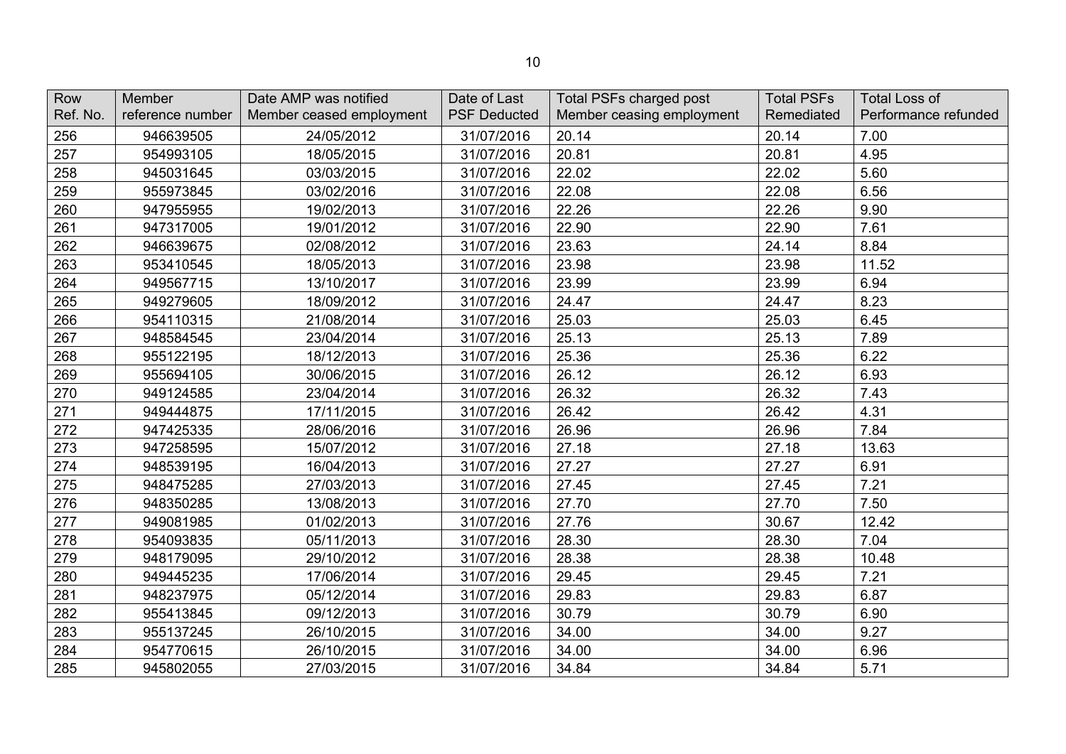| Row Ref. No. | Member reference number | Date AMP was notified Member ceased employment | Date of Last PSF Deducted | Total PSFs charged post Member ceasing employment | Total PSFs Remediated | Total Loss of Performance refunded |
|---|---|---|---|---|---|---|
| 256 | 946639505 | 24/05/2012 | 31/07/2016 | 20.14 | 20.14 | 7.00 |
| 257 | 954993105 | 18/05/2015 | 31/07/2016 | 20.81 | 20.81 | 4.95 |
| 258 | 945031645 | 03/03/2015 | 31/07/2016 | 22.02 | 22.02 | 5.60 |
| 259 | 955973845 | 03/02/2016 | 31/07/2016 | 22.08 | 22.08 | 6.56 |
| 260 | 947955955 | 19/02/2013 | 31/07/2016 | 22.26 | 22.26 | 9.90 |
| 261 | 947317005 | 19/01/2012 | 31/07/2016 | 22.90 | 22.90 | 7.61 |
| 262 | 946639675 | 02/08/2012 | 31/07/2016 | 23.63 | 24.14 | 8.84 |
| 263 | 953410545 | 18/05/2013 | 31/07/2016 | 23.98 | 23.98 | 11.52 |
| 264 | 949567715 | 13/10/2017 | 31/07/2016 | 23.99 | 23.99 | 6.94 |
| 265 | 949279605 | 18/09/2012 | 31/07/2016 | 24.47 | 24.47 | 8.23 |
| 266 | 954110315 | 21/08/2014 | 31/07/2016 | 25.03 | 25.03 | 6.45 |
| 267 | 948584545 | 23/04/2014 | 31/07/2016 | 25.13 | 25.13 | 7.89 |
| 268 | 955122195 | 18/12/2013 | 31/07/2016 | 25.36 | 25.36 | 6.22 |
| 269 | 955694105 | 30/06/2015 | 31/07/2016 | 26.12 | 26.12 | 6.93 |
| 270 | 949124585 | 23/04/2014 | 31/07/2016 | 26.32 | 26.32 | 7.43 |
| 271 | 949444875 | 17/11/2015 | 31/07/2016 | 26.42 | 26.42 | 4.31 |
| 272 | 947425335 | 28/06/2016 | 31/07/2016 | 26.96 | 26.96 | 7.84 |
| 273 | 947258595 | 15/07/2012 | 31/07/2016 | 27.18 | 27.18 | 13.63 |
| 274 | 948539195 | 16/04/2013 | 31/07/2016 | 27.27 | 27.27 | 6.91 |
| 275 | 948475285 | 27/03/2013 | 31/07/2016 | 27.45 | 27.45 | 7.21 |
| 276 | 948350285 | 13/08/2013 | 31/07/2016 | 27.70 | 27.70 | 7.50 |
| 277 | 949081985 | 01/02/2013 | 31/07/2016 | 27.76 | 30.67 | 12.42 |
| 278 | 954093835 | 05/11/2013 | 31/07/2016 | 28.30 | 28.30 | 7.04 |
| 279 | 948179095 | 29/10/2012 | 31/07/2016 | 28.38 | 28.38 | 10.48 |
| 280 | 949445235 | 17/06/2014 | 31/07/2016 | 29.45 | 29.45 | 7.21 |
| 281 | 948237975 | 05/12/2014 | 31/07/2016 | 29.83 | 29.83 | 6.87 |
| 282 | 955413845 | 09/12/2013 | 31/07/2016 | 30.79 | 30.79 | 6.90 |
| 283 | 955137245 | 26/10/2015 | 31/07/2016 | 34.00 | 34.00 | 9.27 |
| 284 | 954770615 | 26/10/2015 | 31/07/2016 | 34.00 | 34.00 | 6.96 |
| 285 | 945802055 | 27/03/2015 | 31/07/2016 | 34.84 | 34.84 | 5.71 |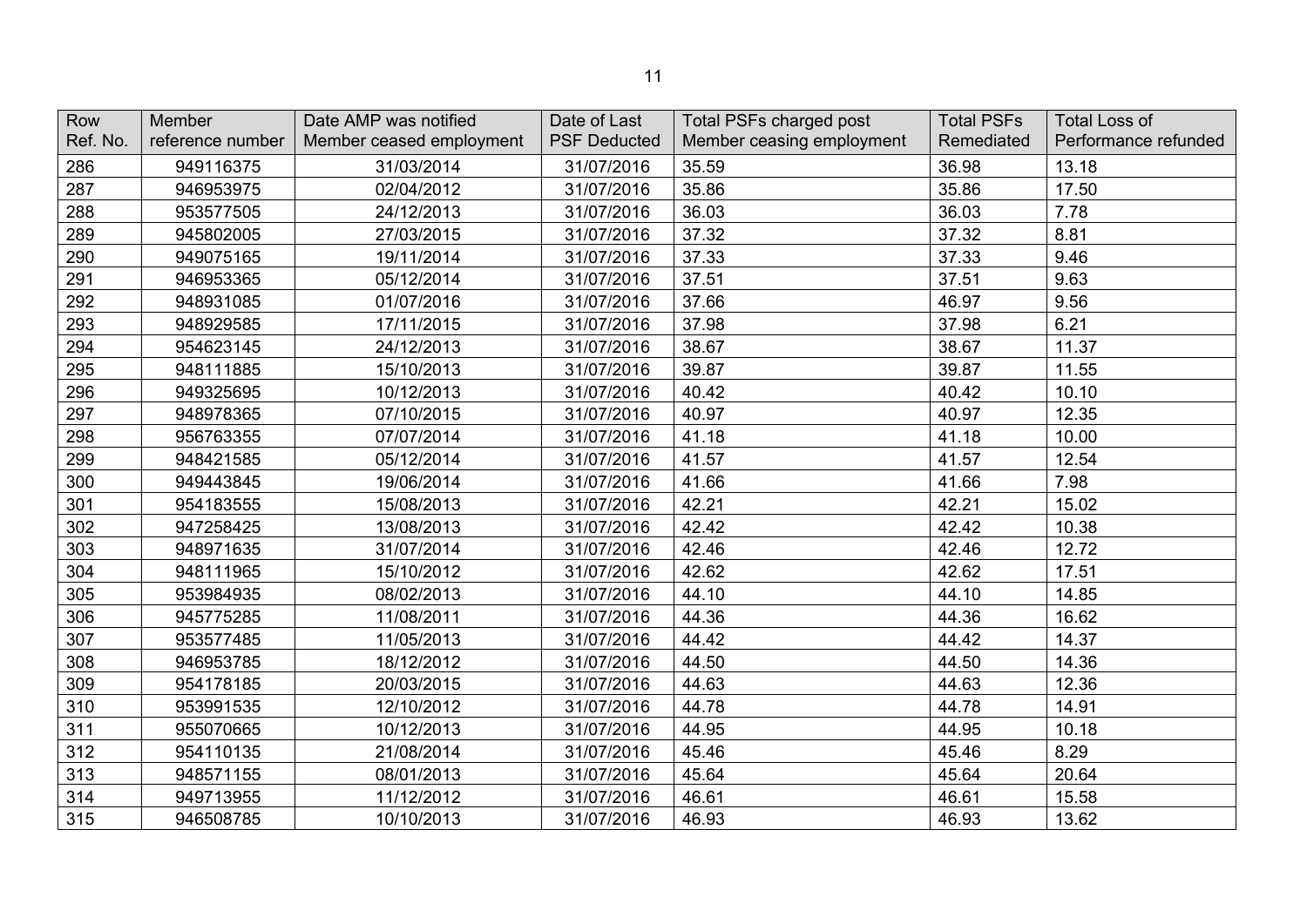| Row Ref. No. | Member reference number | Date AMP was notified Member ceased employment | Date of Last PSF Deducted | Total PSFs charged post Member ceasing employment | Total PSFs Remediated | Total Loss of Performance refunded |
|---|---|---|---|---|---|---|
| 286 | 949116375 | 31/03/2014 | 31/07/2016 | 35.59 | 36.98 | 13.18 |
| 287 | 946953975 | 02/04/2012 | 31/07/2016 | 35.86 | 35.86 | 17.50 |
| 288 | 953577505 | 24/12/2013 | 31/07/2016 | 36.03 | 36.03 | 7.78 |
| 289 | 945802005 | 27/03/2015 | 31/07/2016 | 37.32 | 37.32 | 8.81 |
| 290 | 949075165 | 19/11/2014 | 31/07/2016 | 37.33 | 37.33 | 9.46 |
| 291 | 946953365 | 05/12/2014 | 31/07/2016 | 37.51 | 37.51 | 9.63 |
| 292 | 948931085 | 01/07/2016 | 31/07/2016 | 37.66 | 46.97 | 9.56 |
| 293 | 948929585 | 17/11/2015 | 31/07/2016 | 37.98 | 37.98 | 6.21 |
| 294 | 954623145 | 24/12/2013 | 31/07/2016 | 38.67 | 38.67 | 11.37 |
| 295 | 948111885 | 15/10/2013 | 31/07/2016 | 39.87 | 39.87 | 11.55 |
| 296 | 949325695 | 10/12/2013 | 31/07/2016 | 40.42 | 40.42 | 10.10 |
| 297 | 948978365 | 07/10/2015 | 31/07/2016 | 40.97 | 40.97 | 12.35 |
| 298 | 956763355 | 07/07/2014 | 31/07/2016 | 41.18 | 41.18 | 10.00 |
| 299 | 948421585 | 05/12/2014 | 31/07/2016 | 41.57 | 41.57 | 12.54 |
| 300 | 949443845 | 19/06/2014 | 31/07/2016 | 41.66 | 41.66 | 7.98 |
| 301 | 954183555 | 15/08/2013 | 31/07/2016 | 42.21 | 42.21 | 15.02 |
| 302 | 947258425 | 13/08/2013 | 31/07/2016 | 42.42 | 42.42 | 10.38 |
| 303 | 948971635 | 31/07/2014 | 31/07/2016 | 42.46 | 42.46 | 12.72 |
| 304 | 948111965 | 15/10/2012 | 31/07/2016 | 42.62 | 42.62 | 17.51 |
| 305 | 953984935 | 08/02/2013 | 31/07/2016 | 44.10 | 44.10 | 14.85 |
| 306 | 945775285 | 11/08/2011 | 31/07/2016 | 44.36 | 44.36 | 16.62 |
| 307 | 953577485 | 11/05/2013 | 31/07/2016 | 44.42 | 44.42 | 14.37 |
| 308 | 946953785 | 18/12/2012 | 31/07/2016 | 44.50 | 44.50 | 14.36 |
| 309 | 954178185 | 20/03/2015 | 31/07/2016 | 44.63 | 44.63 | 12.36 |
| 310 | 953991535 | 12/10/2012 | 31/07/2016 | 44.78 | 44.78 | 14.91 |
| 311 | 955070665 | 10/12/2013 | 31/07/2016 | 44.95 | 44.95 | 10.18 |
| 312 | 954110135 | 21/08/2014 | 31/07/2016 | 45.46 | 45.46 | 8.29 |
| 313 | 948571155 | 08/01/2013 | 31/07/2016 | 45.64 | 45.64 | 20.64 |
| 314 | 949713955 | 11/12/2012 | 31/07/2016 | 46.61 | 46.61 | 15.58 |
| 315 | 946508785 | 10/10/2013 | 31/07/2016 | 46.93 | 46.93 | 13.62 |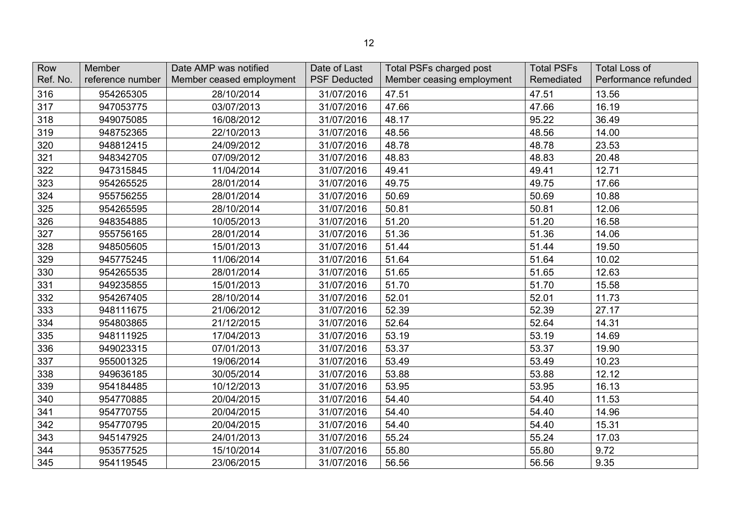| Row Ref. No. | Member reference number | Date AMP was notified Member ceased employment | Date of Last PSF Deducted | Total PSFs charged post Member ceasing employment | Total PSFs Remediated | Total Loss of Performance refunded |
|---|---|---|---|---|---|---|
| 316 | 954265305 | 28/10/2014 | 31/07/2016 | 47.51 | 47.51 | 13.56 |
| 317 | 947053775 | 03/07/2013 | 31/07/2016 | 47.66 | 47.66 | 16.19 |
| 318 | 949075085 | 16/08/2012 | 31/07/2016 | 48.17 | 95.22 | 36.49 |
| 319 | 948752365 | 22/10/2013 | 31/07/2016 | 48.56 | 48.56 | 14.00 |
| 320 | 948812415 | 24/09/2012 | 31/07/2016 | 48.78 | 48.78 | 23.53 |
| 321 | 948342705 | 07/09/2012 | 31/07/2016 | 48.83 | 48.83 | 20.48 |
| 322 | 947315845 | 11/04/2014 | 31/07/2016 | 49.41 | 49.41 | 12.71 |
| 323 | 954265525 | 28/01/2014 | 31/07/2016 | 49.75 | 49.75 | 17.66 |
| 324 | 955756255 | 28/01/2014 | 31/07/2016 | 50.69 | 50.69 | 10.88 |
| 325 | 954265595 | 28/10/2014 | 31/07/2016 | 50.81 | 50.81 | 12.06 |
| 326 | 948354885 | 10/05/2013 | 31/07/2016 | 51.20 | 51.20 | 16.58 |
| 327 | 955756165 | 28/01/2014 | 31/07/2016 | 51.36 | 51.36 | 14.06 |
| 328 | 948505605 | 15/01/2013 | 31/07/2016 | 51.44 | 51.44 | 19.50 |
| 329 | 945775245 | 11/06/2014 | 31/07/2016 | 51.64 | 51.64 | 10.02 |
| 330 | 954265535 | 28/01/2014 | 31/07/2016 | 51.65 | 51.65 | 12.63 |
| 331 | 949235855 | 15/01/2013 | 31/07/2016 | 51.70 | 51.70 | 15.58 |
| 332 | 954267405 | 28/10/2014 | 31/07/2016 | 52.01 | 52.01 | 11.73 |
| 333 | 948111675 | 21/06/2012 | 31/07/2016 | 52.39 | 52.39 | 27.17 |
| 334 | 954803865 | 21/12/2015 | 31/07/2016 | 52.64 | 52.64 | 14.31 |
| 335 | 948111925 | 17/04/2013 | 31/07/2016 | 53.19 | 53.19 | 14.69 |
| 336 | 949023315 | 07/01/2013 | 31/07/2016 | 53.37 | 53.37 | 19.90 |
| 337 | 955001325 | 19/06/2014 | 31/07/2016 | 53.49 | 53.49 | 10.23 |
| 338 | 949636185 | 30/05/2014 | 31/07/2016 | 53.88 | 53.88 | 12.12 |
| 339 | 954184485 | 10/12/2013 | 31/07/2016 | 53.95 | 53.95 | 16.13 |
| 340 | 954770885 | 20/04/2015 | 31/07/2016 | 54.40 | 54.40 | 11.53 |
| 341 | 954770755 | 20/04/2015 | 31/07/2016 | 54.40 | 54.40 | 14.96 |
| 342 | 954770795 | 20/04/2015 | 31/07/2016 | 54.40 | 54.40 | 15.31 |
| 343 | 945147925 | 24/01/2013 | 31/07/2016 | 55.24 | 55.24 | 17.03 |
| 344 | 953577525 | 15/10/2014 | 31/07/2016 | 55.80 | 55.80 | 9.72 |
| 345 | 954119545 | 23/06/2015 | 31/07/2016 | 56.56 | 56.56 | 9.35 |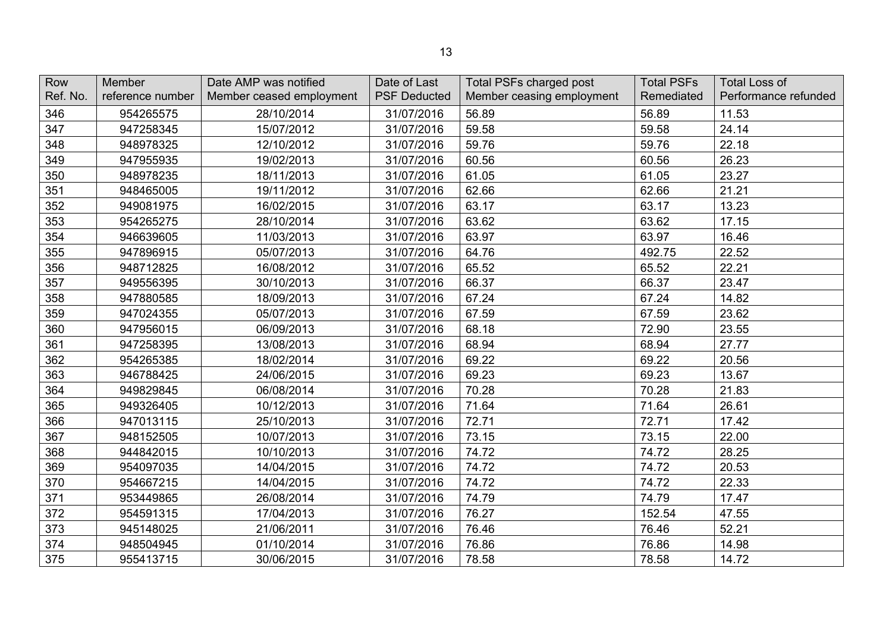| Row Ref. No. | Member reference number | Date AMP was notified Member ceased employment | Date of Last PSF Deducted | Total PSFs charged post Member ceasing employment | Total PSFs Remediated | Total Loss of Performance refunded |
|---|---|---|---|---|---|---|
| 346 | 954265575 | 28/10/2014 | 31/07/2016 | 56.89 | 56.89 | 11.53 |
| 347 | 947258345 | 15/07/2012 | 31/07/2016 | 59.58 | 59.58 | 24.14 |
| 348 | 948978325 | 12/10/2012 | 31/07/2016 | 59.76 | 59.76 | 22.18 |
| 349 | 947955935 | 19/02/2013 | 31/07/2016 | 60.56 | 60.56 | 26.23 |
| 350 | 948978235 | 18/11/2013 | 31/07/2016 | 61.05 | 61.05 | 23.27 |
| 351 | 948465005 | 19/11/2012 | 31/07/2016 | 62.66 | 62.66 | 21.21 |
| 352 | 949081975 | 16/02/2015 | 31/07/2016 | 63.17 | 63.17 | 13.23 |
| 353 | 954265275 | 28/10/2014 | 31/07/2016 | 63.62 | 63.62 | 17.15 |
| 354 | 946639605 | 11/03/2013 | 31/07/2016 | 63.97 | 63.97 | 16.46 |
| 355 | 947896915 | 05/07/2013 | 31/07/2016 | 64.76 | 492.75 | 22.52 |
| 356 | 948712825 | 16/08/2012 | 31/07/2016 | 65.52 | 65.52 | 22.21 |
| 357 | 949556395 | 30/10/2013 | 31/07/2016 | 66.37 | 66.37 | 23.47 |
| 358 | 947880585 | 18/09/2013 | 31/07/2016 | 67.24 | 67.24 | 14.82 |
| 359 | 947024355 | 05/07/2013 | 31/07/2016 | 67.59 | 67.59 | 23.62 |
| 360 | 947956015 | 06/09/2013 | 31/07/2016 | 68.18 | 72.90 | 23.55 |
| 361 | 947258395 | 13/08/2013 | 31/07/2016 | 68.94 | 68.94 | 27.77 |
| 362 | 954265385 | 18/02/2014 | 31/07/2016 | 69.22 | 69.22 | 20.56 |
| 363 | 946788425 | 24/06/2015 | 31/07/2016 | 69.23 | 69.23 | 13.67 |
| 364 | 949829845 | 06/08/2014 | 31/07/2016 | 70.28 | 70.28 | 21.83 |
| 365 | 949326405 | 10/12/2013 | 31/07/2016 | 71.64 | 71.64 | 26.61 |
| 366 | 947013115 | 25/10/2013 | 31/07/2016 | 72.71 | 72.71 | 17.42 |
| 367 | 948152505 | 10/07/2013 | 31/07/2016 | 73.15 | 73.15 | 22.00 |
| 368 | 944842015 | 10/10/2013 | 31/07/2016 | 74.72 | 74.72 | 28.25 |
| 369 | 954097035 | 14/04/2015 | 31/07/2016 | 74.72 | 74.72 | 20.53 |
| 370 | 954667215 | 14/04/2015 | 31/07/2016 | 74.72 | 74.72 | 22.33 |
| 371 | 953449865 | 26/08/2014 | 31/07/2016 | 74.79 | 74.79 | 17.47 |
| 372 | 954591315 | 17/04/2013 | 31/07/2016 | 76.27 | 152.54 | 47.55 |
| 373 | 945148025 | 21/06/2011 | 31/07/2016 | 76.46 | 76.46 | 52.21 |
| 374 | 948504945 | 01/10/2014 | 31/07/2016 | 76.86 | 76.86 | 14.98 |
| 375 | 955413715 | 30/06/2015 | 31/07/2016 | 78.58 | 78.58 | 14.72 |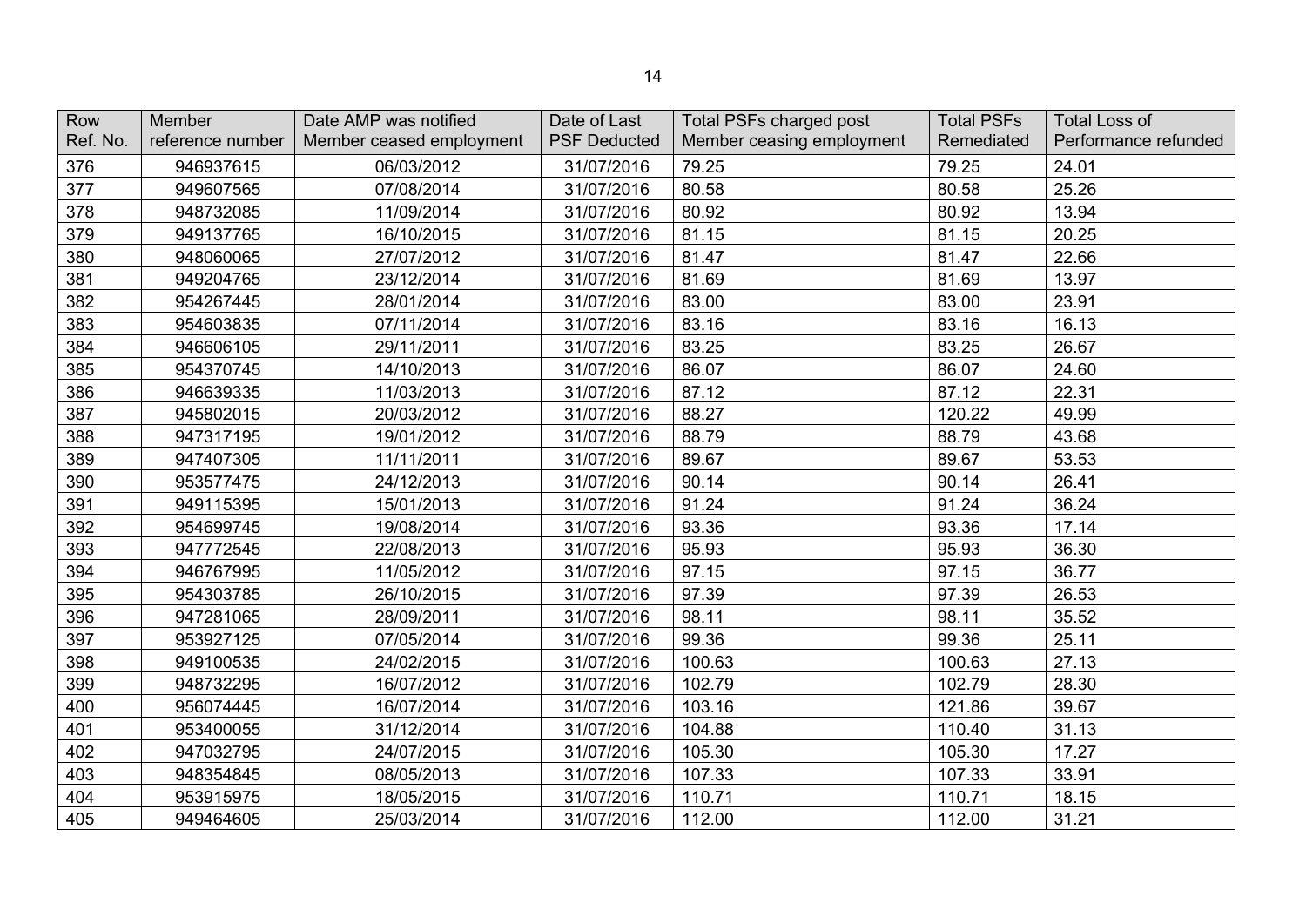| Row Ref. No. | Member reference number | Date AMP was notified Member ceased employment | Date of Last PSF Deducted | Total PSFs charged post Member ceasing employment | Total PSFs Remediated | Total Loss of Performance refunded |
|---|---|---|---|---|---|---|
| 376 | 946937615 | 06/03/2012 | 31/07/2016 | 79.25 | 79.25 | 24.01 |
| 377 | 949607565 | 07/08/2014 | 31/07/2016 | 80.58 | 80.58 | 25.26 |
| 378 | 948732085 | 11/09/2014 | 31/07/2016 | 80.92 | 80.92 | 13.94 |
| 379 | 949137765 | 16/10/2015 | 31/07/2016 | 81.15 | 81.15 | 20.25 |
| 380 | 948060065 | 27/07/2012 | 31/07/2016 | 81.47 | 81.47 | 22.66 |
| 381 | 949204765 | 23/12/2014 | 31/07/2016 | 81.69 | 81.69 | 13.97 |
| 382 | 954267445 | 28/01/2014 | 31/07/2016 | 83.00 | 83.00 | 23.91 |
| 383 | 954603835 | 07/11/2014 | 31/07/2016 | 83.16 | 83.16 | 16.13 |
| 384 | 946606105 | 29/11/2011 | 31/07/2016 | 83.25 | 83.25 | 26.67 |
| 385 | 954370745 | 14/10/2013 | 31/07/2016 | 86.07 | 86.07 | 24.60 |
| 386 | 946639335 | 11/03/2013 | 31/07/2016 | 87.12 | 87.12 | 22.31 |
| 387 | 945802015 | 20/03/2012 | 31/07/2016 | 88.27 | 120.22 | 49.99 |
| 388 | 947317195 | 19/01/2012 | 31/07/2016 | 88.79 | 88.79 | 43.68 |
| 389 | 947407305 | 11/11/2011 | 31/07/2016 | 89.67 | 89.67 | 53.53 |
| 390 | 953577475 | 24/12/2013 | 31/07/2016 | 90.14 | 90.14 | 26.41 |
| 391 | 949115395 | 15/01/2013 | 31/07/2016 | 91.24 | 91.24 | 36.24 |
| 392 | 954699745 | 19/08/2014 | 31/07/2016 | 93.36 | 93.36 | 17.14 |
| 393 | 947772545 | 22/08/2013 | 31/07/2016 | 95.93 | 95.93 | 36.30 |
| 394 | 946767995 | 11/05/2012 | 31/07/2016 | 97.15 | 97.15 | 36.77 |
| 395 | 954303785 | 26/10/2015 | 31/07/2016 | 97.39 | 97.39 | 26.53 |
| 396 | 947281065 | 28/09/2011 | 31/07/2016 | 98.11 | 98.11 | 35.52 |
| 397 | 953927125 | 07/05/2014 | 31/07/2016 | 99.36 | 99.36 | 25.11 |
| 398 | 949100535 | 24/02/2015 | 31/07/2016 | 100.63 | 100.63 | 27.13 |
| 399 | 948732295 | 16/07/2012 | 31/07/2016 | 102.79 | 102.79 | 28.30 |
| 400 | 956074445 | 16/07/2014 | 31/07/2016 | 103.16 | 121.86 | 39.67 |
| 401 | 953400055 | 31/12/2014 | 31/07/2016 | 104.88 | 110.40 | 31.13 |
| 402 | 947032795 | 24/07/2015 | 31/07/2016 | 105.30 | 105.30 | 17.27 |
| 403 | 948354845 | 08/05/2013 | 31/07/2016 | 107.33 | 107.33 | 33.91 |
| 404 | 953915975 | 18/05/2015 | 31/07/2016 | 110.71 | 110.71 | 18.15 |
| 405 | 949464605 | 25/03/2014 | 31/07/2016 | 112.00 | 112.00 | 31.21 |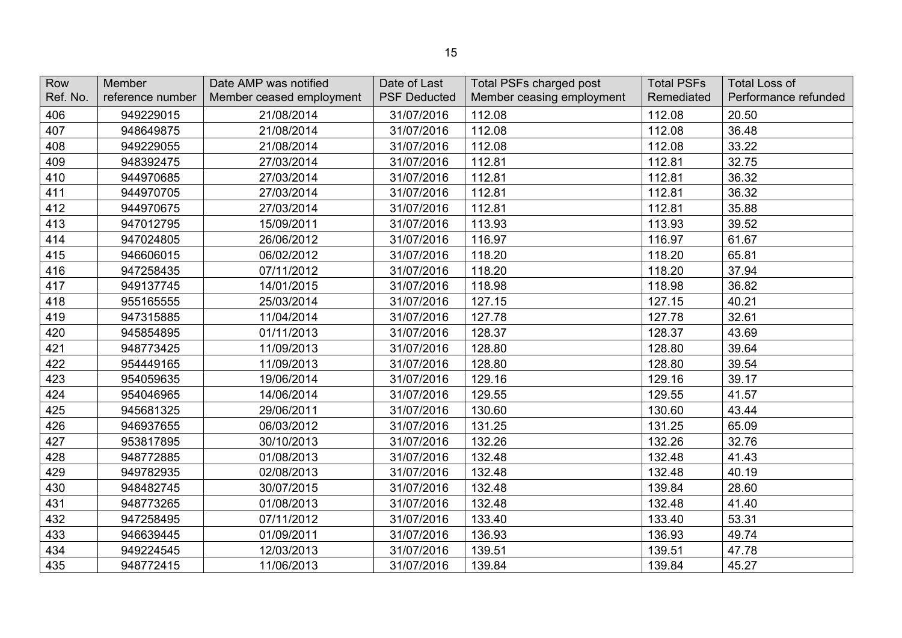| Row Ref. No. | Member reference number | Date AMP was notified Member ceased employment | Date of Last PSF Deducted | Total PSFs charged post Member ceasing employment | Total PSFs Remediated | Total Loss of Performance refunded |
|---|---|---|---|---|---|---|
| 406 | 949229015 | 21/08/2014 | 31/07/2016 | 112.08 | 112.08 | 20.50 |
| 407 | 948649875 | 21/08/2014 | 31/07/2016 | 112.08 | 112.08 | 36.48 |
| 408 | 949229055 | 21/08/2014 | 31/07/2016 | 112.08 | 112.08 | 33.22 |
| 409 | 948392475 | 27/03/2014 | 31/07/2016 | 112.81 | 112.81 | 32.75 |
| 410 | 944970685 | 27/03/2014 | 31/07/2016 | 112.81 | 112.81 | 36.32 |
| 411 | 944970705 | 27/03/2014 | 31/07/2016 | 112.81 | 112.81 | 36.32 |
| 412 | 944970675 | 27/03/2014 | 31/07/2016 | 112.81 | 112.81 | 35.88 |
| 413 | 947012795 | 15/09/2011 | 31/07/2016 | 113.93 | 113.93 | 39.52 |
| 414 | 947024805 | 26/06/2012 | 31/07/2016 | 116.97 | 116.97 | 61.67 |
| 415 | 946606015 | 06/02/2012 | 31/07/2016 | 118.20 | 118.20 | 65.81 |
| 416 | 947258435 | 07/11/2012 | 31/07/2016 | 118.20 | 118.20 | 37.94 |
| 417 | 949137745 | 14/01/2015 | 31/07/2016 | 118.98 | 118.98 | 36.82 |
| 418 | 955165555 | 25/03/2014 | 31/07/2016 | 127.15 | 127.15 | 40.21 |
| 419 | 947315885 | 11/04/2014 | 31/07/2016 | 127.78 | 127.78 | 32.61 |
| 420 | 945854895 | 01/11/2013 | 31/07/2016 | 128.37 | 128.37 | 43.69 |
| 421 | 948773425 | 11/09/2013 | 31/07/2016 | 128.80 | 128.80 | 39.64 |
| 422 | 954449165 | 11/09/2013 | 31/07/2016 | 128.80 | 128.80 | 39.54 |
| 423 | 954059635 | 19/06/2014 | 31/07/2016 | 129.16 | 129.16 | 39.17 |
| 424 | 954046965 | 14/06/2014 | 31/07/2016 | 129.55 | 129.55 | 41.57 |
| 425 | 945681325 | 29/06/2011 | 31/07/2016 | 130.60 | 130.60 | 43.44 |
| 426 | 946937655 | 06/03/2012 | 31/07/2016 | 131.25 | 131.25 | 65.09 |
| 427 | 953817895 | 30/10/2013 | 31/07/2016 | 132.26 | 132.26 | 32.76 |
| 428 | 948772885 | 01/08/2013 | 31/07/2016 | 132.48 | 132.48 | 41.43 |
| 429 | 949782935 | 02/08/2013 | 31/07/2016 | 132.48 | 132.48 | 40.19 |
| 430 | 948482745 | 30/07/2015 | 31/07/2016 | 132.48 | 139.84 | 28.60 |
| 431 | 948773265 | 01/08/2013 | 31/07/2016 | 132.48 | 132.48 | 41.40 |
| 432 | 947258495 | 07/11/2012 | 31/07/2016 | 133.40 | 133.40 | 53.31 |
| 433 | 946639445 | 01/09/2011 | 31/07/2016 | 136.93 | 136.93 | 49.74 |
| 434 | 949224545 | 12/03/2013 | 31/07/2016 | 139.51 | 139.51 | 47.78 |
| 435 | 948772415 | 11/06/2013 | 31/07/2016 | 139.84 | 139.84 | 45.27 |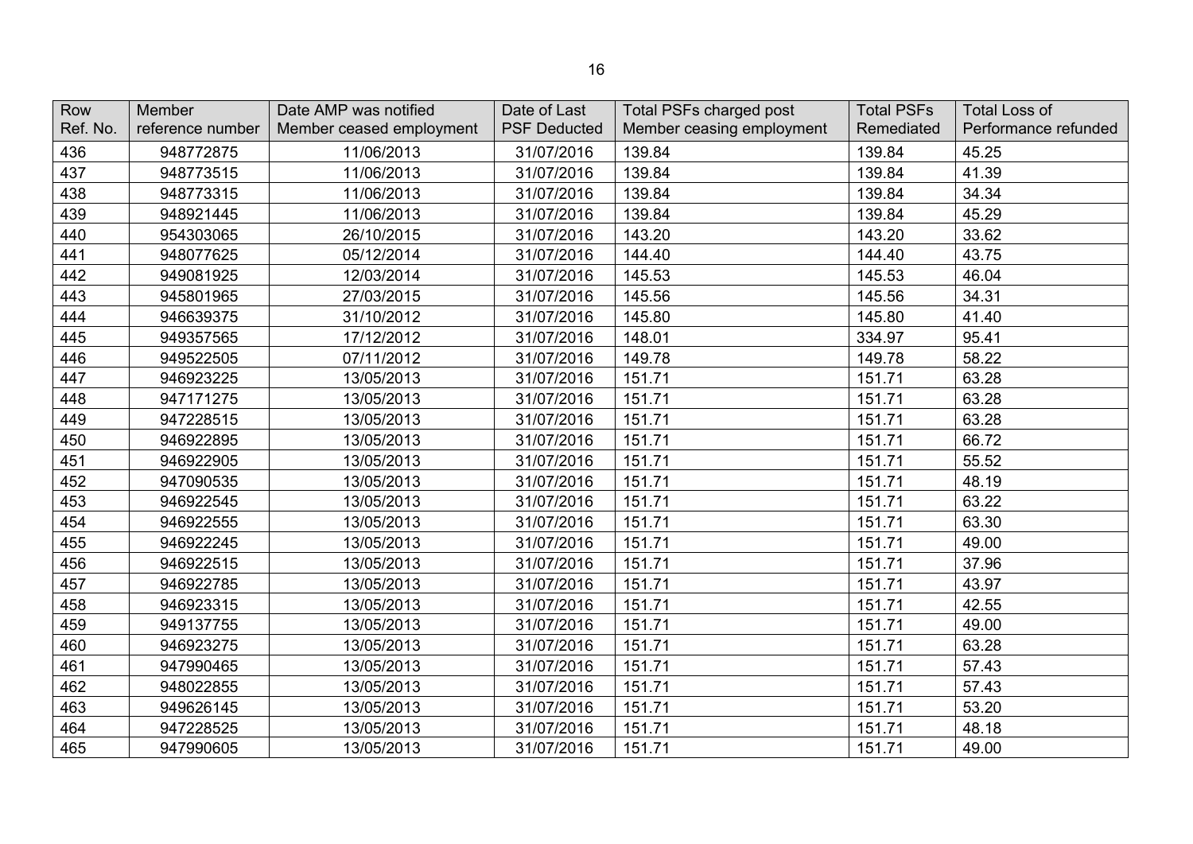| Row Ref. No. | Member reference number | Date AMP was notified Member ceased employment | Date of Last PSF Deducted | Total PSFs charged post Member ceasing employment | Total PSFs Remediated | Total Loss of Performance refunded |
|---|---|---|---|---|---|---|
| 436 | 948772875 | 11/06/2013 | 31/07/2016 | 139.84 | 139.84 | 45.25 |
| 437 | 948773515 | 11/06/2013 | 31/07/2016 | 139.84 | 139.84 | 41.39 |
| 438 | 948773315 | 11/06/2013 | 31/07/2016 | 139.84 | 139.84 | 34.34 |
| 439 | 948921445 | 11/06/2013 | 31/07/2016 | 139.84 | 139.84 | 45.29 |
| 440 | 954303065 | 26/10/2015 | 31/07/2016 | 143.20 | 143.20 | 33.62 |
| 441 | 948077625 | 05/12/2014 | 31/07/2016 | 144.40 | 144.40 | 43.75 |
| 442 | 949081925 | 12/03/2014 | 31/07/2016 | 145.53 | 145.53 | 46.04 |
| 443 | 945801965 | 27/03/2015 | 31/07/2016 | 145.56 | 145.56 | 34.31 |
| 444 | 946639375 | 31/10/2012 | 31/07/2016 | 145.80 | 145.80 | 41.40 |
| 445 | 949357565 | 17/12/2012 | 31/07/2016 | 148.01 | 334.97 | 95.41 |
| 446 | 949522505 | 07/11/2012 | 31/07/2016 | 149.78 | 149.78 | 58.22 |
| 447 | 946923225 | 13/05/2013 | 31/07/2016 | 151.71 | 151.71 | 63.28 |
| 448 | 947171275 | 13/05/2013 | 31/07/2016 | 151.71 | 151.71 | 63.28 |
| 449 | 947228515 | 13/05/2013 | 31/07/2016 | 151.71 | 151.71 | 63.28 |
| 450 | 946922895 | 13/05/2013 | 31/07/2016 | 151.71 | 151.71 | 66.72 |
| 451 | 946922905 | 13/05/2013 | 31/07/2016 | 151.71 | 151.71 | 55.52 |
| 452 | 947090535 | 13/05/2013 | 31/07/2016 | 151.71 | 151.71 | 48.19 |
| 453 | 946922545 | 13/05/2013 | 31/07/2016 | 151.71 | 151.71 | 63.22 |
| 454 | 946922555 | 13/05/2013 | 31/07/2016 | 151.71 | 151.71 | 63.30 |
| 455 | 946922245 | 13/05/2013 | 31/07/2016 | 151.71 | 151.71 | 49.00 |
| 456 | 946922515 | 13/05/2013 | 31/07/2016 | 151.71 | 151.71 | 37.96 |
| 457 | 946922785 | 13/05/2013 | 31/07/2016 | 151.71 | 151.71 | 43.97 |
| 458 | 946923315 | 13/05/2013 | 31/07/2016 | 151.71 | 151.71 | 42.55 |
| 459 | 949137755 | 13/05/2013 | 31/07/2016 | 151.71 | 151.71 | 49.00 |
| 460 | 946923275 | 13/05/2013 | 31/07/2016 | 151.71 | 151.71 | 63.28 |
| 461 | 947990465 | 13/05/2013 | 31/07/2016 | 151.71 | 151.71 | 57.43 |
| 462 | 948022855 | 13/05/2013 | 31/07/2016 | 151.71 | 151.71 | 57.43 |
| 463 | 949626145 | 13/05/2013 | 31/07/2016 | 151.71 | 151.71 | 53.20 |
| 464 | 947228525 | 13/05/2013 | 31/07/2016 | 151.71 | 151.71 | 48.18 |
| 465 | 947990605 | 13/05/2013 | 31/07/2016 | 151.71 | 151.71 | 49.00 |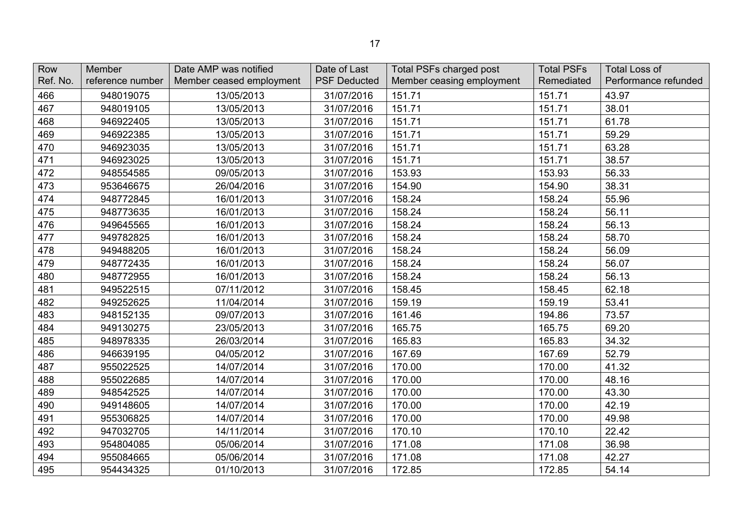| Row Ref. No. | Member reference number | Date AMP was notified Member ceased employment | Date of Last PSF Deducted | Total PSFs charged post Member ceasing employment | Total PSFs Remediated | Total Loss of Performance refunded |
|---|---|---|---|---|---|---|
| 466 | 948019075 | 13/05/2013 | 31/07/2016 | 151.71 | 151.71 | 43.97 |
| 467 | 948019105 | 13/05/2013 | 31/07/2016 | 151.71 | 151.71 | 38.01 |
| 468 | 946922405 | 13/05/2013 | 31/07/2016 | 151.71 | 151.71 | 61.78 |
| 469 | 946922385 | 13/05/2013 | 31/07/2016 | 151.71 | 151.71 | 59.29 |
| 470 | 946923035 | 13/05/2013 | 31/07/2016 | 151.71 | 151.71 | 63.28 |
| 471 | 946923025 | 13/05/2013 | 31/07/2016 | 151.71 | 151.71 | 38.57 |
| 472 | 948554585 | 09/05/2013 | 31/07/2016 | 153.93 | 153.93 | 56.33 |
| 473 | 953646675 | 26/04/2016 | 31/07/2016 | 154.90 | 154.90 | 38.31 |
| 474 | 948772845 | 16/01/2013 | 31/07/2016 | 158.24 | 158.24 | 55.96 |
| 475 | 948773635 | 16/01/2013 | 31/07/2016 | 158.24 | 158.24 | 56.11 |
| 476 | 949645565 | 16/01/2013 | 31/07/2016 | 158.24 | 158.24 | 56.13 |
| 477 | 949782825 | 16/01/2013 | 31/07/2016 | 158.24 | 158.24 | 58.70 |
| 478 | 949488205 | 16/01/2013 | 31/07/2016 | 158.24 | 158.24 | 56.09 |
| 479 | 948772435 | 16/01/2013 | 31/07/2016 | 158.24 | 158.24 | 56.07 |
| 480 | 948772955 | 16/01/2013 | 31/07/2016 | 158.24 | 158.24 | 56.13 |
| 481 | 949522515 | 07/11/2012 | 31/07/2016 | 158.45 | 158.45 | 62.18 |
| 482 | 949252625 | 11/04/2014 | 31/07/2016 | 159.19 | 159.19 | 53.41 |
| 483 | 948152135 | 09/07/2013 | 31/07/2016 | 161.46 | 194.86 | 73.57 |
| 484 | 949130275 | 23/05/2013 | 31/07/2016 | 165.75 | 165.75 | 69.20 |
| 485 | 948978335 | 26/03/2014 | 31/07/2016 | 165.83 | 165.83 | 34.32 |
| 486 | 946639195 | 04/05/2012 | 31/07/2016 | 167.69 | 167.69 | 52.79 |
| 487 | 955022525 | 14/07/2014 | 31/07/2016 | 170.00 | 170.00 | 41.32 |
| 488 | 955022685 | 14/07/2014 | 31/07/2016 | 170.00 | 170.00 | 48.16 |
| 489 | 948542525 | 14/07/2014 | 31/07/2016 | 170.00 | 170.00 | 43.30 |
| 490 | 949148605 | 14/07/2014 | 31/07/2016 | 170.00 | 170.00 | 42.19 |
| 491 | 955306825 | 14/07/2014 | 31/07/2016 | 170.00 | 170.00 | 49.98 |
| 492 | 947032705 | 14/11/2014 | 31/07/2016 | 170.10 | 170.10 | 22.42 |
| 493 | 954804085 | 05/06/2014 | 31/07/2016 | 171.08 | 171.08 | 36.98 |
| 494 | 955084665 | 05/06/2014 | 31/07/2016 | 171.08 | 171.08 | 42.27 |
| 495 | 954434325 | 01/10/2013 | 31/07/2016 | 172.85 | 172.85 | 54.14 |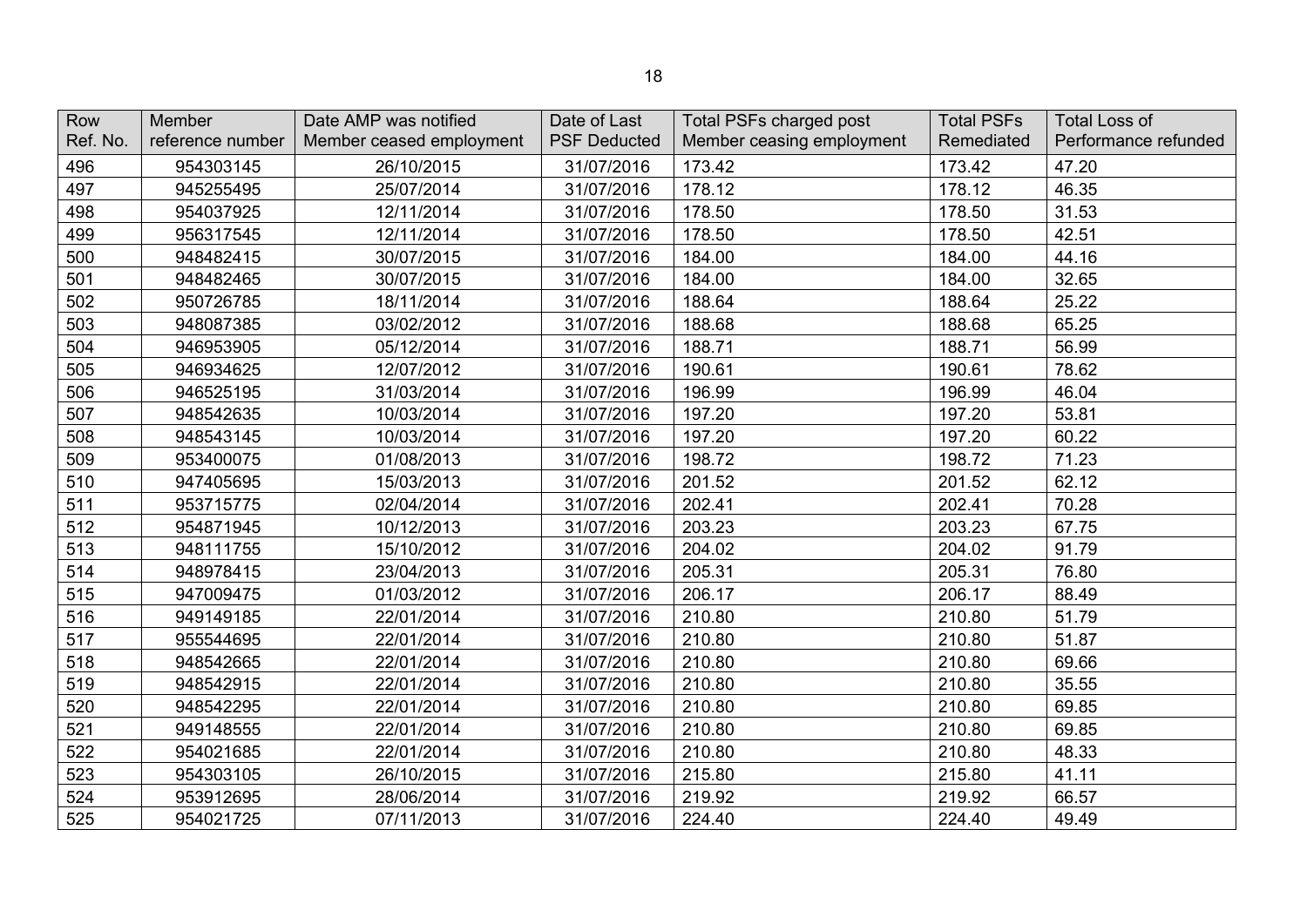| Row Ref. No. | Member reference number | Date AMP was notified Member ceased employment | Date of Last PSF Deducted | Total PSFs charged post Member ceasing employment | Total PSFs Remediated | Total Loss of Performance refunded |
|---|---|---|---|---|---|---|
| 496 | 954303145 | 26/10/2015 | 31/07/2016 | 173.42 | 173.42 | 47.20 |
| 497 | 945255495 | 25/07/2014 | 31/07/2016 | 178.12 | 178.12 | 46.35 |
| 498 | 954037925 | 12/11/2014 | 31/07/2016 | 178.50 | 178.50 | 31.53 |
| 499 | 956317545 | 12/11/2014 | 31/07/2016 | 178.50 | 178.50 | 42.51 |
| 500 | 948482415 | 30/07/2015 | 31/07/2016 | 184.00 | 184.00 | 44.16 |
| 501 | 948482465 | 30/07/2015 | 31/07/2016 | 184.00 | 184.00 | 32.65 |
| 502 | 950726785 | 18/11/2014 | 31/07/2016 | 188.64 | 188.64 | 25.22 |
| 503 | 948087385 | 03/02/2012 | 31/07/2016 | 188.68 | 188.68 | 65.25 |
| 504 | 946953905 | 05/12/2014 | 31/07/2016 | 188.71 | 188.71 | 56.99 |
| 505 | 946934625 | 12/07/2012 | 31/07/2016 | 190.61 | 190.61 | 78.62 |
| 506 | 946525195 | 31/03/2014 | 31/07/2016 | 196.99 | 196.99 | 46.04 |
| 507 | 948542635 | 10/03/2014 | 31/07/2016 | 197.20 | 197.20 | 53.81 |
| 508 | 948543145 | 10/03/2014 | 31/07/2016 | 197.20 | 197.20 | 60.22 |
| 509 | 953400075 | 01/08/2013 | 31/07/2016 | 198.72 | 198.72 | 71.23 |
| 510 | 947405695 | 15/03/2013 | 31/07/2016 | 201.52 | 201.52 | 62.12 |
| 511 | 953715775 | 02/04/2014 | 31/07/2016 | 202.41 | 202.41 | 70.28 |
| 512 | 954871945 | 10/12/2013 | 31/07/2016 | 203.23 | 203.23 | 67.75 |
| 513 | 948111755 | 15/10/2012 | 31/07/2016 | 204.02 | 204.02 | 91.79 |
| 514 | 948978415 | 23/04/2013 | 31/07/2016 | 205.31 | 205.31 | 76.80 |
| 515 | 947009475 | 01/03/2012 | 31/07/2016 | 206.17 | 206.17 | 88.49 |
| 516 | 949149185 | 22/01/2014 | 31/07/2016 | 210.80 | 210.80 | 51.79 |
| 517 | 955544695 | 22/01/2014 | 31/07/2016 | 210.80 | 210.80 | 51.87 |
| 518 | 948542665 | 22/01/2014 | 31/07/2016 | 210.80 | 210.80 | 69.66 |
| 519 | 948542915 | 22/01/2014 | 31/07/2016 | 210.80 | 210.80 | 35.55 |
| 520 | 948542295 | 22/01/2014 | 31/07/2016 | 210.80 | 210.80 | 69.85 |
| 521 | 949148555 | 22/01/2014 | 31/07/2016 | 210.80 | 210.80 | 69.85 |
| 522 | 954021685 | 22/01/2014 | 31/07/2016 | 210.80 | 210.80 | 48.33 |
| 523 | 954303105 | 26/10/2015 | 31/07/2016 | 215.80 | 215.80 | 41.11 |
| 524 | 953912695 | 28/06/2014 | 31/07/2016 | 219.92 | 219.92 | 66.57 |
| 525 | 954021725 | 07/11/2013 | 31/07/2016 | 224.40 | 224.40 | 49.49 |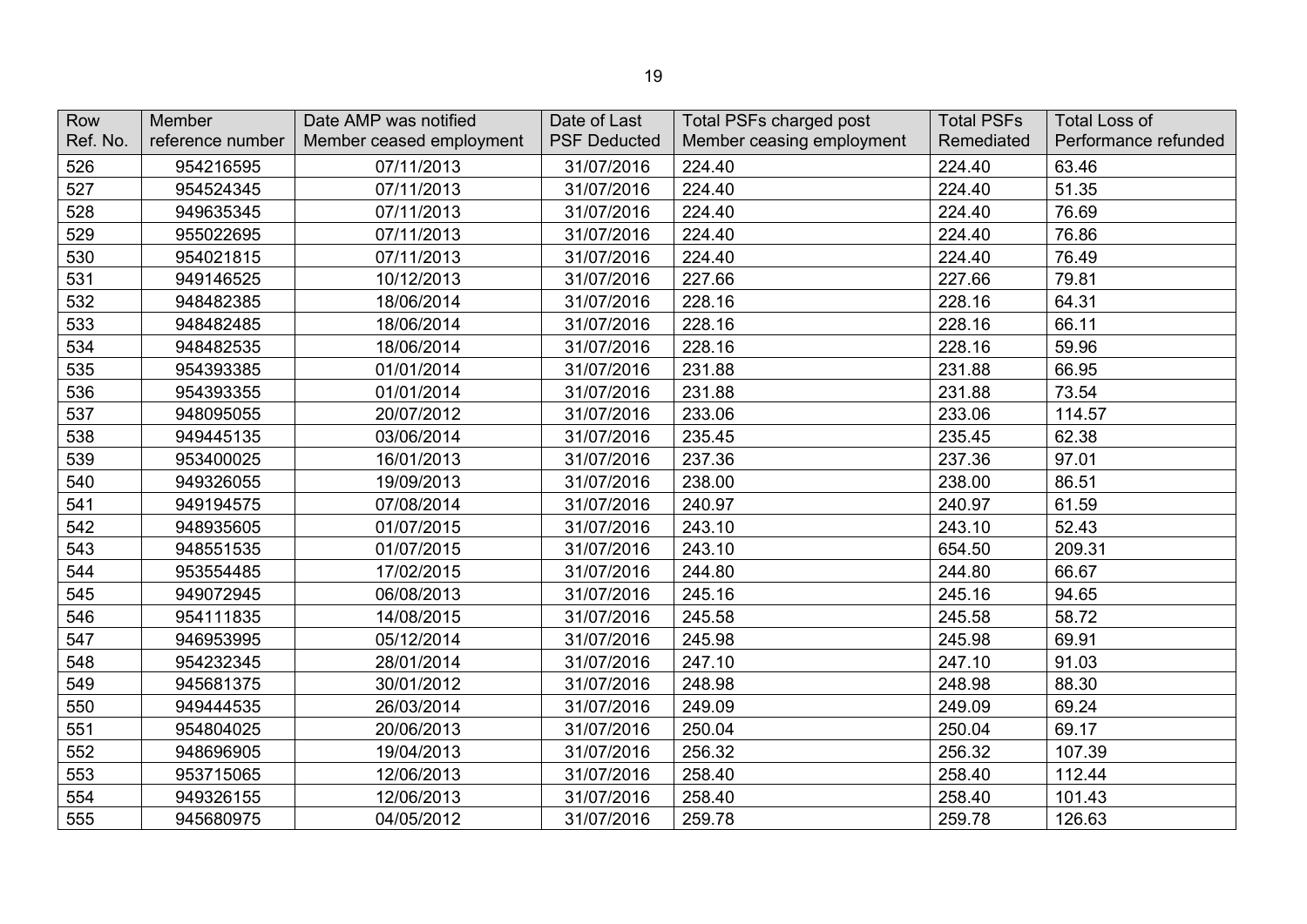| Row Ref. No. | Member reference number | Date AMP was notified Member ceased employment | Date of Last PSF Deducted | Total PSFs charged post Member ceasing employment | Total PSFs Remediated | Total Loss of Performance refunded |
|---|---|---|---|---|---|---|
| 526 | 954216595 | 07/11/2013 | 31/07/2016 | 224.40 | 224.40 | 63.46 |
| 527 | 954524345 | 07/11/2013 | 31/07/2016 | 224.40 | 224.40 | 51.35 |
| 528 | 949635345 | 07/11/2013 | 31/07/2016 | 224.40 | 224.40 | 76.69 |
| 529 | 955022695 | 07/11/2013 | 31/07/2016 | 224.40 | 224.40 | 76.86 |
| 530 | 954021815 | 07/11/2013 | 31/07/2016 | 224.40 | 224.40 | 76.49 |
| 531 | 949146525 | 10/12/2013 | 31/07/2016 | 227.66 | 227.66 | 79.81 |
| 532 | 948482385 | 18/06/2014 | 31/07/2016 | 228.16 | 228.16 | 64.31 |
| 533 | 948482485 | 18/06/2014 | 31/07/2016 | 228.16 | 228.16 | 66.11 |
| 534 | 948482535 | 18/06/2014 | 31/07/2016 | 228.16 | 228.16 | 59.96 |
| 535 | 954393385 | 01/01/2014 | 31/07/2016 | 231.88 | 231.88 | 66.95 |
| 536 | 954393355 | 01/01/2014 | 31/07/2016 | 231.88 | 231.88 | 73.54 |
| 537 | 948095055 | 20/07/2012 | 31/07/2016 | 233.06 | 233.06 | 114.57 |
| 538 | 949445135 | 03/06/2014 | 31/07/2016 | 235.45 | 235.45 | 62.38 |
| 539 | 953400025 | 16/01/2013 | 31/07/2016 | 237.36 | 237.36 | 97.01 |
| 540 | 949326055 | 19/09/2013 | 31/07/2016 | 238.00 | 238.00 | 86.51 |
| 541 | 949194575 | 07/08/2014 | 31/07/2016 | 240.97 | 240.97 | 61.59 |
| 542 | 948935605 | 01/07/2015 | 31/07/2016 | 243.10 | 243.10 | 52.43 |
| 543 | 948551535 | 01/07/2015 | 31/07/2016 | 243.10 | 654.50 | 209.31 |
| 544 | 953554485 | 17/02/2015 | 31/07/2016 | 244.80 | 244.80 | 66.67 |
| 545 | 949072945 | 06/08/2013 | 31/07/2016 | 245.16 | 245.16 | 94.65 |
| 546 | 954111835 | 14/08/2015 | 31/07/2016 | 245.58 | 245.58 | 58.72 |
| 547 | 946953995 | 05/12/2014 | 31/07/2016 | 245.98 | 245.98 | 69.91 |
| 548 | 954232345 | 28/01/2014 | 31/07/2016 | 247.10 | 247.10 | 91.03 |
| 549 | 945681375 | 30/01/2012 | 31/07/2016 | 248.98 | 248.98 | 88.30 |
| 550 | 949444535 | 26/03/2014 | 31/07/2016 | 249.09 | 249.09 | 69.24 |
| 551 | 954804025 | 20/06/2013 | 31/07/2016 | 250.04 | 250.04 | 69.17 |
| 552 | 948696905 | 19/04/2013 | 31/07/2016 | 256.32 | 256.32 | 107.39 |
| 553 | 953715065 | 12/06/2013 | 31/07/2016 | 258.40 | 258.40 | 112.44 |
| 554 | 949326155 | 12/06/2013 | 31/07/2016 | 258.40 | 258.40 | 101.43 |
| 555 | 945680975 | 04/05/2012 | 31/07/2016 | 259.78 | 259.78 | 126.63 |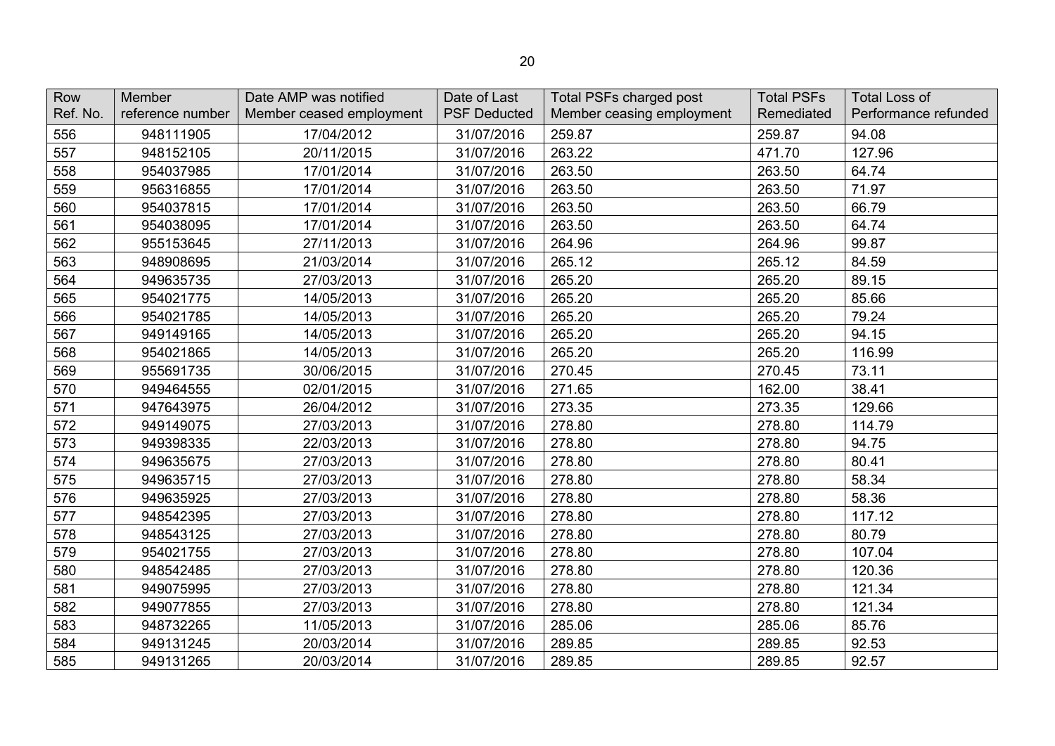| Row Ref. No. | Member reference number | Date AMP was notified Member ceased employment | Date of Last PSF Deducted | Total PSFs charged post Member ceasing employment | Total PSFs Remediated | Total Loss of Performance refunded |
|---|---|---|---|---|---|---|
| 556 | 948111905 | 17/04/2012 | 31/07/2016 | 259.87 | 259.87 | 94.08 |
| 557 | 948152105 | 20/11/2015 | 31/07/2016 | 263.22 | 471.70 | 127.96 |
| 558 | 954037985 | 17/01/2014 | 31/07/2016 | 263.50 | 263.50 | 64.74 |
| 559 | 956316855 | 17/01/2014 | 31/07/2016 | 263.50 | 263.50 | 71.97 |
| 560 | 954037815 | 17/01/2014 | 31/07/2016 | 263.50 | 263.50 | 66.79 |
| 561 | 954038095 | 17/01/2014 | 31/07/2016 | 263.50 | 263.50 | 64.74 |
| 562 | 955153645 | 27/11/2013 | 31/07/2016 | 264.96 | 264.96 | 99.87 |
| 563 | 948908695 | 21/03/2014 | 31/07/2016 | 265.12 | 265.12 | 84.59 |
| 564 | 949635735 | 27/03/2013 | 31/07/2016 | 265.20 | 265.20 | 89.15 |
| 565 | 954021775 | 14/05/2013 | 31/07/2016 | 265.20 | 265.20 | 85.66 |
| 566 | 954021785 | 14/05/2013 | 31/07/2016 | 265.20 | 265.20 | 79.24 |
| 567 | 949149165 | 14/05/2013 | 31/07/2016 | 265.20 | 265.20 | 94.15 |
| 568 | 954021865 | 14/05/2013 | 31/07/2016 | 265.20 | 265.20 | 116.99 |
| 569 | 955691735 | 30/06/2015 | 31/07/2016 | 270.45 | 270.45 | 73.11 |
| 570 | 949464555 | 02/01/2015 | 31/07/2016 | 271.65 | 162.00 | 38.41 |
| 571 | 947643975 | 26/04/2012 | 31/07/2016 | 273.35 | 273.35 | 129.66 |
| 572 | 949149075 | 27/03/2013 | 31/07/2016 | 278.80 | 278.80 | 114.79 |
| 573 | 949398335 | 22/03/2013 | 31/07/2016 | 278.80 | 278.80 | 94.75 |
| 574 | 949635675 | 27/03/2013 | 31/07/2016 | 278.80 | 278.80 | 80.41 |
| 575 | 949635715 | 27/03/2013 | 31/07/2016 | 278.80 | 278.80 | 58.34 |
| 576 | 949635925 | 27/03/2013 | 31/07/2016 | 278.80 | 278.80 | 58.36 |
| 577 | 948542395 | 27/03/2013 | 31/07/2016 | 278.80 | 278.80 | 117.12 |
| 578 | 948543125 | 27/03/2013 | 31/07/2016 | 278.80 | 278.80 | 80.79 |
| 579 | 954021755 | 27/03/2013 | 31/07/2016 | 278.80 | 278.80 | 107.04 |
| 580 | 948542485 | 27/03/2013 | 31/07/2016 | 278.80 | 278.80 | 120.36 |
| 581 | 949075995 | 27/03/2013 | 31/07/2016 | 278.80 | 278.80 | 121.34 |
| 582 | 949077855 | 27/03/2013 | 31/07/2016 | 278.80 | 278.80 | 121.34 |
| 583 | 948732265 | 11/05/2013 | 31/07/2016 | 285.06 | 285.06 | 85.76 |
| 584 | 949131245 | 20/03/2014 | 31/07/2016 | 289.85 | 289.85 | 92.53 |
| 585 | 949131265 | 20/03/2014 | 31/07/2016 | 289.85 | 289.85 | 92.57 |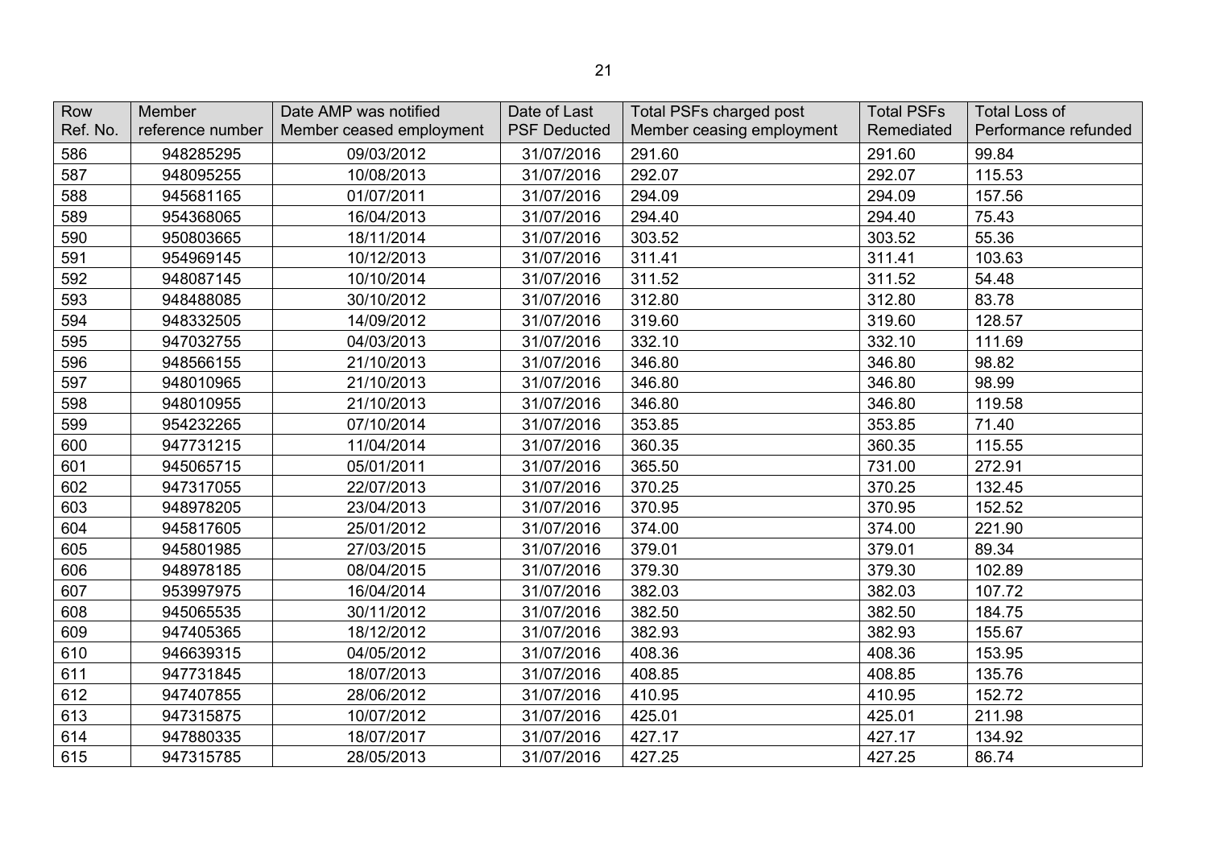| Row Ref. No. | Member reference number | Date AMP was notified Member ceased employment | Date of Last PSF Deducted | Total PSFs charged post Member ceasing employment | Total PSFs Remediated | Total Loss of Performance refunded |
|---|---|---|---|---|---|---|
| 586 | 948285295 | 09/03/2012 | 31/07/2016 | 291.60 | 291.60 | 99.84 |
| 587 | 948095255 | 10/08/2013 | 31/07/2016 | 292.07 | 292.07 | 115.53 |
| 588 | 945681165 | 01/07/2011 | 31/07/2016 | 294.09 | 294.09 | 157.56 |
| 589 | 954368065 | 16/04/2013 | 31/07/2016 | 294.40 | 294.40 | 75.43 |
| 590 | 950803665 | 18/11/2014 | 31/07/2016 | 303.52 | 303.52 | 55.36 |
| 591 | 954969145 | 10/12/2013 | 31/07/2016 | 311.41 | 311.41 | 103.63 |
| 592 | 948087145 | 10/10/2014 | 31/07/2016 | 311.52 | 311.52 | 54.48 |
| 593 | 948488085 | 30/10/2012 | 31/07/2016 | 312.80 | 312.80 | 83.78 |
| 594 | 948332505 | 14/09/2012 | 31/07/2016 | 319.60 | 319.60 | 128.57 |
| 595 | 947032755 | 04/03/2013 | 31/07/2016 | 332.10 | 332.10 | 111.69 |
| 596 | 948566155 | 21/10/2013 | 31/07/2016 | 346.80 | 346.80 | 98.82 |
| 597 | 948010965 | 21/10/2013 | 31/07/2016 | 346.80 | 346.80 | 98.99 |
| 598 | 948010955 | 21/10/2013 | 31/07/2016 | 346.80 | 346.80 | 119.58 |
| 599 | 954232265 | 07/10/2014 | 31/07/2016 | 353.85 | 353.85 | 71.40 |
| 600 | 947731215 | 11/04/2014 | 31/07/2016 | 360.35 | 360.35 | 115.55 |
| 601 | 945065715 | 05/01/2011 | 31/07/2016 | 365.50 | 731.00 | 272.91 |
| 602 | 947317055 | 22/07/2013 | 31/07/2016 | 370.25 | 370.25 | 132.45 |
| 603 | 948978205 | 23/04/2013 | 31/07/2016 | 370.95 | 370.95 | 152.52 |
| 604 | 945817605 | 25/01/2012 | 31/07/2016 | 374.00 | 374.00 | 221.90 |
| 605 | 945801985 | 27/03/2015 | 31/07/2016 | 379.01 | 379.01 | 89.34 |
| 606 | 948978185 | 08/04/2015 | 31/07/2016 | 379.30 | 379.30 | 102.89 |
| 607 | 953997975 | 16/04/2014 | 31/07/2016 | 382.03 | 382.03 | 107.72 |
| 608 | 945065535 | 30/11/2012 | 31/07/2016 | 382.50 | 382.50 | 184.75 |
| 609 | 947405365 | 18/12/2012 | 31/07/2016 | 382.93 | 382.93 | 155.67 |
| 610 | 946639315 | 04/05/2012 | 31/07/2016 | 408.36 | 408.36 | 153.95 |
| 611 | 947731845 | 18/07/2013 | 31/07/2016 | 408.85 | 408.85 | 135.76 |
| 612 | 947407855 | 28/06/2012 | 31/07/2016 | 410.95 | 410.95 | 152.72 |
| 613 | 947315875 | 10/07/2012 | 31/07/2016 | 425.01 | 425.01 | 211.98 |
| 614 | 947880335 | 18/07/2017 | 31/07/2016 | 427.17 | 427.17 | 134.92 |
| 615 | 947315785 | 28/05/2013 | 31/07/2016 | 427.25 | 427.25 | 86.74 |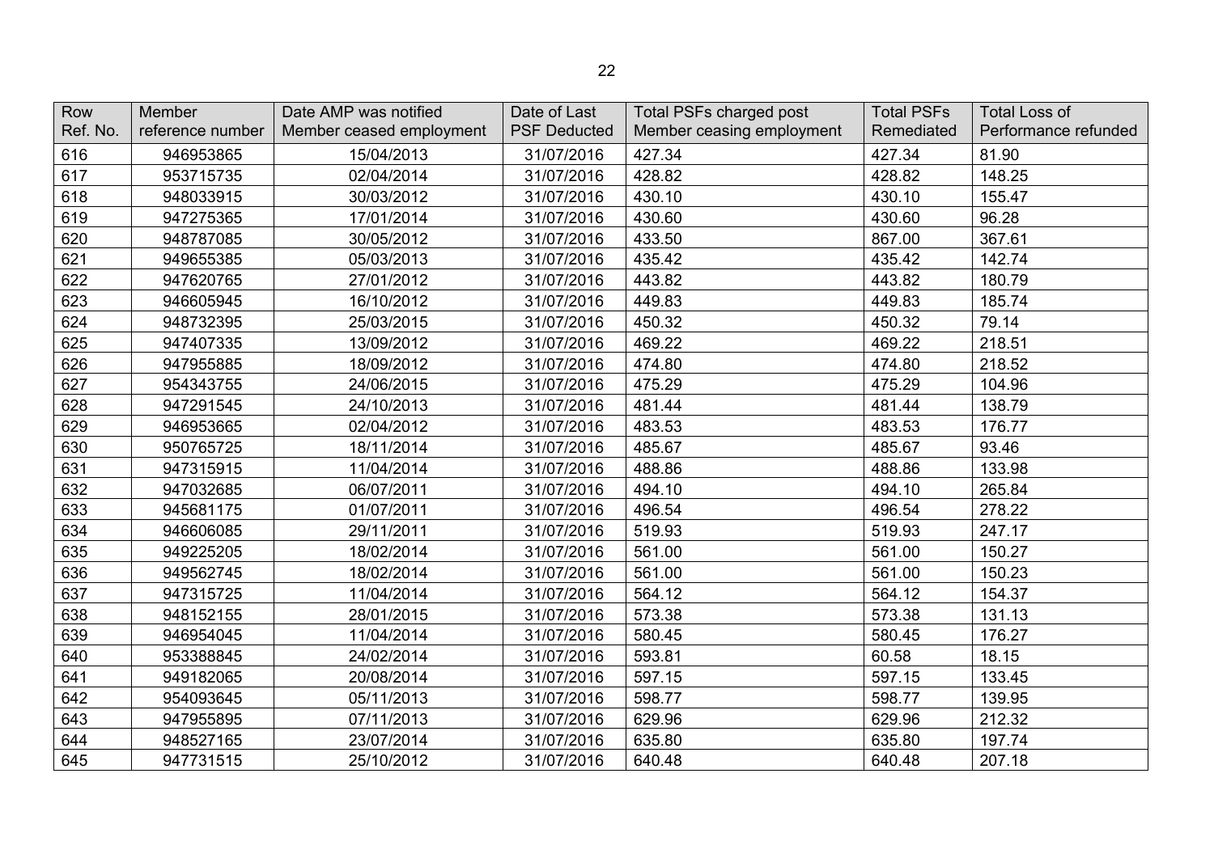| Row Ref. No. | Member reference number | Date AMP was notified Member ceased employment | Date of Last PSF Deducted | Total PSFs charged post Member ceasing employment | Total PSFs Remediated | Total Loss of Performance refunded |
|---|---|---|---|---|---|---|
| 616 | 946953865 | 15/04/2013 | 31/07/2016 | 427.34 | 427.34 | 81.90 |
| 617 | 953715735 | 02/04/2014 | 31/07/2016 | 428.82 | 428.82 | 148.25 |
| 618 | 948033915 | 30/03/2012 | 31/07/2016 | 430.10 | 430.10 | 155.47 |
| 619 | 947275365 | 17/01/2014 | 31/07/2016 | 430.60 | 430.60 | 96.28 |
| 620 | 948787085 | 30/05/2012 | 31/07/2016 | 433.50 | 867.00 | 367.61 |
| 621 | 949655385 | 05/03/2013 | 31/07/2016 | 435.42 | 435.42 | 142.74 |
| 622 | 947620765 | 27/01/2012 | 31/07/2016 | 443.82 | 443.82 | 180.79 |
| 623 | 946605945 | 16/10/2012 | 31/07/2016 | 449.83 | 449.83 | 185.74 |
| 624 | 948732395 | 25/03/2015 | 31/07/2016 | 450.32 | 450.32 | 79.14 |
| 625 | 947407335 | 13/09/2012 | 31/07/2016 | 469.22 | 469.22 | 218.51 |
| 626 | 947955885 | 18/09/2012 | 31/07/2016 | 474.80 | 474.80 | 218.52 |
| 627 | 954343755 | 24/06/2015 | 31/07/2016 | 475.29 | 475.29 | 104.96 |
| 628 | 947291545 | 24/10/2013 | 31/07/2016 | 481.44 | 481.44 | 138.79 |
| 629 | 946953665 | 02/04/2012 | 31/07/2016 | 483.53 | 483.53 | 176.77 |
| 630 | 950765725 | 18/11/2014 | 31/07/2016 | 485.67 | 485.67 | 93.46 |
| 631 | 947315915 | 11/04/2014 | 31/07/2016 | 488.86 | 488.86 | 133.98 |
| 632 | 947032685 | 06/07/2011 | 31/07/2016 | 494.10 | 494.10 | 265.84 |
| 633 | 945681175 | 01/07/2011 | 31/07/2016 | 496.54 | 496.54 | 278.22 |
| 634 | 946606085 | 29/11/2011 | 31/07/2016 | 519.93 | 519.93 | 247.17 |
| 635 | 949225205 | 18/02/2014 | 31/07/2016 | 561.00 | 561.00 | 150.27 |
| 636 | 949562745 | 18/02/2014 | 31/07/2016 | 561.00 | 561.00 | 150.23 |
| 637 | 947315725 | 11/04/2014 | 31/07/2016 | 564.12 | 564.12 | 154.37 |
| 638 | 948152155 | 28/01/2015 | 31/07/2016 | 573.38 | 573.38 | 131.13 |
| 639 | 946954045 | 11/04/2014 | 31/07/2016 | 580.45 | 580.45 | 176.27 |
| 640 | 953388845 | 24/02/2014 | 31/07/2016 | 593.81 | 60.58 | 18.15 |
| 641 | 949182065 | 20/08/2014 | 31/07/2016 | 597.15 | 597.15 | 133.45 |
| 642 | 954093645 | 05/11/2013 | 31/07/2016 | 598.77 | 598.77 | 139.95 |
| 643 | 947955895 | 07/11/2013 | 31/07/2016 | 629.96 | 629.96 | 212.32 |
| 644 | 948527165 | 23/07/2014 | 31/07/2016 | 635.80 | 635.80 | 197.74 |
| 645 | 947731515 | 25/10/2012 | 31/07/2016 | 640.48 | 640.48 | 207.18 |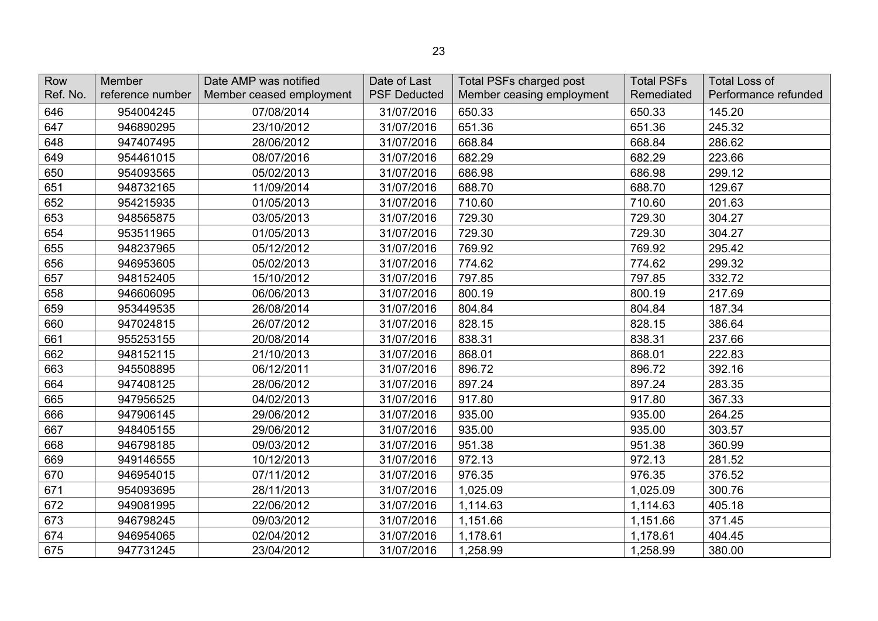| Row Ref. No. | Member reference number | Date AMP was notified Member ceased employment | Date of Last PSF Deducted | Total PSFs charged post Member ceasing employment | Total PSFs Remediated | Total Loss of Performance refunded |
|---|---|---|---|---|---|---|
| 646 | 954004245 | 07/08/2014 | 31/07/2016 | 650.33 | 650.33 | 145.20 |
| 647 | 946890295 | 23/10/2012 | 31/07/2016 | 651.36 | 651.36 | 245.32 |
| 648 | 947407495 | 28/06/2012 | 31/07/2016 | 668.84 | 668.84 | 286.62 |
| 649 | 954461015 | 08/07/2016 | 31/07/2016 | 682.29 | 682.29 | 223.66 |
| 650 | 954093565 | 05/02/2013 | 31/07/2016 | 686.98 | 686.98 | 299.12 |
| 651 | 948732165 | 11/09/2014 | 31/07/2016 | 688.70 | 688.70 | 129.67 |
| 652 | 954215935 | 01/05/2013 | 31/07/2016 | 710.60 | 710.60 | 201.63 |
| 653 | 948565875 | 03/05/2013 | 31/07/2016 | 729.30 | 729.30 | 304.27 |
| 654 | 953511965 | 01/05/2013 | 31/07/2016 | 729.30 | 729.30 | 304.27 |
| 655 | 948237965 | 05/12/2012 | 31/07/2016 | 769.92 | 769.92 | 295.42 |
| 656 | 946953605 | 05/02/2013 | 31/07/2016 | 774.62 | 774.62 | 299.32 |
| 657 | 948152405 | 15/10/2012 | 31/07/2016 | 797.85 | 797.85 | 332.72 |
| 658 | 946606095 | 06/06/2013 | 31/07/2016 | 800.19 | 800.19 | 217.69 |
| 659 | 953449535 | 26/08/2014 | 31/07/2016 | 804.84 | 804.84 | 187.34 |
| 660 | 947024815 | 26/07/2012 | 31/07/2016 | 828.15 | 828.15 | 386.64 |
| 661 | 955253155 | 20/08/2014 | 31/07/2016 | 838.31 | 838.31 | 237.66 |
| 662 | 948152115 | 21/10/2013 | 31/07/2016 | 868.01 | 868.01 | 222.83 |
| 663 | 945508895 | 06/12/2011 | 31/07/2016 | 896.72 | 896.72 | 392.16 |
| 664 | 947408125 | 28/06/2012 | 31/07/2016 | 897.24 | 897.24 | 283.35 |
| 665 | 947956525 | 04/02/2013 | 31/07/2016 | 917.80 | 917.80 | 367.33 |
| 666 | 947906145 | 29/06/2012 | 31/07/2016 | 935.00 | 935.00 | 264.25 |
| 667 | 948405155 | 29/06/2012 | 31/07/2016 | 935.00 | 935.00 | 303.57 |
| 668 | 946798185 | 09/03/2012 | 31/07/2016 | 951.38 | 951.38 | 360.99 |
| 669 | 949146555 | 10/12/2013 | 31/07/2016 | 972.13 | 972.13 | 281.52 |
| 670 | 946954015 | 07/11/2012 | 31/07/2016 | 976.35 | 976.35 | 376.52 |
| 671 | 954093695 | 28/11/2013 | 31/07/2016 | 1,025.09 | 1,025.09 | 300.76 |
| 672 | 949081995 | 22/06/2012 | 31/07/2016 | 1,114.63 | 1,114.63 | 405.18 |
| 673 | 946798245 | 09/03/2012 | 31/07/2016 | 1,151.66 | 1,151.66 | 371.45 |
| 674 | 946954065 | 02/04/2012 | 31/07/2016 | 1,178.61 | 1,178.61 | 404.45 |
| 675 | 947731245 | 23/04/2012 | 31/07/2016 | 1,258.99 | 1,258.99 | 380.00 |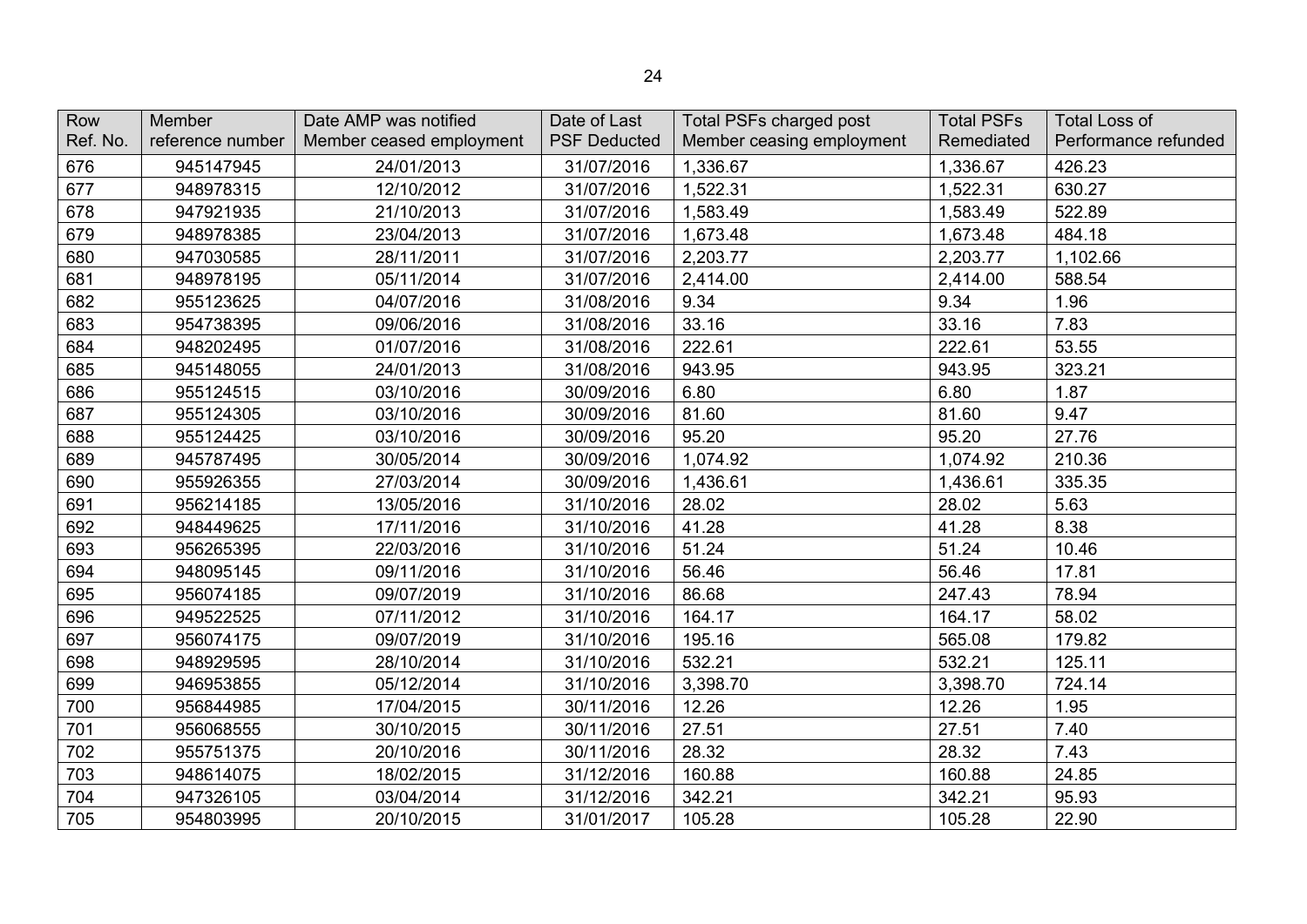| Row Ref. No. | Member reference number | Date AMP was notified Member ceased employment | Date of Last PSF Deducted | Total PSFs charged post Member ceasing employment | Total PSFs Remediated | Total Loss of Performance refunded |
|---|---|---|---|---|---|---|
| 676 | 945147945 | 24/01/2013 | 31/07/2016 | 1,336.67 | 1,336.67 | 426.23 |
| 677 | 948978315 | 12/10/2012 | 31/07/2016 | 1,522.31 | 1,522.31 | 630.27 |
| 678 | 947921935 | 21/10/2013 | 31/07/2016 | 1,583.49 | 1,583.49 | 522.89 |
| 679 | 948978385 | 23/04/2013 | 31/07/2016 | 1,673.48 | 1,673.48 | 484.18 |
| 680 | 947030585 | 28/11/2011 | 31/07/2016 | 2,203.77 | 2,203.77 | 1,102.66 |
| 681 | 948978195 | 05/11/2014 | 31/07/2016 | 2,414.00 | 2,414.00 | 588.54 |
| 682 | 955123625 | 04/07/2016 | 31/08/2016 | 9.34 | 9.34 | 1.96 |
| 683 | 954738395 | 09/06/2016 | 31/08/2016 | 33.16 | 33.16 | 7.83 |
| 684 | 948202495 | 01/07/2016 | 31/08/2016 | 222.61 | 222.61 | 53.55 |
| 685 | 945148055 | 24/01/2013 | 31/08/2016 | 943.95 | 943.95 | 323.21 |
| 686 | 955124515 | 03/10/2016 | 30/09/2016 | 6.80 | 6.80 | 1.87 |
| 687 | 955124305 | 03/10/2016 | 30/09/2016 | 81.60 | 81.60 | 9.47 |
| 688 | 955124425 | 03/10/2016 | 30/09/2016 | 95.20 | 95.20 | 27.76 |
| 689 | 945787495 | 30/05/2014 | 30/09/2016 | 1,074.92 | 1,074.92 | 210.36 |
| 690 | 955926355 | 27/03/2014 | 30/09/2016 | 1,436.61 | 1,436.61 | 335.35 |
| 691 | 956214185 | 13/05/2016 | 31/10/2016 | 28.02 | 28.02 | 5.63 |
| 692 | 948449625 | 17/11/2016 | 31/10/2016 | 41.28 | 41.28 | 8.38 |
| 693 | 956265395 | 22/03/2016 | 31/10/2016 | 51.24 | 51.24 | 10.46 |
| 694 | 948095145 | 09/11/2016 | 31/10/2016 | 56.46 | 56.46 | 17.81 |
| 695 | 956074185 | 09/07/2019 | 31/10/2016 | 86.68 | 247.43 | 78.94 |
| 696 | 949522525 | 07/11/2012 | 31/10/2016 | 164.17 | 164.17 | 58.02 |
| 697 | 956074175 | 09/07/2019 | 31/10/2016 | 195.16 | 565.08 | 179.82 |
| 698 | 948929595 | 28/10/2014 | 31/10/2016 | 532.21 | 532.21 | 125.11 |
| 699 | 946953855 | 05/12/2014 | 31/10/2016 | 3,398.70 | 3,398.70 | 724.14 |
| 700 | 956844985 | 17/04/2015 | 30/11/2016 | 12.26 | 12.26 | 1.95 |
| 701 | 956068555 | 30/10/2015 | 30/11/2016 | 27.51 | 27.51 | 7.40 |
| 702 | 955751375 | 20/10/2016 | 30/11/2016 | 28.32 | 28.32 | 7.43 |
| 703 | 948614075 | 18/02/2015 | 31/12/2016 | 160.88 | 160.88 | 24.85 |
| 704 | 947326105 | 03/04/2014 | 31/12/2016 | 342.21 | 342.21 | 95.93 |
| 705 | 954803995 | 20/10/2015 | 31/01/2017 | 105.28 | 105.28 | 22.90 |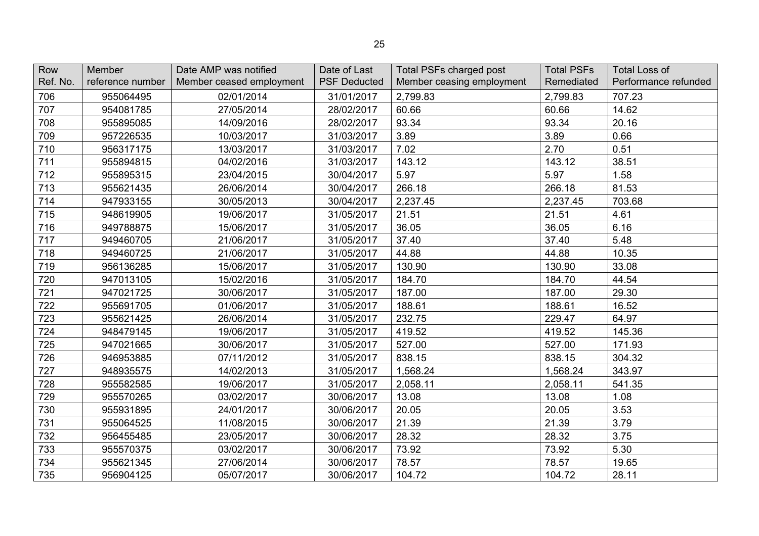| Row Ref. No. | Member reference number | Date AMP was notified Member ceased employment | Date of Last PSF Deducted | Total PSFs charged post Member ceasing employment | Total PSFs Remediated | Total Loss of Performance refunded |
|---|---|---|---|---|---|---|
| 706 | 955064495 | 02/01/2014 | 31/01/2017 | 2,799.83 | 2,799.83 | 707.23 |
| 707 | 954081785 | 27/05/2014 | 28/02/2017 | 60.66 | 60.66 | 14.62 |
| 708 | 955895085 | 14/09/2016 | 28/02/2017 | 93.34 | 93.34 | 20.16 |
| 709 | 957226535 | 10/03/2017 | 31/03/2017 | 3.89 | 3.89 | 0.66 |
| 710 | 956317175 | 13/03/2017 | 31/03/2017 | 7.02 | 2.70 | 0.51 |
| 711 | 955894815 | 04/02/2016 | 31/03/2017 | 143.12 | 143.12 | 38.51 |
| 712 | 955895315 | 23/04/2015 | 30/04/2017 | 5.97 | 5.97 | 1.58 |
| 713 | 955621435 | 26/06/2014 | 30/04/2017 | 266.18 | 266.18 | 81.53 |
| 714 | 947933155 | 30/05/2013 | 30/04/2017 | 2,237.45 | 2,237.45 | 703.68 |
| 715 | 948619905 | 19/06/2017 | 31/05/2017 | 21.51 | 21.51 | 4.61 |
| 716 | 949788875 | 15/06/2017 | 31/05/2017 | 36.05 | 36.05 | 6.16 |
| 717 | 949460705 | 21/06/2017 | 31/05/2017 | 37.40 | 37.40 | 5.48 |
| 718 | 949460725 | 21/06/2017 | 31/05/2017 | 44.88 | 44.88 | 10.35 |
| 719 | 956136285 | 15/06/2017 | 31/05/2017 | 130.90 | 130.90 | 33.08 |
| 720 | 947013105 | 15/02/2016 | 31/05/2017 | 184.70 | 184.70 | 44.54 |
| 721 | 947021725 | 30/06/2017 | 31/05/2017 | 187.00 | 187.00 | 29.30 |
| 722 | 955691705 | 01/06/2017 | 31/05/2017 | 188.61 | 188.61 | 16.52 |
| 723 | 955621425 | 26/06/2014 | 31/05/2017 | 232.75 | 229.47 | 64.97 |
| 724 | 948479145 | 19/06/2017 | 31/05/2017 | 419.52 | 419.52 | 145.36 |
| 725 | 947021665 | 30/06/2017 | 31/05/2017 | 527.00 | 527.00 | 171.93 |
| 726 | 946953885 | 07/11/2012 | 31/05/2017 | 838.15 | 838.15 | 304.32 |
| 727 | 948935575 | 14/02/2013 | 31/05/2017 | 1,568.24 | 1,568.24 | 343.97 |
| 728 | 955582585 | 19/06/2017 | 31/05/2017 | 2,058.11 | 2,058.11 | 541.35 |
| 729 | 955570265 | 03/02/2017 | 30/06/2017 | 13.08 | 13.08 | 1.08 |
| 730 | 955931895 | 24/01/2017 | 30/06/2017 | 20.05 | 20.05 | 3.53 |
| 731 | 955064525 | 11/08/2015 | 30/06/2017 | 21.39 | 21.39 | 3.79 |
| 732 | 956455485 | 23/05/2017 | 30/06/2017 | 28.32 | 28.32 | 3.75 |
| 733 | 955570375 | 03/02/2017 | 30/06/2017 | 73.92 | 73.92 | 5.30 |
| 734 | 955621345 | 27/06/2014 | 30/06/2017 | 78.57 | 78.57 | 19.65 |
| 735 | 956904125 | 05/07/2017 | 30/06/2017 | 104.72 | 104.72 | 28.11 |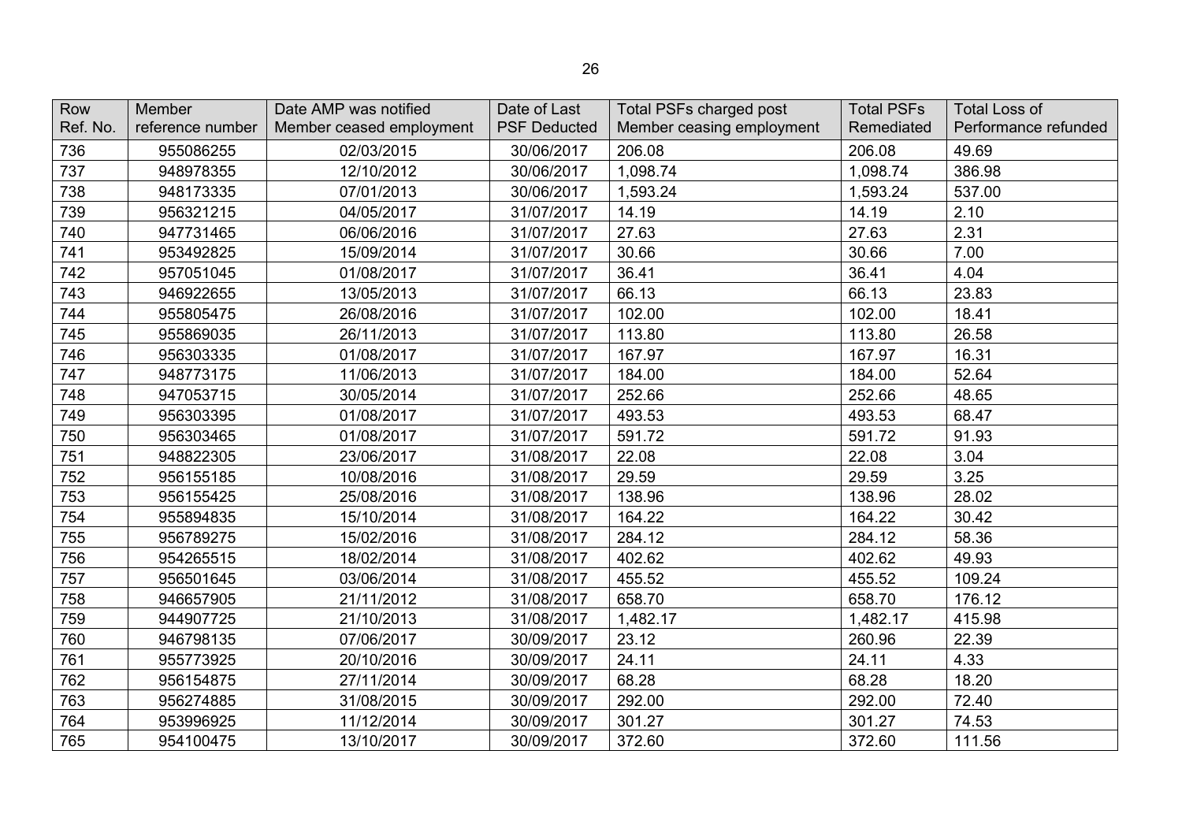| Row Ref. No. | Member reference number | Date AMP was notified Member ceased employment | Date of Last PSF Deducted | Total PSFs charged post Member ceasing employment | Total PSFs Remediated | Total Loss of Performance refunded |
|---|---|---|---|---|---|---|
| 736 | 955086255 | 02/03/2015 | 30/06/2017 | 206.08 | 206.08 | 49.69 |
| 737 | 948978355 | 12/10/2012 | 30/06/2017 | 1,098.74 | 1,098.74 | 386.98 |
| 738 | 948173335 | 07/01/2013 | 30/06/2017 | 1,593.24 | 1,593.24 | 537.00 |
| 739 | 956321215 | 04/05/2017 | 31/07/2017 | 14.19 | 14.19 | 2.10 |
| 740 | 947731465 | 06/06/2016 | 31/07/2017 | 27.63 | 27.63 | 2.31 |
| 741 | 953492825 | 15/09/2014 | 31/07/2017 | 30.66 | 30.66 | 7.00 |
| 742 | 957051045 | 01/08/2017 | 31/07/2017 | 36.41 | 36.41 | 4.04 |
| 743 | 946922655 | 13/05/2013 | 31/07/2017 | 66.13 | 66.13 | 23.83 |
| 744 | 955805475 | 26/08/2016 | 31/07/2017 | 102.00 | 102.00 | 18.41 |
| 745 | 955869035 | 26/11/2013 | 31/07/2017 | 113.80 | 113.80 | 26.58 |
| 746 | 956303335 | 01/08/2017 | 31/07/2017 | 167.97 | 167.97 | 16.31 |
| 747 | 948773175 | 11/06/2013 | 31/07/2017 | 184.00 | 184.00 | 52.64 |
| 748 | 947053715 | 30/05/2014 | 31/07/2017 | 252.66 | 252.66 | 48.65 |
| 749 | 956303395 | 01/08/2017 | 31/07/2017 | 493.53 | 493.53 | 68.47 |
| 750 | 956303465 | 01/08/2017 | 31/07/2017 | 591.72 | 591.72 | 91.93 |
| 751 | 948822305 | 23/06/2017 | 31/08/2017 | 22.08 | 22.08 | 3.04 |
| 752 | 956155185 | 10/08/2016 | 31/08/2017 | 29.59 | 29.59 | 3.25 |
| 753 | 956155425 | 25/08/2016 | 31/08/2017 | 138.96 | 138.96 | 28.02 |
| 754 | 955894835 | 15/10/2014 | 31/08/2017 | 164.22 | 164.22 | 30.42 |
| 755 | 956789275 | 15/02/2016 | 31/08/2017 | 284.12 | 284.12 | 58.36 |
| 756 | 954265515 | 18/02/2014 | 31/08/2017 | 402.62 | 402.62 | 49.93 |
| 757 | 956501645 | 03/06/2014 | 31/08/2017 | 455.52 | 455.52 | 109.24 |
| 758 | 946657905 | 21/11/2012 | 31/08/2017 | 658.70 | 658.70 | 176.12 |
| 759 | 944907725 | 21/10/2013 | 31/08/2017 | 1,482.17 | 1,482.17 | 415.98 |
| 760 | 946798135 | 07/06/2017 | 30/09/2017 | 23.12 | 260.96 | 22.39 |
| 761 | 955773925 | 20/10/2016 | 30/09/2017 | 24.11 | 24.11 | 4.33 |
| 762 | 956154875 | 27/11/2014 | 30/09/2017 | 68.28 | 68.28 | 18.20 |
| 763 | 956274885 | 31/08/2015 | 30/09/2017 | 292.00 | 292.00 | 72.40 |
| 764 | 953996925 | 11/12/2014 | 30/09/2017 | 301.27 | 301.27 | 74.53 |
| 765 | 954100475 | 13/10/2017 | 30/09/2017 | 372.60 | 372.60 | 111.56 |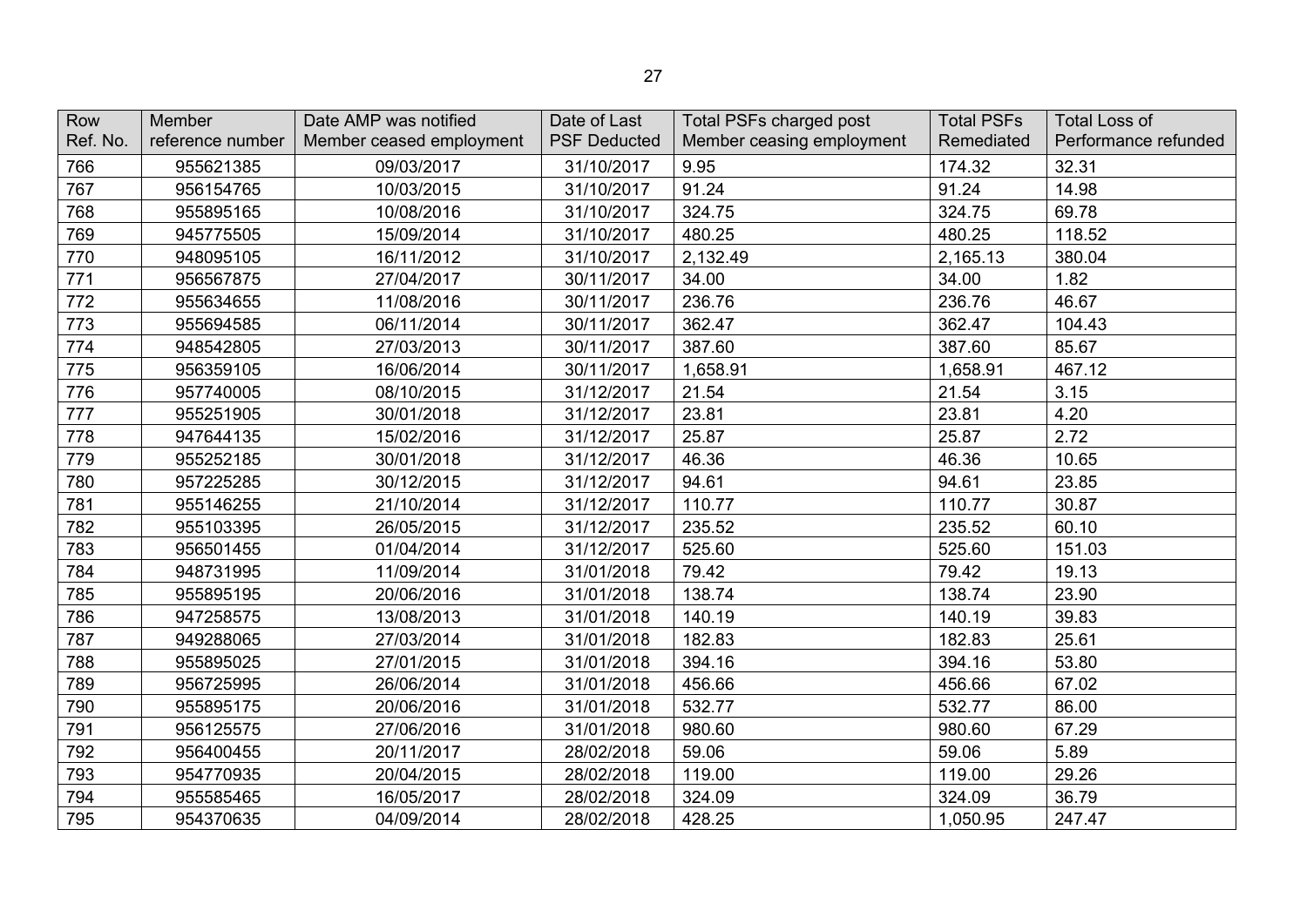| Row Ref. No. | Member reference number | Date AMP was notified Member ceased employment | Date of Last PSF Deducted | Total PSFs charged post Member ceasing employment | Total PSFs Remediated | Total Loss of Performance refunded |
|---|---|---|---|---|---|---|
| 766 | 955621385 | 09/03/2017 | 31/10/2017 | 9.95 | 174.32 | 32.31 |
| 767 | 956154765 | 10/03/2015 | 31/10/2017 | 91.24 | 91.24 | 14.98 |
| 768 | 955895165 | 10/08/2016 | 31/10/2017 | 324.75 | 324.75 | 69.78 |
| 769 | 945775505 | 15/09/2014 | 31/10/2017 | 480.25 | 480.25 | 118.52 |
| 770 | 948095105 | 16/11/2012 | 31/10/2017 | 2,132.49 | 2,165.13 | 380.04 |
| 771 | 956567875 | 27/04/2017 | 30/11/2017 | 34.00 | 34.00 | 1.82 |
| 772 | 955634655 | 11/08/2016 | 30/11/2017 | 236.76 | 236.76 | 46.67 |
| 773 | 955694585 | 06/11/2014 | 30/11/2017 | 362.47 | 362.47 | 104.43 |
| 774 | 948542805 | 27/03/2013 | 30/11/2017 | 387.60 | 387.60 | 85.67 |
| 775 | 956359105 | 16/06/2014 | 30/11/2017 | 1,658.91 | 1,658.91 | 467.12 |
| 776 | 957740005 | 08/10/2015 | 31/12/2017 | 21.54 | 21.54 | 3.15 |
| 777 | 955251905 | 30/01/2018 | 31/12/2017 | 23.81 | 23.81 | 4.20 |
| 778 | 947644135 | 15/02/2016 | 31/12/2017 | 25.87 | 25.87 | 2.72 |
| 779 | 955252185 | 30/01/2018 | 31/12/2017 | 46.36 | 46.36 | 10.65 |
| 780 | 957225285 | 30/12/2015 | 31/12/2017 | 94.61 | 94.61 | 23.85 |
| 781 | 955146255 | 21/10/2014 | 31/12/2017 | 110.77 | 110.77 | 30.87 |
| 782 | 955103395 | 26/05/2015 | 31/12/2017 | 235.52 | 235.52 | 60.10 |
| 783 | 956501455 | 01/04/2014 | 31/12/2017 | 525.60 | 525.60 | 151.03 |
| 784 | 948731995 | 11/09/2014 | 31/01/2018 | 79.42 | 79.42 | 19.13 |
| 785 | 955895195 | 20/06/2016 | 31/01/2018 | 138.74 | 138.74 | 23.90 |
| 786 | 947258575 | 13/08/2013 | 31/01/2018 | 140.19 | 140.19 | 39.83 |
| 787 | 949288065 | 27/03/2014 | 31/01/2018 | 182.83 | 182.83 | 25.61 |
| 788 | 955895025 | 27/01/2015 | 31/01/2018 | 394.16 | 394.16 | 53.80 |
| 789 | 956725995 | 26/06/2014 | 31/01/2018 | 456.66 | 456.66 | 67.02 |
| 790 | 955895175 | 20/06/2016 | 31/01/2018 | 532.77 | 532.77 | 86.00 |
| 791 | 956125575 | 27/06/2016 | 31/01/2018 | 980.60 | 980.60 | 67.29 |
| 792 | 956400455 | 20/11/2017 | 28/02/2018 | 59.06 | 59.06 | 5.89 |
| 793 | 954770935 | 20/04/2015 | 28/02/2018 | 119.00 | 119.00 | 29.26 |
| 794 | 955585465 | 16/05/2017 | 28/02/2018 | 324.09 | 324.09 | 36.79 |
| 795 | 954370635 | 04/09/2014 | 28/02/2018 | 428.25 | 1,050.95 | 247.47 |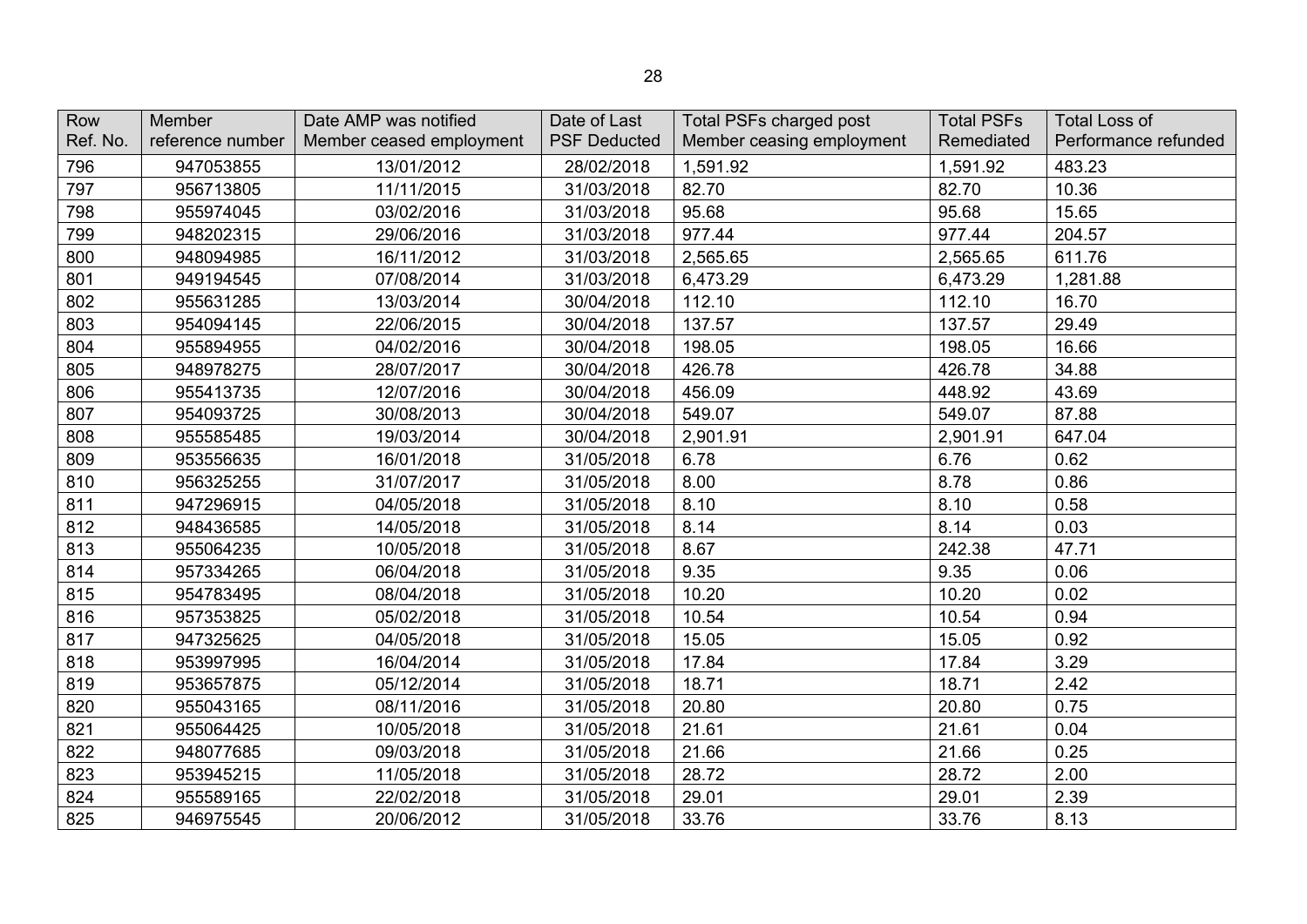| Row Ref. No. | Member reference number | Date AMP was notified Member ceased employment | Date of Last PSF Deducted | Total PSFs charged post Member ceasing employment | Total PSFs Remediated | Total Loss of Performance refunded |
|---|---|---|---|---|---|---|
| 796 | 947053855 | 13/01/2012 | 28/02/2018 | 1,591.92 | 1,591.92 | 483.23 |
| 797 | 956713805 | 11/11/2015 | 31/03/2018 | 82.70 | 82.70 | 10.36 |
| 798 | 955974045 | 03/02/2016 | 31/03/2018 | 95.68 | 95.68 | 15.65 |
| 799 | 948202315 | 29/06/2016 | 31/03/2018 | 977.44 | 977.44 | 204.57 |
| 800 | 948094985 | 16/11/2012 | 31/03/2018 | 2,565.65 | 2,565.65 | 611.76 |
| 801 | 949194545 | 07/08/2014 | 31/03/2018 | 6,473.29 | 6,473.29 | 1,281.88 |
| 802 | 955631285 | 13/03/2014 | 30/04/2018 | 112.10 | 112.10 | 16.70 |
| 803 | 954094145 | 22/06/2015 | 30/04/2018 | 137.57 | 137.57 | 29.49 |
| 804 | 955894955 | 04/02/2016 | 30/04/2018 | 198.05 | 198.05 | 16.66 |
| 805 | 948978275 | 28/07/2017 | 30/04/2018 | 426.78 | 426.78 | 34.88 |
| 806 | 955413735 | 12/07/2016 | 30/04/2018 | 456.09 | 448.92 | 43.69 |
| 807 | 954093725 | 30/08/2013 | 30/04/2018 | 549.07 | 549.07 | 87.88 |
| 808 | 955585485 | 19/03/2014 | 30/04/2018 | 2,901.91 | 2,901.91 | 647.04 |
| 809 | 953556635 | 16/01/2018 | 31/05/2018 | 6.78 | 6.76 | 0.62 |
| 810 | 956325255 | 31/07/2017 | 31/05/2018 | 8.00 | 8.78 | 0.86 |
| 811 | 947296915 | 04/05/2018 | 31/05/2018 | 8.10 | 8.10 | 0.58 |
| 812 | 948436585 | 14/05/2018 | 31/05/2018 | 8.14 | 8.14 | 0.03 |
| 813 | 955064235 | 10/05/2018 | 31/05/2018 | 8.67 | 242.38 | 47.71 |
| 814 | 957334265 | 06/04/2018 | 31/05/2018 | 9.35 | 9.35 | 0.06 |
| 815 | 954783495 | 08/04/2018 | 31/05/2018 | 10.20 | 10.20 | 0.02 |
| 816 | 957353825 | 05/02/2018 | 31/05/2018 | 10.54 | 10.54 | 0.94 |
| 817 | 947325625 | 04/05/2018 | 31/05/2018 | 15.05 | 15.05 | 0.92 |
| 818 | 953997995 | 16/04/2014 | 31/05/2018 | 17.84 | 17.84 | 3.29 |
| 819 | 953657875 | 05/12/2014 | 31/05/2018 | 18.71 | 18.71 | 2.42 |
| 820 | 955043165 | 08/11/2016 | 31/05/2018 | 20.80 | 20.80 | 0.75 |
| 821 | 955064425 | 10/05/2018 | 31/05/2018 | 21.61 | 21.61 | 0.04 |
| 822 | 948077685 | 09/03/2018 | 31/05/2018 | 21.66 | 21.66 | 0.25 |
| 823 | 953945215 | 11/05/2018 | 31/05/2018 | 28.72 | 28.72 | 2.00 |
| 824 | 955589165 | 22/02/2018 | 31/05/2018 | 29.01 | 29.01 | 2.39 |
| 825 | 946975545 | 20/06/2012 | 31/05/2018 | 33.76 | 33.76 | 8.13 |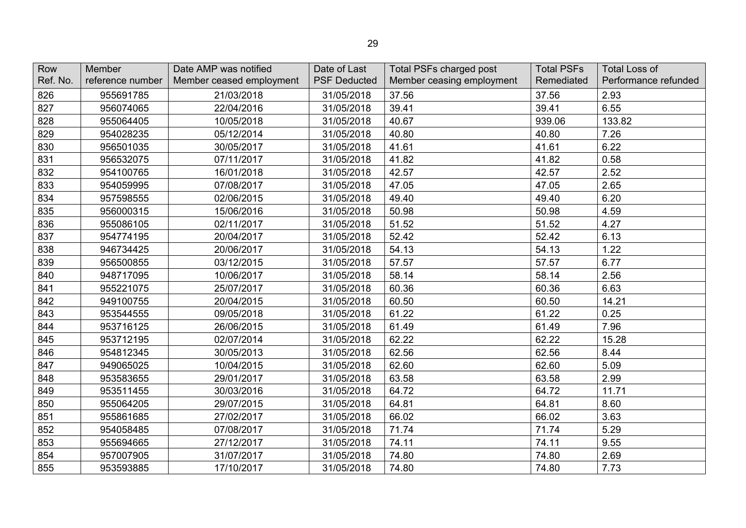| Row Ref. No. | Member reference number | Date AMP was notified Member ceased employment | Date of Last PSF Deducted | Total PSFs charged post Member ceasing employment | Total PSFs Remediated | Total Loss of Performance refunded |
|---|---|---|---|---|---|---|
| 826 | 955691785 | 21/03/2018 | 31/05/2018 | 37.56 | 37.56 | 2.93 |
| 827 | 956074065 | 22/04/2016 | 31/05/2018 | 39.41 | 39.41 | 6.55 |
| 828 | 955064405 | 10/05/2018 | 31/05/2018 | 40.67 | 939.06 | 133.82 |
| 829 | 954028235 | 05/12/2014 | 31/05/2018 | 40.80 | 40.80 | 7.26 |
| 830 | 956501035 | 30/05/2017 | 31/05/2018 | 41.61 | 41.61 | 6.22 |
| 831 | 956532075 | 07/11/2017 | 31/05/2018 | 41.82 | 41.82 | 0.58 |
| 832 | 954100765 | 16/01/2018 | 31/05/2018 | 42.57 | 42.57 | 2.52 |
| 833 | 954059995 | 07/08/2017 | 31/05/2018 | 47.05 | 47.05 | 2.65 |
| 834 | 957598555 | 02/06/2015 | 31/05/2018 | 49.40 | 49.40 | 6.20 |
| 835 | 956000315 | 15/06/2016 | 31/05/2018 | 50.98 | 50.98 | 4.59 |
| 836 | 955086105 | 02/11/2017 | 31/05/2018 | 51.52 | 51.52 | 4.27 |
| 837 | 954774195 | 20/04/2017 | 31/05/2018 | 52.42 | 52.42 | 6.13 |
| 838 | 946734425 | 20/06/2017 | 31/05/2018 | 54.13 | 54.13 | 1.22 |
| 839 | 956500855 | 03/12/2015 | 31/05/2018 | 57.57 | 57.57 | 6.77 |
| 840 | 948717095 | 10/06/2017 | 31/05/2018 | 58.14 | 58.14 | 2.56 |
| 841 | 955221075 | 25/07/2017 | 31/05/2018 | 60.36 | 60.36 | 6.63 |
| 842 | 949100755 | 20/04/2015 | 31/05/2018 | 60.50 | 60.50 | 14.21 |
| 843 | 953544555 | 09/05/2018 | 31/05/2018 | 61.22 | 61.22 | 0.25 |
| 844 | 953716125 | 26/06/2015 | 31/05/2018 | 61.49 | 61.49 | 7.96 |
| 845 | 953712195 | 02/07/2014 | 31/05/2018 | 62.22 | 62.22 | 15.28 |
| 846 | 954812345 | 30/05/2013 | 31/05/2018 | 62.56 | 62.56 | 8.44 |
| 847 | 949065025 | 10/04/2015 | 31/05/2018 | 62.60 | 62.60 | 5.09 |
| 848 | 953583655 | 29/01/2017 | 31/05/2018 | 63.58 | 63.58 | 2.99 |
| 849 | 953511455 | 30/03/2016 | 31/05/2018 | 64.72 | 64.72 | 11.71 |
| 850 | 955064205 | 29/07/2015 | 31/05/2018 | 64.81 | 64.81 | 8.60 |
| 851 | 955861685 | 27/02/2017 | 31/05/2018 | 66.02 | 66.02 | 3.63 |
| 852 | 954058485 | 07/08/2017 | 31/05/2018 | 71.74 | 71.74 | 5.29 |
| 853 | 955694665 | 27/12/2017 | 31/05/2018 | 74.11 | 74.11 | 9.55 |
| 854 | 957007905 | 31/07/2017 | 31/05/2018 | 74.80 | 74.80 | 2.69 |
| 855 | 953593885 | 17/10/2017 | 31/05/2018 | 74.80 | 74.80 | 7.73 |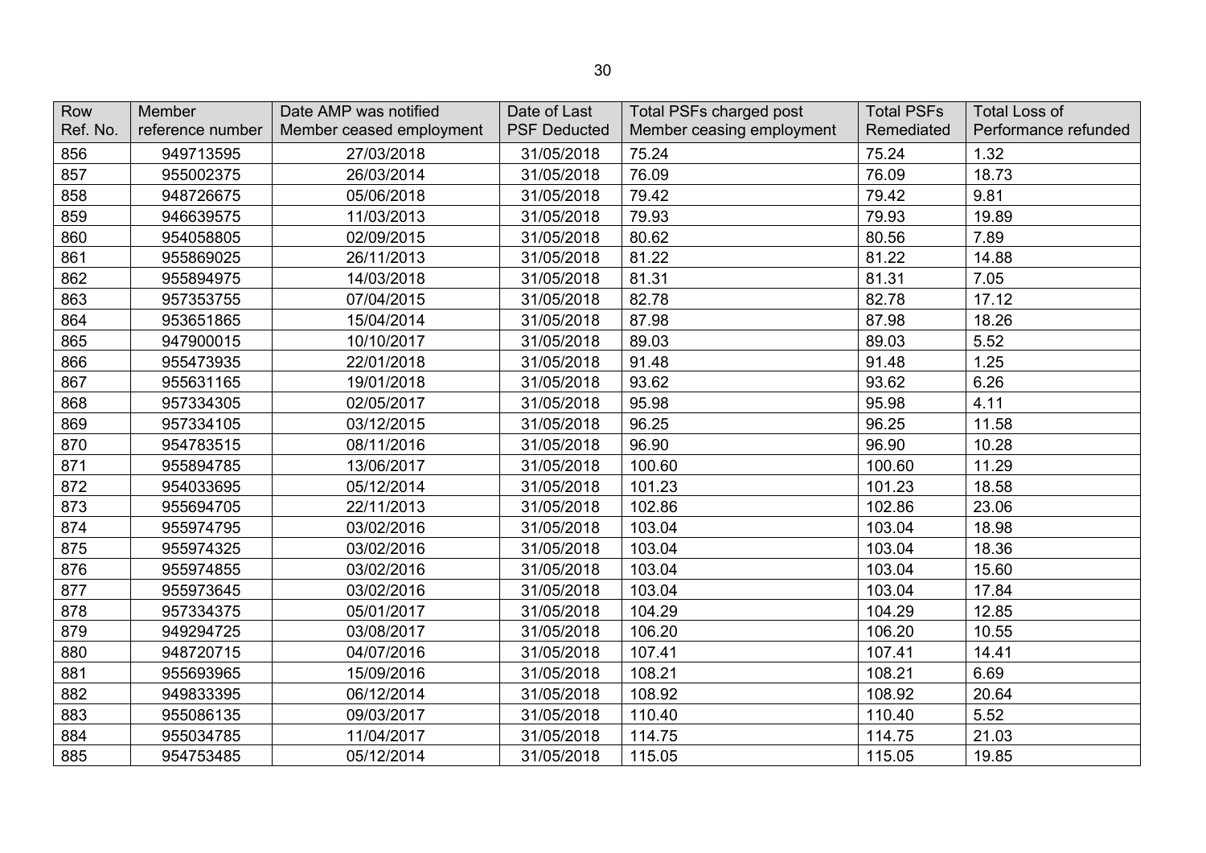| Row Ref. No. | Member reference number | Date AMP was notified Member ceased employment | Date of Last PSF Deducted | Total PSFs charged post Member ceasing employment | Total PSFs Remediated | Total Loss of Performance refunded |
|---|---|---|---|---|---|---|
| 856 | 949713595 | 27/03/2018 | 31/05/2018 | 75.24 | 75.24 | 1.32 |
| 857 | 955002375 | 26/03/2014 | 31/05/2018 | 76.09 | 76.09 | 18.73 |
| 858 | 948726675 | 05/06/2018 | 31/05/2018 | 79.42 | 79.42 | 9.81 |
| 859 | 946639575 | 11/03/2013 | 31/05/2018 | 79.93 | 79.93 | 19.89 |
| 860 | 954058805 | 02/09/2015 | 31/05/2018 | 80.62 | 80.56 | 7.89 |
| 861 | 955869025 | 26/11/2013 | 31/05/2018 | 81.22 | 81.22 | 14.88 |
| 862 | 955894975 | 14/03/2018 | 31/05/2018 | 81.31 | 81.31 | 7.05 |
| 863 | 957353755 | 07/04/2015 | 31/05/2018 | 82.78 | 82.78 | 17.12 |
| 864 | 953651865 | 15/04/2014 | 31/05/2018 | 87.98 | 87.98 | 18.26 |
| 865 | 947900015 | 10/10/2017 | 31/05/2018 | 89.03 | 89.03 | 5.52 |
| 866 | 955473935 | 22/01/2018 | 31/05/2018 | 91.48 | 91.48 | 1.25 |
| 867 | 955631165 | 19/01/2018 | 31/05/2018 | 93.62 | 93.62 | 6.26 |
| 868 | 957334305 | 02/05/2017 | 31/05/2018 | 95.98 | 95.98 | 4.11 |
| 869 | 957334105 | 03/12/2015 | 31/05/2018 | 96.25 | 96.25 | 11.58 |
| 870 | 954783515 | 08/11/2016 | 31/05/2018 | 96.90 | 96.90 | 10.28 |
| 871 | 955894785 | 13/06/2017 | 31/05/2018 | 100.60 | 100.60 | 11.29 |
| 872 | 954033695 | 05/12/2014 | 31/05/2018 | 101.23 | 101.23 | 18.58 |
| 873 | 955694705 | 22/11/2013 | 31/05/2018 | 102.86 | 102.86 | 23.06 |
| 874 | 955974795 | 03/02/2016 | 31/05/2018 | 103.04 | 103.04 | 18.98 |
| 875 | 955974325 | 03/02/2016 | 31/05/2018 | 103.04 | 103.04 | 18.36 |
| 876 | 955974855 | 03/02/2016 | 31/05/2018 | 103.04 | 103.04 | 15.60 |
| 877 | 955973645 | 03/02/2016 | 31/05/2018 | 103.04 | 103.04 | 17.84 |
| 878 | 957334375 | 05/01/2017 | 31/05/2018 | 104.29 | 104.29 | 12.85 |
| 879 | 949294725 | 03/08/2017 | 31/05/2018 | 106.20 | 106.20 | 10.55 |
| 880 | 948720715 | 04/07/2016 | 31/05/2018 | 107.41 | 107.41 | 14.41 |
| 881 | 955693965 | 15/09/2016 | 31/05/2018 | 108.21 | 108.21 | 6.69 |
| 882 | 949833395 | 06/12/2014 | 31/05/2018 | 108.92 | 108.92 | 20.64 |
| 883 | 955086135 | 09/03/2017 | 31/05/2018 | 110.40 | 110.40 | 5.52 |
| 884 | 955034785 | 11/04/2017 | 31/05/2018 | 114.75 | 114.75 | 21.03 |
| 885 | 954753485 | 05/12/2014 | 31/05/2018 | 115.05 | 115.05 | 19.85 |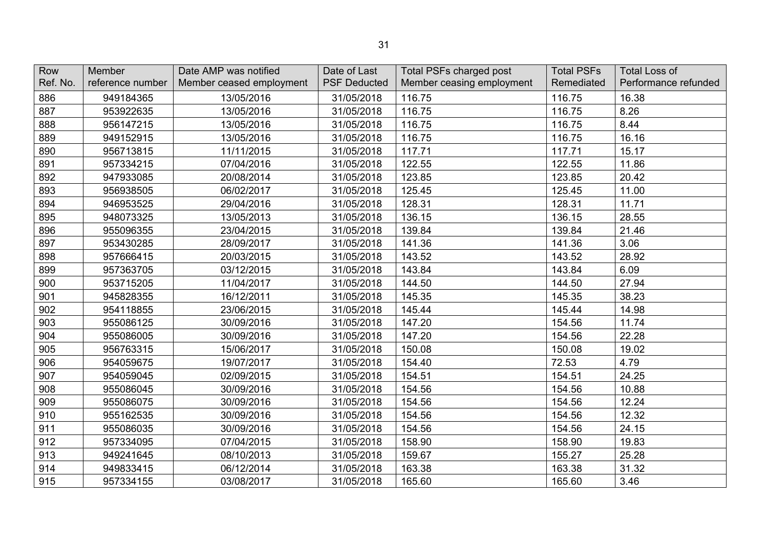| Row Ref. No. | Member reference number | Date AMP was notified Member ceased employment | Date of Last PSF Deducted | Total PSFs charged post Member ceasing employment | Total PSFs Remediated | Total Loss of Performance refunded |
|---|---|---|---|---|---|---|
| 886 | 949184365 | 13/05/2016 | 31/05/2018 | 116.75 | 116.75 | 16.38 |
| 887 | 953922635 | 13/05/2016 | 31/05/2018 | 116.75 | 116.75 | 8.26 |
| 888 | 956147215 | 13/05/2016 | 31/05/2018 | 116.75 | 116.75 | 8.44 |
| 889 | 949152915 | 13/05/2016 | 31/05/2018 | 116.75 | 116.75 | 16.16 |
| 890 | 956713815 | 11/11/2015 | 31/05/2018 | 117.71 | 117.71 | 15.17 |
| 891 | 957334215 | 07/04/2016 | 31/05/2018 | 122.55 | 122.55 | 11.86 |
| 892 | 947933085 | 20/08/2014 | 31/05/2018 | 123.85 | 123.85 | 20.42 |
| 893 | 956938505 | 06/02/2017 | 31/05/2018 | 125.45 | 125.45 | 11.00 |
| 894 | 946953525 | 29/04/2016 | 31/05/2018 | 128.31 | 128.31 | 11.71 |
| 895 | 948073325 | 13/05/2013 | 31/05/2018 | 136.15 | 136.15 | 28.55 |
| 896 | 955096355 | 23/04/2015 | 31/05/2018 | 139.84 | 139.84 | 21.46 |
| 897 | 953430285 | 28/09/2017 | 31/05/2018 | 141.36 | 141.36 | 3.06 |
| 898 | 957666415 | 20/03/2015 | 31/05/2018 | 143.52 | 143.52 | 28.92 |
| 899 | 957363705 | 03/12/2015 | 31/05/2018 | 143.84 | 143.84 | 6.09 |
| 900 | 953715205 | 11/04/2017 | 31/05/2018 | 144.50 | 144.50 | 27.94 |
| 901 | 945828355 | 16/12/2011 | 31/05/2018 | 145.35 | 145.35 | 38.23 |
| 902 | 954118855 | 23/06/2015 | 31/05/2018 | 145.44 | 145.44 | 14.98 |
| 903 | 955086125 | 30/09/2016 | 31/05/2018 | 147.20 | 154.56 | 11.74 |
| 904 | 955086005 | 30/09/2016 | 31/05/2018 | 147.20 | 154.56 | 22.28 |
| 905 | 956763315 | 15/06/2017 | 31/05/2018 | 150.08 | 150.08 | 19.02 |
| 906 | 954059675 | 19/07/2017 | 31/05/2018 | 154.40 | 72.53 | 4.79 |
| 907 | 954059045 | 02/09/2015 | 31/05/2018 | 154.51 | 154.51 | 24.25 |
| 908 | 955086045 | 30/09/2016 | 31/05/2018 | 154.56 | 154.56 | 10.88 |
| 909 | 955086075 | 30/09/2016 | 31/05/2018 | 154.56 | 154.56 | 12.24 |
| 910 | 955162535 | 30/09/2016 | 31/05/2018 | 154.56 | 154.56 | 12.32 |
| 911 | 955086035 | 30/09/2016 | 31/05/2018 | 154.56 | 154.56 | 24.15 |
| 912 | 957334095 | 07/04/2015 | 31/05/2018 | 158.90 | 158.90 | 19.83 |
| 913 | 949241645 | 08/10/2013 | 31/05/2018 | 159.67 | 155.27 | 25.28 |
| 914 | 949833415 | 06/12/2014 | 31/05/2018 | 163.38 | 163.38 | 31.32 |
| 915 | 957334155 | 03/08/2017 | 31/05/2018 | 165.60 | 165.60 | 3.46 |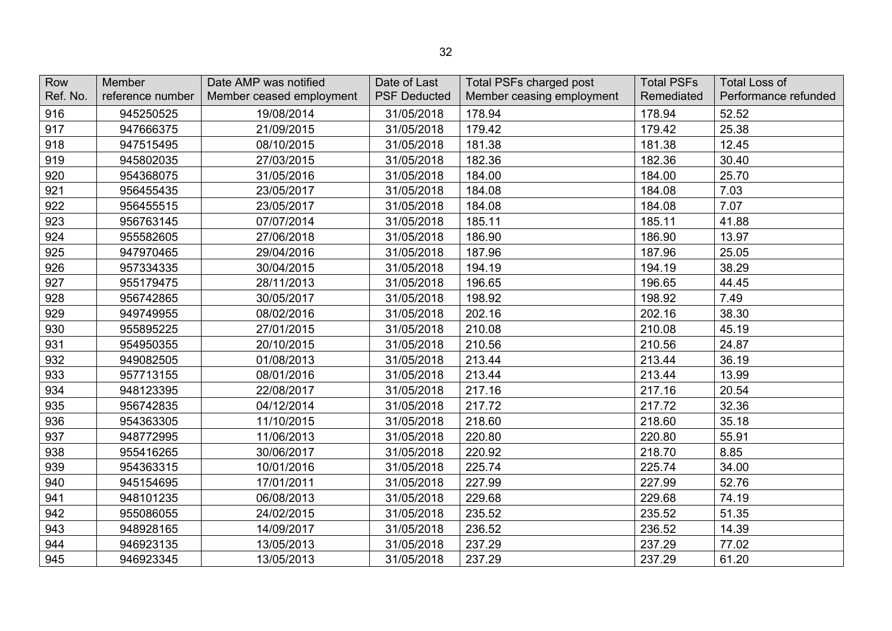| Row Ref. No. | Member reference number | Date AMP was notified Member ceased employment | Date of Last PSF Deducted | Total PSFs charged post Member ceasing employment | Total PSFs Remediated | Total Loss of Performance refunded |
|---|---|---|---|---|---|---|
| 916 | 945250525 | 19/08/2014 | 31/05/2018 | 178.94 | 178.94 | 52.52 |
| 917 | 947666375 | 21/09/2015 | 31/05/2018 | 179.42 | 179.42 | 25.38 |
| 918 | 947515495 | 08/10/2015 | 31/05/2018 | 181.38 | 181.38 | 12.45 |
| 919 | 945802035 | 27/03/2015 | 31/05/2018 | 182.36 | 182.36 | 30.40 |
| 920 | 954368075 | 31/05/2016 | 31/05/2018 | 184.00 | 184.00 | 25.70 |
| 921 | 956455435 | 23/05/2017 | 31/05/2018 | 184.08 | 184.08 | 7.03 |
| 922 | 956455515 | 23/05/2017 | 31/05/2018 | 184.08 | 184.08 | 7.07 |
| 923 | 956763145 | 07/07/2014 | 31/05/2018 | 185.11 | 185.11 | 41.88 |
| 924 | 955582605 | 27/06/2018 | 31/05/2018 | 186.90 | 186.90 | 13.97 |
| 925 | 947970465 | 29/04/2016 | 31/05/2018 | 187.96 | 187.96 | 25.05 |
| 926 | 957334335 | 30/04/2015 | 31/05/2018 | 194.19 | 194.19 | 38.29 |
| 927 | 955179475 | 28/11/2013 | 31/05/2018 | 196.65 | 196.65 | 44.45 |
| 928 | 956742865 | 30/05/2017 | 31/05/2018 | 198.92 | 198.92 | 7.49 |
| 929 | 949749955 | 08/02/2016 | 31/05/2018 | 202.16 | 202.16 | 38.30 |
| 930 | 955895225 | 27/01/2015 | 31/05/2018 | 210.08 | 210.08 | 45.19 |
| 931 | 954950355 | 20/10/2015 | 31/05/2018 | 210.56 | 210.56 | 24.87 |
| 932 | 949082505 | 01/08/2013 | 31/05/2018 | 213.44 | 213.44 | 36.19 |
| 933 | 957713155 | 08/01/2016 | 31/05/2018 | 213.44 | 213.44 | 13.99 |
| 934 | 948123395 | 22/08/2017 | 31/05/2018 | 217.16 | 217.16 | 20.54 |
| 935 | 956742835 | 04/12/2014 | 31/05/2018 | 217.72 | 217.72 | 32.36 |
| 936 | 954363305 | 11/10/2015 | 31/05/2018 | 218.60 | 218.60 | 35.18 |
| 937 | 948772995 | 11/06/2013 | 31/05/2018 | 220.80 | 220.80 | 55.91 |
| 938 | 955416265 | 30/06/2017 | 31/05/2018 | 220.92 | 218.70 | 8.85 |
| 939 | 954363315 | 10/01/2016 | 31/05/2018 | 225.74 | 225.74 | 34.00 |
| 940 | 945154695 | 17/01/2011 | 31/05/2018 | 227.99 | 227.99 | 52.76 |
| 941 | 948101235 | 06/08/2013 | 31/05/2018 | 229.68 | 229.68 | 74.19 |
| 942 | 955086055 | 24/02/2015 | 31/05/2018 | 235.52 | 235.52 | 51.35 |
| 943 | 948928165 | 14/09/2017 | 31/05/2018 | 236.52 | 236.52 | 14.39 |
| 944 | 946923135 | 13/05/2013 | 31/05/2018 | 237.29 | 237.29 | 77.02 |
| 945 | 946923345 | 13/05/2013 | 31/05/2018 | 237.29 | 237.29 | 61.20 |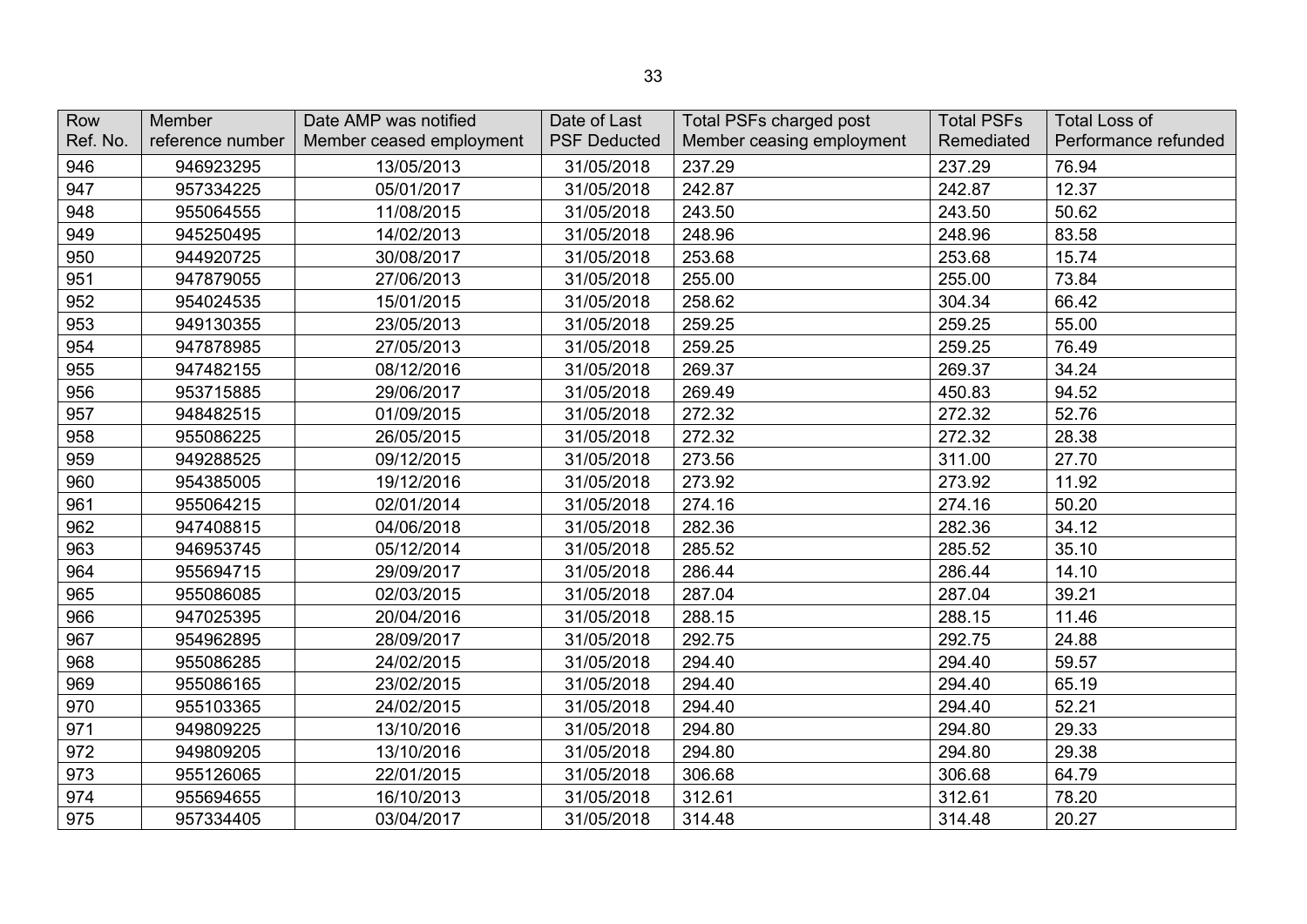| Row Ref. No. | Member reference number | Date AMP was notified Member ceased employment | Date of Last PSF Deducted | Total PSFs charged post Member ceasing employment | Total PSFs Remediated | Total Loss of Performance refunded |
|---|---|---|---|---|---|---|
| 946 | 946923295 | 13/05/2013 | 31/05/2018 | 237.29 | 237.29 | 76.94 |
| 947 | 957334225 | 05/01/2017 | 31/05/2018 | 242.87 | 242.87 | 12.37 |
| 948 | 955064555 | 11/08/2015 | 31/05/2018 | 243.50 | 243.50 | 50.62 |
| 949 | 945250495 | 14/02/2013 | 31/05/2018 | 248.96 | 248.96 | 83.58 |
| 950 | 944920725 | 30/08/2017 | 31/05/2018 | 253.68 | 253.68 | 15.74 |
| 951 | 947879055 | 27/06/2013 | 31/05/2018 | 255.00 | 255.00 | 73.84 |
| 952 | 954024535 | 15/01/2015 | 31/05/2018 | 258.62 | 304.34 | 66.42 |
| 953 | 949130355 | 23/05/2013 | 31/05/2018 | 259.25 | 259.25 | 55.00 |
| 954 | 947878985 | 27/05/2013 | 31/05/2018 | 259.25 | 259.25 | 76.49 |
| 955 | 947482155 | 08/12/2016 | 31/05/2018 | 269.37 | 269.37 | 34.24 |
| 956 | 953715885 | 29/06/2017 | 31/05/2018 | 269.49 | 450.83 | 94.52 |
| 957 | 948482515 | 01/09/2015 | 31/05/2018 | 272.32 | 272.32 | 52.76 |
| 958 | 955086225 | 26/05/2015 | 31/05/2018 | 272.32 | 272.32 | 28.38 |
| 959 | 949288525 | 09/12/2015 | 31/05/2018 | 273.56 | 311.00 | 27.70 |
| 960 | 954385005 | 19/12/2016 | 31/05/2018 | 273.92 | 273.92 | 11.92 |
| 961 | 955064215 | 02/01/2014 | 31/05/2018 | 274.16 | 274.16 | 50.20 |
| 962 | 947408815 | 04/06/2018 | 31/05/2018 | 282.36 | 282.36 | 34.12 |
| 963 | 946953745 | 05/12/2014 | 31/05/2018 | 285.52 | 285.52 | 35.10 |
| 964 | 955694715 | 29/09/2017 | 31/05/2018 | 286.44 | 286.44 | 14.10 |
| 965 | 955086085 | 02/03/2015 | 31/05/2018 | 287.04 | 287.04 | 39.21 |
| 966 | 947025395 | 20/04/2016 | 31/05/2018 | 288.15 | 288.15 | 11.46 |
| 967 | 954962895 | 28/09/2017 | 31/05/2018 | 292.75 | 292.75 | 24.88 |
| 968 | 955086285 | 24/02/2015 | 31/05/2018 | 294.40 | 294.40 | 59.57 |
| 969 | 955086165 | 23/02/2015 | 31/05/2018 | 294.40 | 294.40 | 65.19 |
| 970 | 955103365 | 24/02/2015 | 31/05/2018 | 294.40 | 294.40 | 52.21 |
| 971 | 949809225 | 13/10/2016 | 31/05/2018 | 294.80 | 294.80 | 29.33 |
| 972 | 949809205 | 13/10/2016 | 31/05/2018 | 294.80 | 294.80 | 29.38 |
| 973 | 955126065 | 22/01/2015 | 31/05/2018 | 306.68 | 306.68 | 64.79 |
| 974 | 955694655 | 16/10/2013 | 31/05/2018 | 312.61 | 312.61 | 78.20 |
| 975 | 957334405 | 03/04/2017 | 31/05/2018 | 314.48 | 314.48 | 20.27 |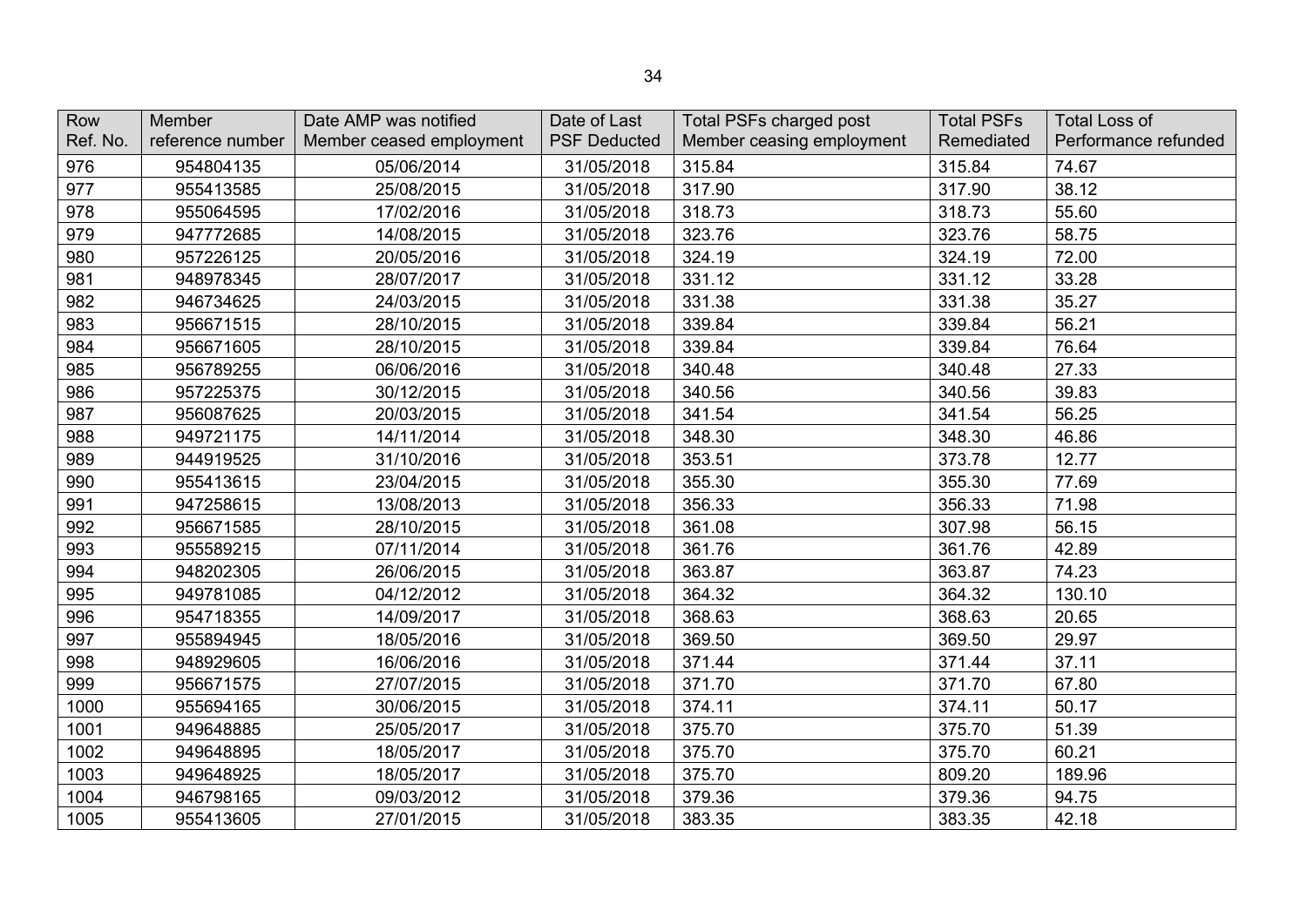| Row Ref. No. | Member reference number | Date AMP was notified Member ceased employment | Date of Last PSF Deducted | Total PSFs charged post Member ceasing employment | Total PSFs Remediated | Total Loss of Performance refunded |
|---|---|---|---|---|---|---|
| 976 | 954804135 | 05/06/2014 | 31/05/2018 | 315.84 | 315.84 | 74.67 |
| 977 | 955413585 | 25/08/2015 | 31/05/2018 | 317.90 | 317.90 | 38.12 |
| 978 | 955064595 | 17/02/2016 | 31/05/2018 | 318.73 | 318.73 | 55.60 |
| 979 | 947772685 | 14/08/2015 | 31/05/2018 | 323.76 | 323.76 | 58.75 |
| 980 | 957226125 | 20/05/2016 | 31/05/2018 | 324.19 | 324.19 | 72.00 |
| 981 | 948978345 | 28/07/2017 | 31/05/2018 | 331.12 | 331.12 | 33.28 |
| 982 | 946734625 | 24/03/2015 | 31/05/2018 | 331.38 | 331.38 | 35.27 |
| 983 | 956671515 | 28/10/2015 | 31/05/2018 | 339.84 | 339.84 | 56.21 |
| 984 | 956671605 | 28/10/2015 | 31/05/2018 | 339.84 | 339.84 | 76.64 |
| 985 | 956789255 | 06/06/2016 | 31/05/2018 | 340.48 | 340.48 | 27.33 |
| 986 | 957225375 | 30/12/2015 | 31/05/2018 | 340.56 | 340.56 | 39.83 |
| 987 | 956087625 | 20/03/2015 | 31/05/2018 | 341.54 | 341.54 | 56.25 |
| 988 | 949721175 | 14/11/2014 | 31/05/2018 | 348.30 | 348.30 | 46.86 |
| 989 | 944919525 | 31/10/2016 | 31/05/2018 | 353.51 | 373.78 | 12.77 |
| 990 | 955413615 | 23/04/2015 | 31/05/2018 | 355.30 | 355.30 | 77.69 |
| 991 | 947258615 | 13/08/2013 | 31/05/2018 | 356.33 | 356.33 | 71.98 |
| 992 | 956671585 | 28/10/2015 | 31/05/2018 | 361.08 | 307.98 | 56.15 |
| 993 | 955589215 | 07/11/2014 | 31/05/2018 | 361.76 | 361.76 | 42.89 |
| 994 | 948202305 | 26/06/2015 | 31/05/2018 | 363.87 | 363.87 | 74.23 |
| 995 | 949781085 | 04/12/2012 | 31/05/2018 | 364.32 | 364.32 | 130.10 |
| 996 | 954718355 | 14/09/2017 | 31/05/2018 | 368.63 | 368.63 | 20.65 |
| 997 | 955894945 | 18/05/2016 | 31/05/2018 | 369.50 | 369.50 | 29.97 |
| 998 | 948929605 | 16/06/2016 | 31/05/2018 | 371.44 | 371.44 | 37.11 |
| 999 | 956671575 | 27/07/2015 | 31/05/2018 | 371.70 | 371.70 | 67.80 |
| 1000 | 955694165 | 30/06/2015 | 31/05/2018 | 374.11 | 374.11 | 50.17 |
| 1001 | 949648885 | 25/05/2017 | 31/05/2018 | 375.70 | 375.70 | 51.39 |
| 1002 | 949648895 | 18/05/2017 | 31/05/2018 | 375.70 | 375.70 | 60.21 |
| 1003 | 949648925 | 18/05/2017 | 31/05/2018 | 375.70 | 809.20 | 189.96 |
| 1004 | 946798165 | 09/03/2012 | 31/05/2018 | 379.36 | 379.36 | 94.75 |
| 1005 | 955413605 | 27/01/2015 | 31/05/2018 | 383.35 | 383.35 | 42.18 |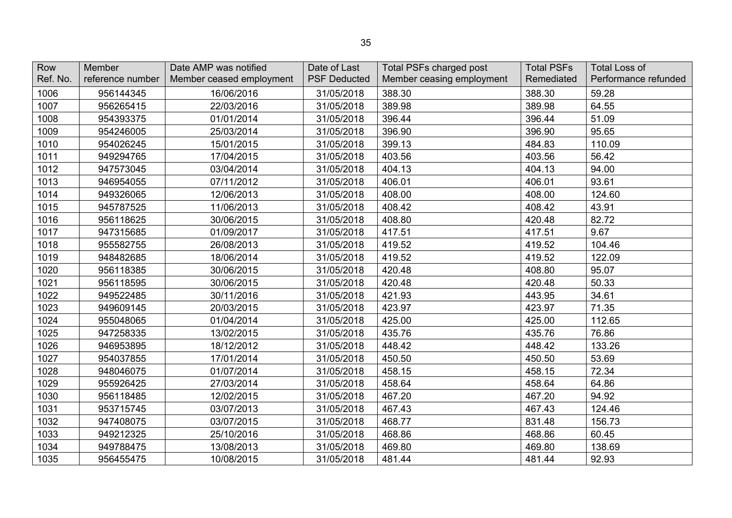| Row Ref. No. | Member reference number | Date AMP was notified Member ceased employment | Date of Last PSF Deducted | Total PSFs charged post Member ceasing employment | Total PSFs Remediated | Total Loss of Performance refunded |
|---|---|---|---|---|---|---|
| 1006 | 956144345 | 16/06/2016 | 31/05/2018 | 388.30 | 388.30 | 59.28 |
| 1007 | 956265415 | 22/03/2016 | 31/05/2018 | 389.98 | 389.98 | 64.55 |
| 1008 | 954393375 | 01/01/2014 | 31/05/2018 | 396.44 | 396.44 | 51.09 |
| 1009 | 954246005 | 25/03/2014 | 31/05/2018 | 396.90 | 396.90 | 95.65 |
| 1010 | 954026245 | 15/01/2015 | 31/05/2018 | 399.13 | 484.83 | 110.09 |
| 1011 | 949294765 | 17/04/2015 | 31/05/2018 | 403.56 | 403.56 | 56.42 |
| 1012 | 947573045 | 03/04/2014 | 31/05/2018 | 404.13 | 404.13 | 94.00 |
| 1013 | 946954055 | 07/11/2012 | 31/05/2018 | 406.01 | 406.01 | 93.61 |
| 1014 | 949326065 | 12/06/2013 | 31/05/2018 | 408.00 | 408.00 | 124.60 |
| 1015 | 945787525 | 11/06/2013 | 31/05/2018 | 408.42 | 408.42 | 43.91 |
| 1016 | 956118625 | 30/06/2015 | 31/05/2018 | 408.80 | 420.48 | 82.72 |
| 1017 | 947315685 | 01/09/2017 | 31/05/2018 | 417.51 | 417.51 | 9.67 |
| 1018 | 955582755 | 26/08/2013 | 31/05/2018 | 419.52 | 419.52 | 104.46 |
| 1019 | 948482685 | 18/06/2014 | 31/05/2018 | 419.52 | 419.52 | 122.09 |
| 1020 | 956118385 | 30/06/2015 | 31/05/2018 | 420.48 | 408.80 | 95.07 |
| 1021 | 956118595 | 30/06/2015 | 31/05/2018 | 420.48 | 420.48 | 50.33 |
| 1022 | 949522485 | 30/11/2016 | 31/05/2018 | 421.93 | 443.95 | 34.61 |
| 1023 | 949609145 | 20/03/2015 | 31/05/2018 | 423.97 | 423.97 | 71.35 |
| 1024 | 955048065 | 01/04/2014 | 31/05/2018 | 425.00 | 425.00 | 112.65 |
| 1025 | 947258335 | 13/02/2015 | 31/05/2018 | 435.76 | 435.76 | 76.86 |
| 1026 | 946953895 | 18/12/2012 | 31/05/2018 | 448.42 | 448.42 | 133.26 |
| 1027 | 954037855 | 17/01/2014 | 31/05/2018 | 450.50 | 450.50 | 53.69 |
| 1028 | 948046075 | 01/07/2014 | 31/05/2018 | 458.15 | 458.15 | 72.34 |
| 1029 | 955926425 | 27/03/2014 | 31/05/2018 | 458.64 | 458.64 | 64.86 |
| 1030 | 956118485 | 12/02/2015 | 31/05/2018 | 467.20 | 467.20 | 94.92 |
| 1031 | 953715745 | 03/07/2013 | 31/05/2018 | 467.43 | 467.43 | 124.46 |
| 1032 | 947408075 | 03/07/2015 | 31/05/2018 | 468.77 | 831.48 | 156.73 |
| 1033 | 949212325 | 25/10/2016 | 31/05/2018 | 468.86 | 468.86 | 60.45 |
| 1034 | 949788475 | 13/08/2013 | 31/05/2018 | 469.80 | 469.80 | 138.69 |
| 1035 | 956455475 | 10/08/2015 | 31/05/2018 | 481.44 | 481.44 | 92.93 |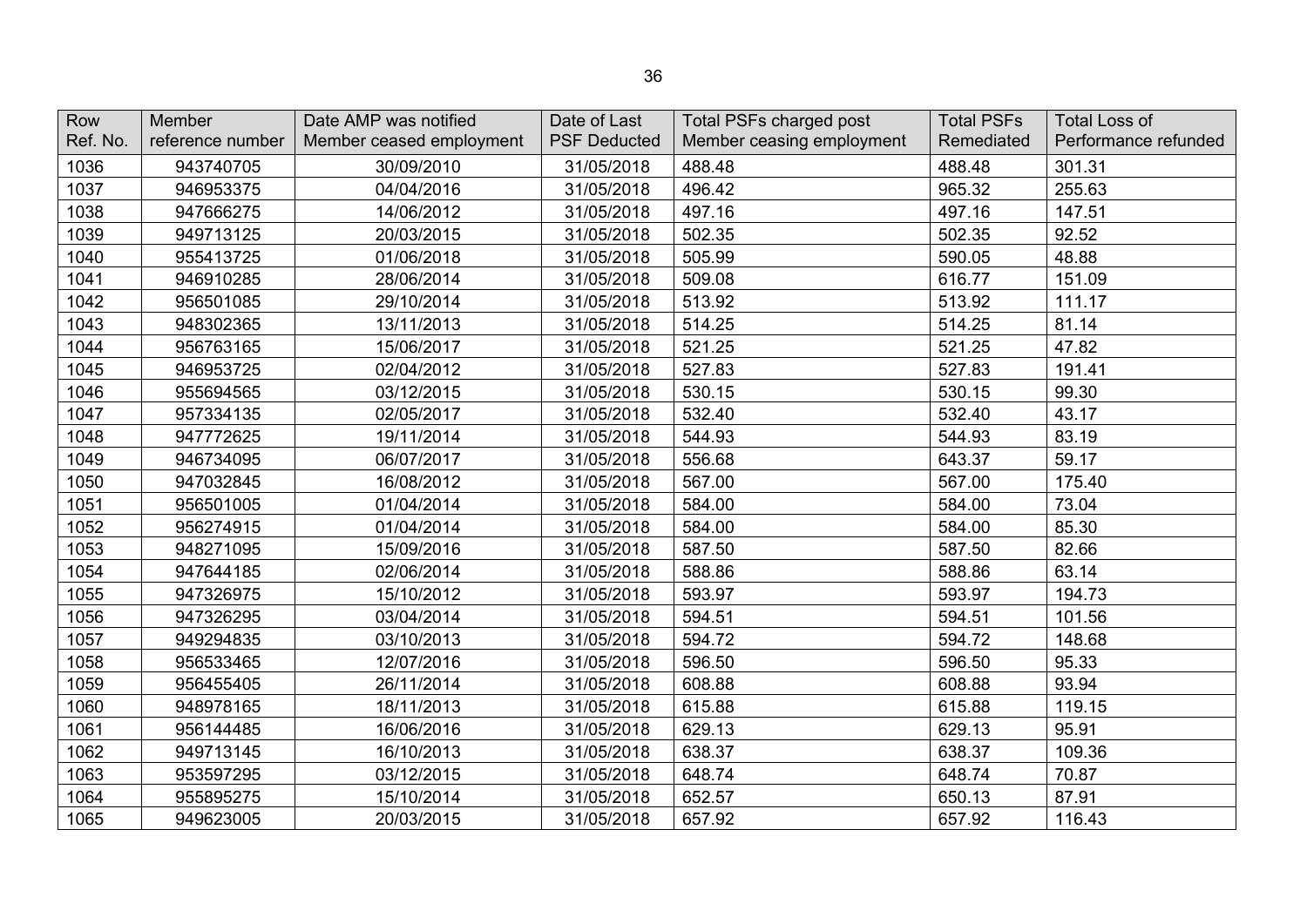| Row Ref. No. | Member reference number | Date AMP was notified Member ceased employment | Date of Last PSF Deducted | Total PSFs charged post Member ceasing employment | Total PSFs Remediated | Total Loss of Performance refunded |
|---|---|---|---|---|---|---|
| 1036 | 943740705 | 30/09/2010 | 31/05/2018 | 488.48 | 488.48 | 301.31 |
| 1037 | 946953375 | 04/04/2016 | 31/05/2018 | 496.42 | 965.32 | 255.63 |
| 1038 | 947666275 | 14/06/2012 | 31/05/2018 | 497.16 | 497.16 | 147.51 |
| 1039 | 949713125 | 20/03/2015 | 31/05/2018 | 502.35 | 502.35 | 92.52 |
| 1040 | 955413725 | 01/06/2018 | 31/05/2018 | 505.99 | 590.05 | 48.88 |
| 1041 | 946910285 | 28/06/2014 | 31/05/2018 | 509.08 | 616.77 | 151.09 |
| 1042 | 956501085 | 29/10/2014 | 31/05/2018 | 513.92 | 513.92 | 111.17 |
| 1043 | 948302365 | 13/11/2013 | 31/05/2018 | 514.25 | 514.25 | 81.14 |
| 1044 | 956763165 | 15/06/2017 | 31/05/2018 | 521.25 | 521.25 | 47.82 |
| 1045 | 946953725 | 02/04/2012 | 31/05/2018 | 527.83 | 527.83 | 191.41 |
| 1046 | 955694565 | 03/12/2015 | 31/05/2018 | 530.15 | 530.15 | 99.30 |
| 1047 | 957334135 | 02/05/2017 | 31/05/2018 | 532.40 | 532.40 | 43.17 |
| 1048 | 947772625 | 19/11/2014 | 31/05/2018 | 544.93 | 544.93 | 83.19 |
| 1049 | 946734095 | 06/07/2017 | 31/05/2018 | 556.68 | 643.37 | 59.17 |
| 1050 | 947032845 | 16/08/2012 | 31/05/2018 | 567.00 | 567.00 | 175.40 |
| 1051 | 956501005 | 01/04/2014 | 31/05/2018 | 584.00 | 584.00 | 73.04 |
| 1052 | 956274915 | 01/04/2014 | 31/05/2018 | 584.00 | 584.00 | 85.30 |
| 1053 | 948271095 | 15/09/2016 | 31/05/2018 | 587.50 | 587.50 | 82.66 |
| 1054 | 947644185 | 02/06/2014 | 31/05/2018 | 588.86 | 588.86 | 63.14 |
| 1055 | 947326975 | 15/10/2012 | 31/05/2018 | 593.97 | 593.97 | 194.73 |
| 1056 | 947326295 | 03/04/2014 | 31/05/2018 | 594.51 | 594.51 | 101.56 |
| 1057 | 949294835 | 03/10/2013 | 31/05/2018 | 594.72 | 594.72 | 148.68 |
| 1058 | 956533465 | 12/07/2016 | 31/05/2018 | 596.50 | 596.50 | 95.33 |
| 1059 | 956455405 | 26/11/2014 | 31/05/2018 | 608.88 | 608.88 | 93.94 |
| 1060 | 948978165 | 18/11/2013 | 31/05/2018 | 615.88 | 615.88 | 119.15 |
| 1061 | 956144485 | 16/06/2016 | 31/05/2018 | 629.13 | 629.13 | 95.91 |
| 1062 | 949713145 | 16/10/2013 | 31/05/2018 | 638.37 | 638.37 | 109.36 |
| 1063 | 953597295 | 03/12/2015 | 31/05/2018 | 648.74 | 648.74 | 70.87 |
| 1064 | 955895275 | 15/10/2014 | 31/05/2018 | 652.57 | 650.13 | 87.91 |
| 1065 | 949623005 | 20/03/2015 | 31/05/2018 | 657.92 | 657.92 | 116.43 |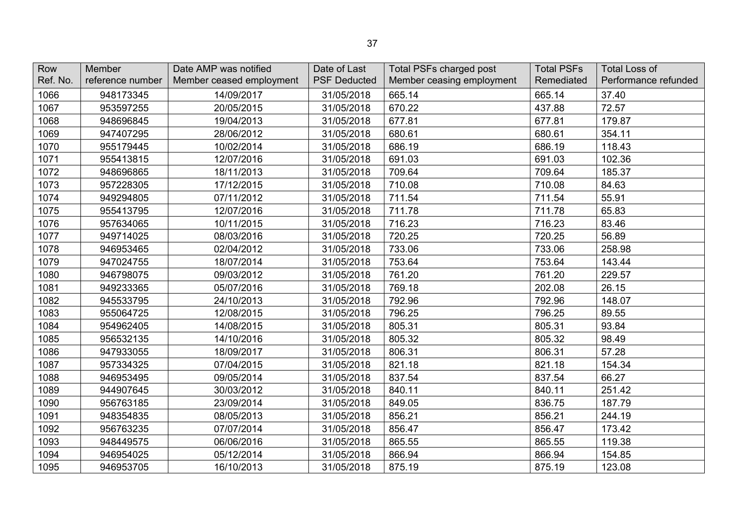| Row Ref. No. | Member reference number | Date AMP was notified Member ceased employment | Date of Last PSF Deducted | Total PSFs charged post Member ceasing employment | Total PSFs Remediated | Total Loss of Performance refunded |
|---|---|---|---|---|---|---|
| 1066 | 948173345 | 14/09/2017 | 31/05/2018 | 665.14 | 665.14 | 37.40 |
| 1067 | 953597255 | 20/05/2015 | 31/05/2018 | 670.22 | 437.88 | 72.57 |
| 1068 | 948696845 | 19/04/2013 | 31/05/2018 | 677.81 | 677.81 | 179.87 |
| 1069 | 947407295 | 28/06/2012 | 31/05/2018 | 680.61 | 680.61 | 354.11 |
| 1070 | 955179445 | 10/02/2014 | 31/05/2018 | 686.19 | 686.19 | 118.43 |
| 1071 | 955413815 | 12/07/2016 | 31/05/2018 | 691.03 | 691.03 | 102.36 |
| 1072 | 948696865 | 18/11/2013 | 31/05/2018 | 709.64 | 709.64 | 185.37 |
| 1073 | 957228305 | 17/12/2015 | 31/05/2018 | 710.08 | 710.08 | 84.63 |
| 1074 | 949294805 | 07/11/2012 | 31/05/2018 | 711.54 | 711.54 | 55.91 |
| 1075 | 955413795 | 12/07/2016 | 31/05/2018 | 711.78 | 711.78 | 65.83 |
| 1076 | 957634065 | 10/11/2015 | 31/05/2018 | 716.23 | 716.23 | 83.46 |
| 1077 | 949714025 | 08/03/2016 | 31/05/2018 | 720.25 | 720.25 | 56.89 |
| 1078 | 946953465 | 02/04/2012 | 31/05/2018 | 733.06 | 733.06 | 258.98 |
| 1079 | 947024755 | 18/07/2014 | 31/05/2018 | 753.64 | 753.64 | 143.44 |
| 1080 | 946798075 | 09/03/2012 | 31/05/2018 | 761.20 | 761.20 | 229.57 |
| 1081 | 949233365 | 05/07/2016 | 31/05/2018 | 769.18 | 202.08 | 26.15 |
| 1082 | 945533795 | 24/10/2013 | 31/05/2018 | 792.96 | 792.96 | 148.07 |
| 1083 | 955064725 | 12/08/2015 | 31/05/2018 | 796.25 | 796.25 | 89.55 |
| 1084 | 954962405 | 14/08/2015 | 31/05/2018 | 805.31 | 805.31 | 93.84 |
| 1085 | 956532135 | 14/10/2016 | 31/05/2018 | 805.32 | 805.32 | 98.49 |
| 1086 | 947933055 | 18/09/2017 | 31/05/2018 | 806.31 | 806.31 | 57.28 |
| 1087 | 957334325 | 07/04/2015 | 31/05/2018 | 821.18 | 821.18 | 154.34 |
| 1088 | 946953495 | 09/05/2014 | 31/05/2018 | 837.54 | 837.54 | 66.27 |
| 1089 | 944907645 | 30/03/2012 | 31/05/2018 | 840.11 | 840.11 | 251.42 |
| 1090 | 956763185 | 23/09/2014 | 31/05/2018 | 849.05 | 836.75 | 187.79 |
| 1091 | 948354835 | 08/05/2013 | 31/05/2018 | 856.21 | 856.21 | 244.19 |
| 1092 | 956763235 | 07/07/2014 | 31/05/2018 | 856.47 | 856.47 | 173.42 |
| 1093 | 948449575 | 06/06/2016 | 31/05/2018 | 865.55 | 865.55 | 119.38 |
| 1094 | 946954025 | 05/12/2014 | 31/05/2018 | 866.94 | 866.94 | 154.85 |
| 1095 | 946953705 | 16/10/2013 | 31/05/2018 | 875.19 | 875.19 | 123.08 |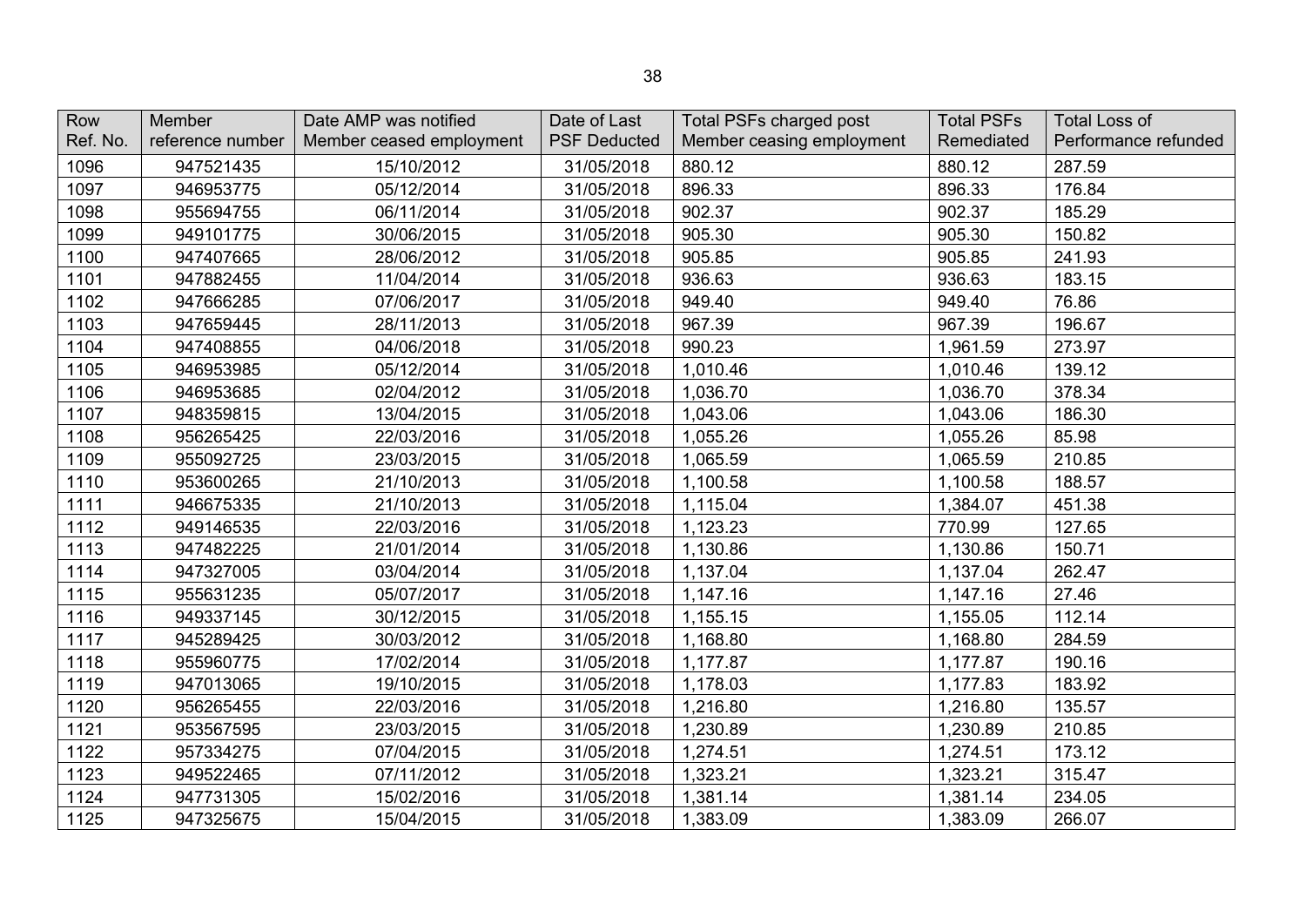| Row Ref. No. | Member reference number | Date AMP was notified Member ceased employment | Date of Last PSF Deducted | Total PSFs charged post Member ceasing employment | Total PSFs Remediated | Total Loss of Performance refunded |
|---|---|---|---|---|---|---|
| 1096 | 947521435 | 15/10/2012 | 31/05/2018 | 880.12 | 880.12 | 287.59 |
| 1097 | 946953775 | 05/12/2014 | 31/05/2018 | 896.33 | 896.33 | 176.84 |
| 1098 | 955694755 | 06/11/2014 | 31/05/2018 | 902.37 | 902.37 | 185.29 |
| 1099 | 949101775 | 30/06/2015 | 31/05/2018 | 905.30 | 905.30 | 150.82 |
| 1100 | 947407665 | 28/06/2012 | 31/05/2018 | 905.85 | 905.85 | 241.93 |
| 1101 | 947882455 | 11/04/2014 | 31/05/2018 | 936.63 | 936.63 | 183.15 |
| 1102 | 947666285 | 07/06/2017 | 31/05/2018 | 949.40 | 949.40 | 76.86 |
| 1103 | 947659445 | 28/11/2013 | 31/05/2018 | 967.39 | 967.39 | 196.67 |
| 1104 | 947408855 | 04/06/2018 | 31/05/2018 | 990.23 | 1,961.59 | 273.97 |
| 1105 | 946953985 | 05/12/2014 | 31/05/2018 | 1,010.46 | 1,010.46 | 139.12 |
| 1106 | 946953685 | 02/04/2012 | 31/05/2018 | 1,036.70 | 1,036.70 | 378.34 |
| 1107 | 948359815 | 13/04/2015 | 31/05/2018 | 1,043.06 | 1,043.06 | 186.30 |
| 1108 | 956265425 | 22/03/2016 | 31/05/2018 | 1,055.26 | 1,055.26 | 85.98 |
| 1109 | 955092725 | 23/03/2015 | 31/05/2018 | 1,065.59 | 1,065.59 | 210.85 |
| 1110 | 953600265 | 21/10/2013 | 31/05/2018 | 1,100.58 | 1,100.58 | 188.57 |
| 1111 | 946675335 | 21/10/2013 | 31/05/2018 | 1,115.04 | 1,384.07 | 451.38 |
| 1112 | 949146535 | 22/03/2016 | 31/05/2018 | 1,123.23 | 770.99 | 127.65 |
| 1113 | 947482225 | 21/01/2014 | 31/05/2018 | 1,130.86 | 1,130.86 | 150.71 |
| 1114 | 947327005 | 03/04/2014 | 31/05/2018 | 1,137.04 | 1,137.04 | 262.47 |
| 1115 | 955631235 | 05/07/2017 | 31/05/2018 | 1,147.16 | 1,147.16 | 27.46 |
| 1116 | 949337145 | 30/12/2015 | 31/05/2018 | 1,155.15 | 1,155.05 | 112.14 |
| 1117 | 945289425 | 30/03/2012 | 31/05/2018 | 1,168.80 | 1,168.80 | 284.59 |
| 1118 | 955960775 | 17/02/2014 | 31/05/2018 | 1,177.87 | 1,177.87 | 190.16 |
| 1119 | 947013065 | 19/10/2015 | 31/05/2018 | 1,178.03 | 1,177.83 | 183.92 |
| 1120 | 956265455 | 22/03/2016 | 31/05/2018 | 1,216.80 | 1,216.80 | 135.57 |
| 1121 | 953567595 | 23/03/2015 | 31/05/2018 | 1,230.89 | 1,230.89 | 210.85 |
| 1122 | 957334275 | 07/04/2015 | 31/05/2018 | 1,274.51 | 1,274.51 | 173.12 |
| 1123 | 949522465 | 07/11/2012 | 31/05/2018 | 1,323.21 | 1,323.21 | 315.47 |
| 1124 | 947731305 | 15/02/2016 | 31/05/2018 | 1,381.14 | 1,381.14 | 234.05 |
| 1125 | 947325675 | 15/04/2015 | 31/05/2018 | 1,383.09 | 1,383.09 | 266.07 |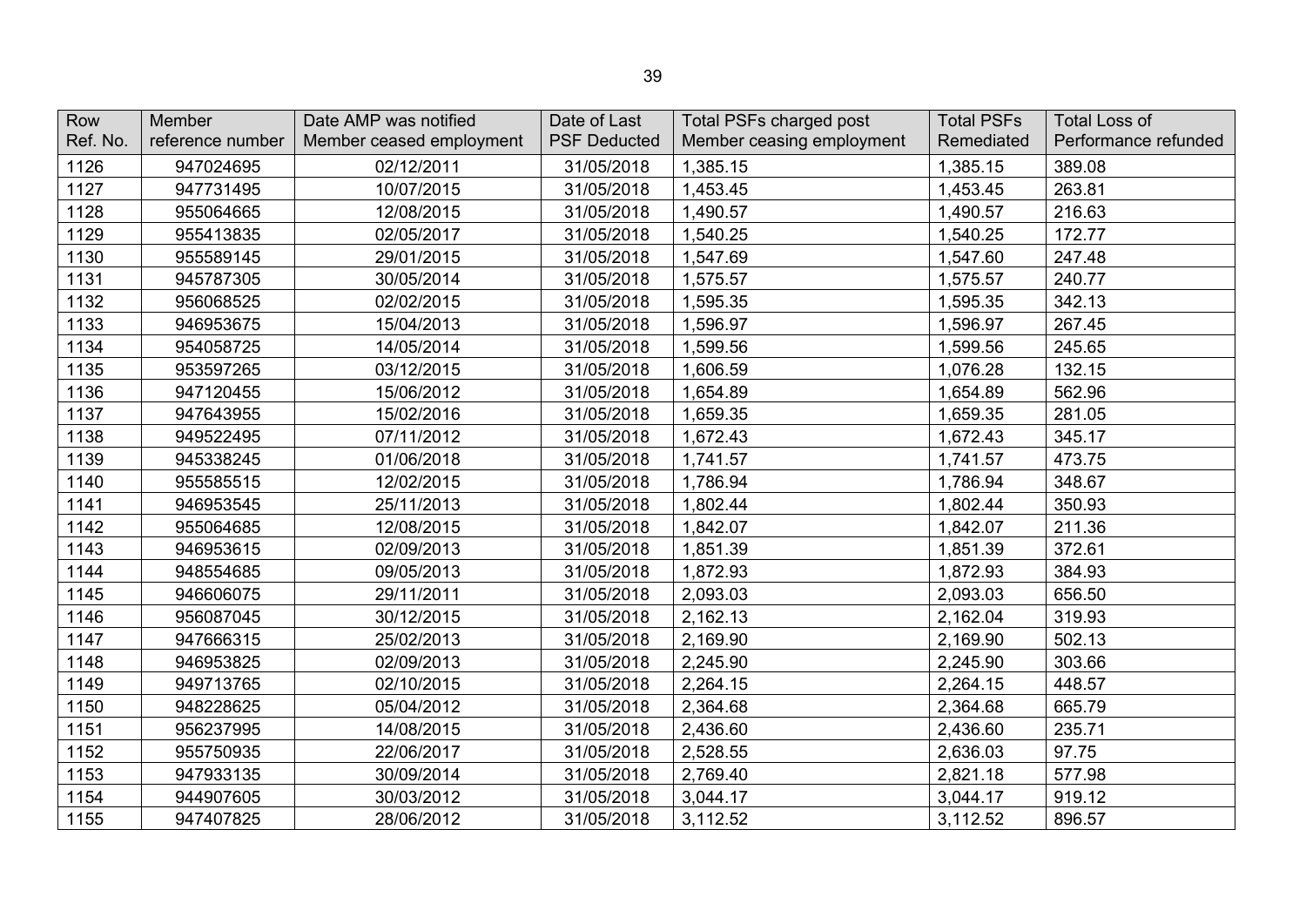| Row Ref. No. | Member reference number | Date AMP was notified Member ceased employment | Date of Last PSF Deducted | Total PSFs charged post Member ceasing employment | Total PSFs Remediated | Total Loss of Performance refunded |
|---|---|---|---|---|---|---|
| 1126 | 947024695 | 02/12/2011 | 31/05/2018 | 1,385.15 | 1,385.15 | 389.08 |
| 1127 | 947731495 | 10/07/2015 | 31/05/2018 | 1,453.45 | 1,453.45 | 263.81 |
| 1128 | 955064665 | 12/08/2015 | 31/05/2018 | 1,490.57 | 1,490.57 | 216.63 |
| 1129 | 955413835 | 02/05/2017 | 31/05/2018 | 1,540.25 | 1,540.25 | 172.77 |
| 1130 | 955589145 | 29/01/2015 | 31/05/2018 | 1,547.69 | 1,547.60 | 247.48 |
| 1131 | 945787305 | 30/05/2014 | 31/05/2018 | 1,575.57 | 1,575.57 | 240.77 |
| 1132 | 956068525 | 02/02/2015 | 31/05/2018 | 1,595.35 | 1,595.35 | 342.13 |
| 1133 | 946953675 | 15/04/2013 | 31/05/2018 | 1,596.97 | 1,596.97 | 267.45 |
| 1134 | 954058725 | 14/05/2014 | 31/05/2018 | 1,599.56 | 1,599.56 | 245.65 |
| 1135 | 953597265 | 03/12/2015 | 31/05/2018 | 1,606.59 | 1,076.28 | 132.15 |
| 1136 | 947120455 | 15/06/2012 | 31/05/2018 | 1,654.89 | 1,654.89 | 562.96 |
| 1137 | 947643955 | 15/02/2016 | 31/05/2018 | 1,659.35 | 1,659.35 | 281.05 |
| 1138 | 949522495 | 07/11/2012 | 31/05/2018 | 1,672.43 | 1,672.43 | 345.17 |
| 1139 | 945338245 | 01/06/2018 | 31/05/2018 | 1,741.57 | 1,741.57 | 473.75 |
| 1140 | 955585515 | 12/02/2015 | 31/05/2018 | 1,786.94 | 1,786.94 | 348.67 |
| 1141 | 946953545 | 25/11/2013 | 31/05/2018 | 1,802.44 | 1,802.44 | 350.93 |
| 1142 | 955064685 | 12/08/2015 | 31/05/2018 | 1,842.07 | 1,842.07 | 211.36 |
| 1143 | 946953615 | 02/09/2013 | 31/05/2018 | 1,851.39 | 1,851.39 | 372.61 |
| 1144 | 948554685 | 09/05/2013 | 31/05/2018 | 1,872.93 | 1,872.93 | 384.93 |
| 1145 | 946606075 | 29/11/2011 | 31/05/2018 | 2,093.03 | 2,093.03 | 656.50 |
| 1146 | 956087045 | 30/12/2015 | 31/05/2018 | 2,162.13 | 2,162.04 | 319.93 |
| 1147 | 947666315 | 25/02/2013 | 31/05/2018 | 2,169.90 | 2,169.90 | 502.13 |
| 1148 | 946953825 | 02/09/2013 | 31/05/2018 | 2,245.90 | 2,245.90 | 303.66 |
| 1149 | 949713765 | 02/10/2015 | 31/05/2018 | 2,264.15 | 2,264.15 | 448.57 |
| 1150 | 948228625 | 05/04/2012 | 31/05/2018 | 2,364.68 | 2,364.68 | 665.79 |
| 1151 | 956237995 | 14/08/2015 | 31/05/2018 | 2,436.60 | 2,436.60 | 235.71 |
| 1152 | 955750935 | 22/06/2017 | 31/05/2018 | 2,528.55 | 2,636.03 | 97.75 |
| 1153 | 947933135 | 30/09/2014 | 31/05/2018 | 2,769.40 | 2,821.18 | 577.98 |
| 1154 | 944907605 | 30/03/2012 | 31/05/2018 | 3,044.17 | 3,044.17 | 919.12 |
| 1155 | 947407825 | 28/06/2012 | 31/05/2018 | 3,112.52 | 3,112.52 | 896.57 |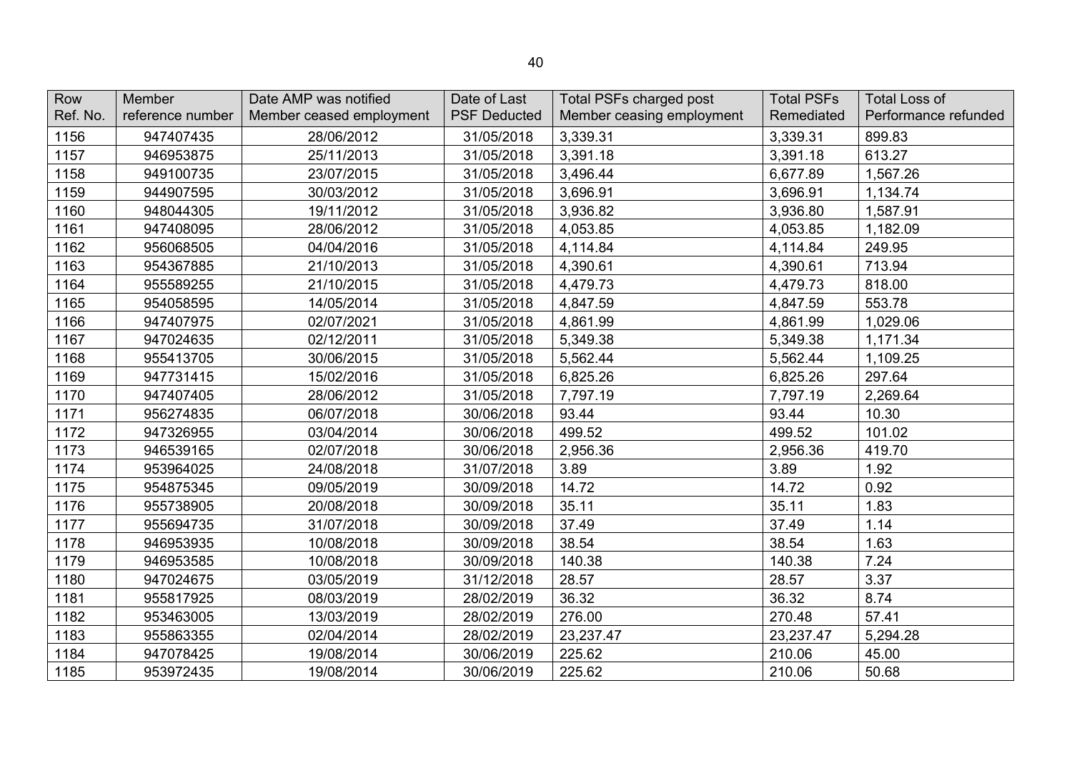| Row Ref. No. | Member reference number | Date AMP was notified Member ceased employment | Date of Last PSF Deducted | Total PSFs charged post Member ceasing employment | Total PSFs Remediated | Total Loss of Performance refunded |
|---|---|---|---|---|---|---|
| 1156 | 947407435 | 28/06/2012 | 31/05/2018 | 3,339.31 | 3,339.31 | 899.83 |
| 1157 | 946953875 | 25/11/2013 | 31/05/2018 | 3,391.18 | 3,391.18 | 613.27 |
| 1158 | 949100735 | 23/07/2015 | 31/05/2018 | 3,496.44 | 6,677.89 | 1,567.26 |
| 1159 | 944907595 | 30/03/2012 | 31/05/2018 | 3,696.91 | 3,696.91 | 1,134.74 |
| 1160 | 948044305 | 19/11/2012 | 31/05/2018 | 3,936.82 | 3,936.80 | 1,587.91 |
| 1161 | 947408095 | 28/06/2012 | 31/05/2018 | 4,053.85 | 4,053.85 | 1,182.09 |
| 1162 | 956068505 | 04/04/2016 | 31/05/2018 | 4,114.84 | 4,114.84 | 249.95 |
| 1163 | 954367885 | 21/10/2013 | 31/05/2018 | 4,390.61 | 4,390.61 | 713.94 |
| 1164 | 955589255 | 21/10/2015 | 31/05/2018 | 4,479.73 | 4,479.73 | 818.00 |
| 1165 | 954058595 | 14/05/2014 | 31/05/2018 | 4,847.59 | 4,847.59 | 553.78 |
| 1166 | 947407975 | 02/07/2021 | 31/05/2018 | 4,861.99 | 4,861.99 | 1,029.06 |
| 1167 | 947024635 | 02/12/2011 | 31/05/2018 | 5,349.38 | 5,349.38 | 1,171.34 |
| 1168 | 955413705 | 30/06/2015 | 31/05/2018 | 5,562.44 | 5,562.44 | 1,109.25 |
| 1169 | 947731415 | 15/02/2016 | 31/05/2018 | 6,825.26 | 6,825.26 | 297.64 |
| 1170 | 947407405 | 28/06/2012 | 31/05/2018 | 7,797.19 | 7,797.19 | 2,269.64 |
| 1171 | 956274835 | 06/07/2018 | 30/06/2018 | 93.44 | 93.44 | 10.30 |
| 1172 | 947326955 | 03/04/2014 | 30/06/2018 | 499.52 | 499.52 | 101.02 |
| 1173 | 946539165 | 02/07/2018 | 30/06/2018 | 2,956.36 | 2,956.36 | 419.70 |
| 1174 | 953964025 | 24/08/2018 | 31/07/2018 | 3.89 | 3.89 | 1.92 |
| 1175 | 954875345 | 09/05/2019 | 30/09/2018 | 14.72 | 14.72 | 0.92 |
| 1176 | 955738905 | 20/08/2018 | 30/09/2018 | 35.11 | 35.11 | 1.83 |
| 1177 | 955694735 | 31/07/2018 | 30/09/2018 | 37.49 | 37.49 | 1.14 |
| 1178 | 946953935 | 10/08/2018 | 30/09/2018 | 38.54 | 38.54 | 1.63 |
| 1179 | 946953585 | 10/08/2018 | 30/09/2018 | 140.38 | 140.38 | 7.24 |
| 1180 | 947024675 | 03/05/2019 | 31/12/2018 | 28.57 | 28.57 | 3.37 |
| 1181 | 955817925 | 08/03/2019 | 28/02/2019 | 36.32 | 36.32 | 8.74 |
| 1182 | 953463005 | 13/03/2019 | 28/02/2019 | 276.00 | 270.48 | 57.41 |
| 1183 | 955863355 | 02/04/2014 | 28/02/2019 | 23,237.47 | 23,237.47 | 5,294.28 |
| 1184 | 947078425 | 19/08/2014 | 30/06/2019 | 225.62 | 210.06 | 45.00 |
| 1185 | 953972435 | 19/08/2014 | 30/06/2019 | 225.62 | 210.06 | 50.68 |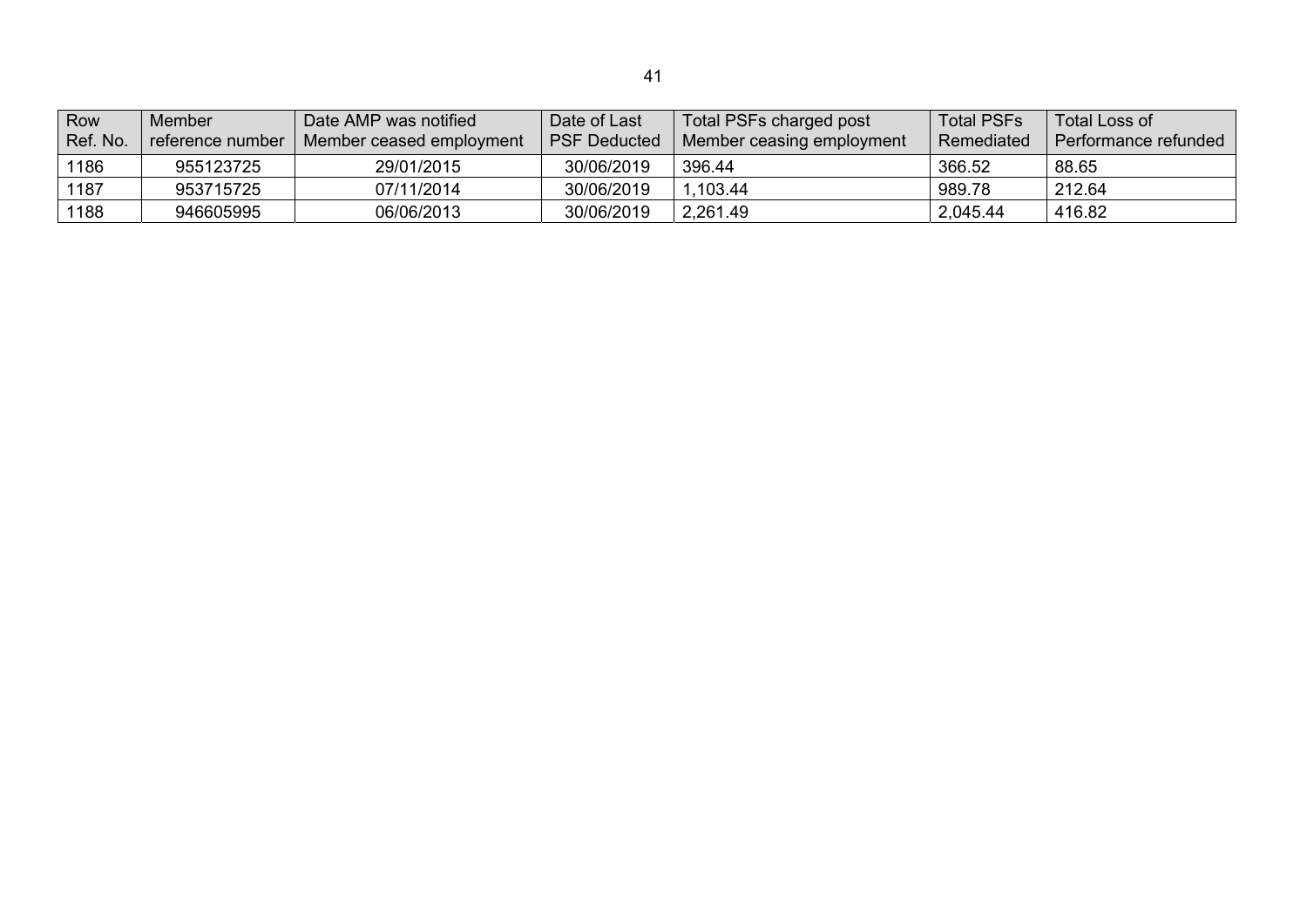| Row Ref. No. | Member reference number | Date AMP was notified Member ceased employment | Date of Last PSF Deducted | Total PSFs charged post Member ceasing employment | Total PSFs Remediated | Total Loss of Performance refunded |
| --- | --- | --- | --- | --- | --- | --- |
| 1186 | 955123725 | 29/01/2015 | 30/06/2019 | 396.44 | 366.52 | 88.65 |
| 1187 | 953715725 | 07/11/2014 | 30/06/2019 | 1,103.44 | 989.78 | 212.64 |
| 1188 | 946605995 | 06/06/2013 | 30/06/2019 | 2,261.49 | 2,045.44 | 416.82 |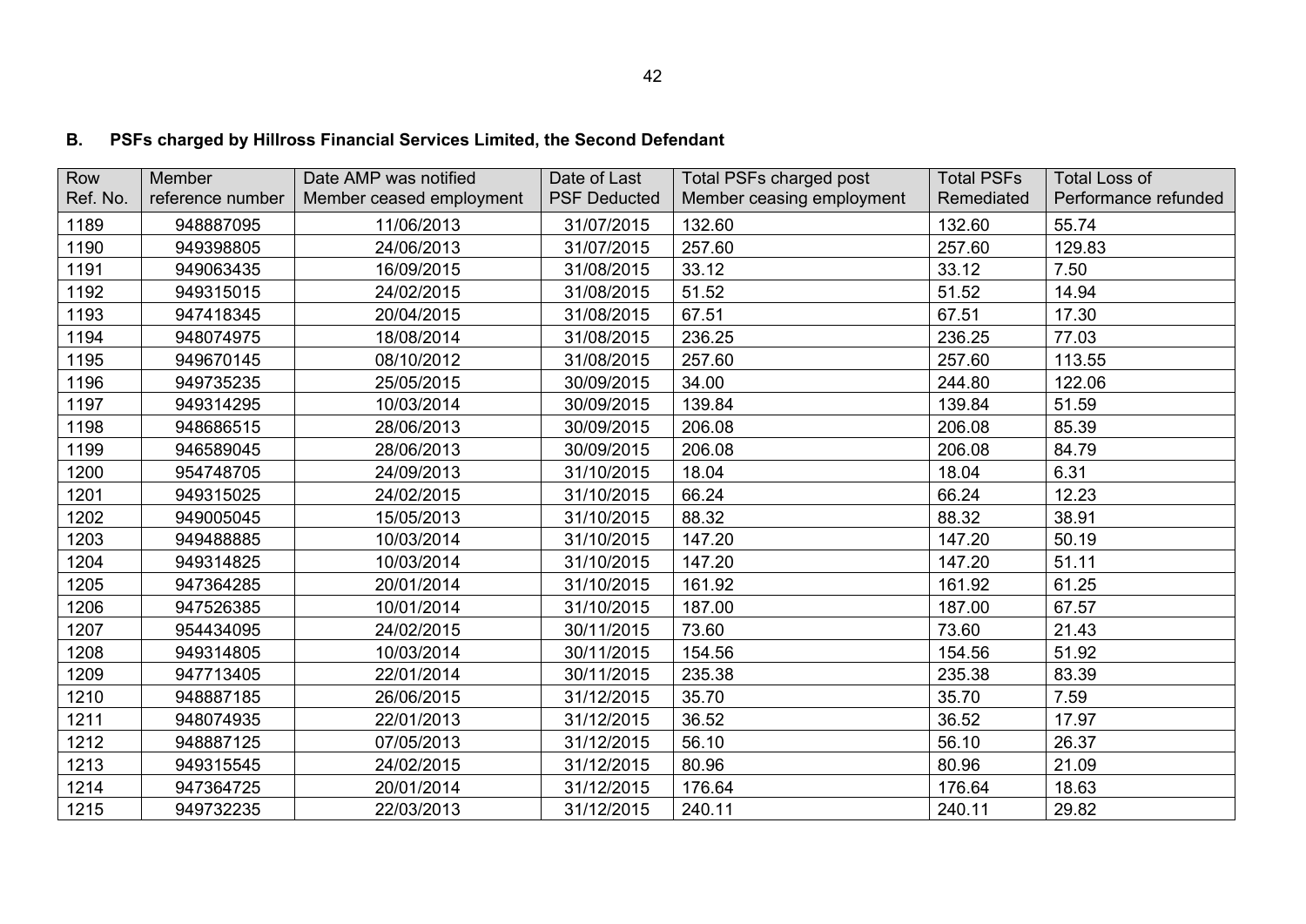## B. PSFs charged by Hillross Financial Services Limited, the Second Defendant

| Row Ref. No. | Member reference number | Date AMP was notified Member ceased employment | Date of Last PSF Deducted | Total PSFs charged post Member ceasing employment | Total PSFs Remediated | Total Loss of Performance refunded |
|---|---|---|---|---|---|---|
| 1189 | 948887095 | 11/06/2013 | 31/07/2015 | 132.60 | 132.60 | 55.74 |
| 1190 | 949398805 | 24/06/2013 | 31/07/2015 | 257.60 | 257.60 | 129.83 |
| 1191 | 949063435 | 16/09/2015 | 31/08/2015 | 33.12 | 33.12 | 7.50 |
| 1192 | 949315015 | 24/02/2015 | 31/08/2015 | 51.52 | 51.52 | 14.94 |
| 1193 | 947418345 | 20/04/2015 | 31/08/2015 | 67.51 | 67.51 | 17.30 |
| 1194 | 948074975 | 18/08/2014 | 31/08/2015 | 236.25 | 236.25 | 77.03 |
| 1195 | 949670145 | 08/10/2012 | 31/08/2015 | 257.60 | 257.60 | 113.55 |
| 1196 | 949735235 | 25/05/2015 | 30/09/2015 | 34.00 | 244.80 | 122.06 |
| 1197 | 949314295 | 10/03/2014 | 30/09/2015 | 139.84 | 139.84 | 51.59 |
| 1198 | 948686515 | 28/06/2013 | 30/09/2015 | 206.08 | 206.08 | 85.39 |
| 1199 | 946589045 | 28/06/2013 | 30/09/2015 | 206.08 | 206.08 | 84.79 |
| 1200 | 954748705 | 24/09/2013 | 31/10/2015 | 18.04 | 18.04 | 6.31 |
| 1201 | 949315025 | 24/02/2015 | 31/10/2015 | 66.24 | 66.24 | 12.23 |
| 1202 | 949005045 | 15/05/2013 | 31/10/2015 | 88.32 | 88.32 | 38.91 |
| 1203 | 949488885 | 10/03/2014 | 31/10/2015 | 147.20 | 147.20 | 50.19 |
| 1204 | 949314825 | 10/03/2014 | 31/10/2015 | 147.20 | 147.20 | 51.11 |
| 1205 | 947364285 | 20/01/2014 | 31/10/2015 | 161.92 | 161.92 | 61.25 |
| 1206 | 947526385 | 10/01/2014 | 31/10/2015 | 187.00 | 187.00 | 67.57 |
| 1207 | 954434095 | 24/02/2015 | 30/11/2015 | 73.60 | 73.60 | 21.43 |
| 1208 | 949314805 | 10/03/2014 | 30/11/2015 | 154.56 | 154.56 | 51.92 |
| 1209 | 947713405 | 22/01/2014 | 30/11/2015 | 235.38 | 235.38 | 83.39 |
| 1210 | 948887185 | 26/06/2015 | 31/12/2015 | 35.70 | 35.70 | 7.59 |
| 1211 | 948074935 | 22/01/2013 | 31/12/2015 | 36.52 | 36.52 | 17.97 |
| 1212 | 948887125 | 07/05/2013 | 31/12/2015 | 56.10 | 56.10 | 26.37 |
| 1213 | 949315545 | 24/02/2015 | 31/12/2015 | 80.96 | 80.96 | 21.09 |
| 1214 | 947364725 | 20/01/2014 | 31/12/2015 | 176.64 | 176.64 | 18.63 |
| 1215 | 949732235 | 22/03/2013 | 31/12/2015 | 240.11 | 240.11 | 29.82 |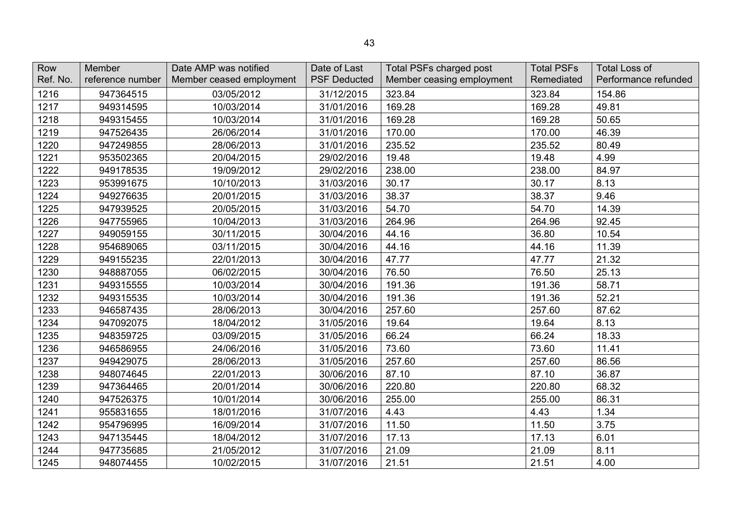| Row Ref. No. | Member reference number | Date AMP was notified Member ceased employment | Date of Last PSF Deducted | Total PSFs charged post Member ceasing employment | Total PSFs Remediated | Total Loss of Performance refunded |
|---|---|---|---|---|---|---|
| 1216 | 947364515 | 03/05/2012 | 31/12/2015 | 323.84 | 323.84 | 154.86 |
| 1217 | 949314595 | 10/03/2014 | 31/01/2016 | 169.28 | 169.28 | 49.81 |
| 1218 | 949315455 | 10/03/2014 | 31/01/2016 | 169.28 | 169.28 | 50.65 |
| 1219 | 947526435 | 26/06/2014 | 31/01/2016 | 170.00 | 170.00 | 46.39 |
| 1220 | 947249855 | 28/06/2013 | 31/01/2016 | 235.52 | 235.52 | 80.49 |
| 1221 | 953502365 | 20/04/2015 | 29/02/2016 | 19.48 | 19.48 | 4.99 |
| 1222 | 949178535 | 19/09/2012 | 29/02/2016 | 238.00 | 238.00 | 84.97 |
| 1223 | 953991675 | 10/10/2013 | 31/03/2016 | 30.17 | 30.17 | 8.13 |
| 1224 | 949276635 | 20/01/2015 | 31/03/2016 | 38.37 | 38.37 | 9.46 |
| 1225 | 947939525 | 20/05/2015 | 31/03/2016 | 54.70 | 54.70 | 14.39 |
| 1226 | 947755965 | 10/04/2013 | 31/03/2016 | 264.96 | 264.96 | 92.45 |
| 1227 | 949059155 | 30/11/2015 | 30/04/2016 | 44.16 | 36.80 | 10.54 |
| 1228 | 954689065 | 03/11/2015 | 30/04/2016 | 44.16 | 44.16 | 11.39 |
| 1229 | 949155235 | 22/01/2013 | 30/04/2016 | 47.77 | 47.77 | 21.32 |
| 1230 | 948887055 | 06/02/2015 | 30/04/2016 | 76.50 | 76.50 | 25.13 |
| 1231 | 949315555 | 10/03/2014 | 30/04/2016 | 191.36 | 191.36 | 58.71 |
| 1232 | 949315535 | 10/03/2014 | 30/04/2016 | 191.36 | 191.36 | 52.21 |
| 1233 | 946587435 | 28/06/2013 | 30/04/2016 | 257.60 | 257.60 | 87.62 |
| 1234 | 947092075 | 18/04/2012 | 31/05/2016 | 19.64 | 19.64 | 8.13 |
| 1235 | 948359725 | 03/09/2015 | 31/05/2016 | 66.24 | 66.24 | 18.33 |
| 1236 | 946586955 | 24/06/2016 | 31/05/2016 | 73.60 | 73.60 | 11.41 |
| 1237 | 949429075 | 28/06/2013 | 31/05/2016 | 257.60 | 257.60 | 86.56 |
| 1238 | 948074645 | 22/01/2013 | 30/06/2016 | 87.10 | 87.10 | 36.87 |
| 1239 | 947364465 | 20/01/2014 | 30/06/2016 | 220.80 | 220.80 | 68.32 |
| 1240 | 947526375 | 10/01/2014 | 30/06/2016 | 255.00 | 255.00 | 86.31 |
| 1241 | 955831655 | 18/01/2016 | 31/07/2016 | 4.43 | 4.43 | 1.34 |
| 1242 | 954796995 | 16/09/2014 | 31/07/2016 | 11.50 | 11.50 | 3.75 |
| 1243 | 947135445 | 18/04/2012 | 31/07/2016 | 17.13 | 17.13 | 6.01 |
| 1244 | 947735685 | 21/05/2012 | 31/07/2016 | 21.09 | 21.09 | 8.11 |
| 1245 | 948074455 | 10/02/2015 | 31/07/2016 | 21.51 | 21.51 | 4.00 |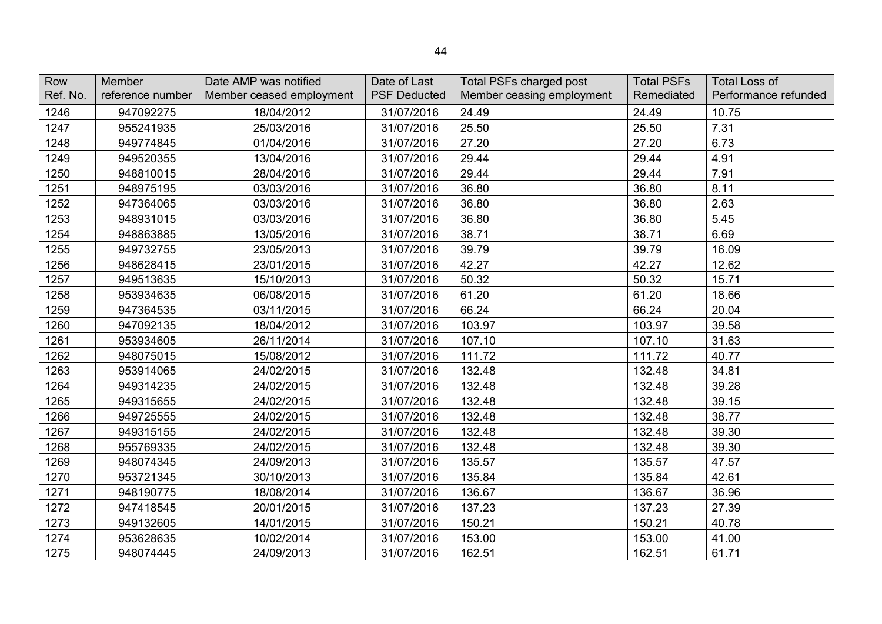| Row Ref. No. | Member reference number | Date AMP was notified Member ceased employment | Date of Last PSF Deducted | Total PSFs charged post Member ceasing employment | Total PSFs Remediated | Total Loss of Performance refunded |
|---|---|---|---|---|---|---|
| 1246 | 947092275 | 18/04/2012 | 31/07/2016 | 24.49 | 24.49 | 10.75 |
| 1247 | 955241935 | 25/03/2016 | 31/07/2016 | 25.50 | 25.50 | 7.31 |
| 1248 | 949774845 | 01/04/2016 | 31/07/2016 | 27.20 | 27.20 | 6.73 |
| 1249 | 949520355 | 13/04/2016 | 31/07/2016 | 29.44 | 29.44 | 4.91 |
| 1250 | 948810015 | 28/04/2016 | 31/07/2016 | 29.44 | 29.44 | 7.91 |
| 1251 | 948975195 | 03/03/2016 | 31/07/2016 | 36.80 | 36.80 | 8.11 |
| 1252 | 947364065 | 03/03/2016 | 31/07/2016 | 36.80 | 36.80 | 2.63 |
| 1253 | 948931015 | 03/03/2016 | 31/07/2016 | 36.80 | 36.80 | 5.45 |
| 1254 | 948863885 | 13/05/2016 | 31/07/2016 | 38.71 | 38.71 | 6.69 |
| 1255 | 949732755 | 23/05/2013 | 31/07/2016 | 39.79 | 39.79 | 16.09 |
| 1256 | 948628415 | 23/01/2015 | 31/07/2016 | 42.27 | 42.27 | 12.62 |
| 1257 | 949513635 | 15/10/2013 | 31/07/2016 | 50.32 | 50.32 | 15.71 |
| 1258 | 953934635 | 06/08/2015 | 31/07/2016 | 61.20 | 61.20 | 18.66 |
| 1259 | 947364535 | 03/11/2015 | 31/07/2016 | 66.24 | 66.24 | 20.04 |
| 1260 | 947092135 | 18/04/2012 | 31/07/2016 | 103.97 | 103.97 | 39.58 |
| 1261 | 953934605 | 26/11/2014 | 31/07/2016 | 107.10 | 107.10 | 31.63 |
| 1262 | 948075015 | 15/08/2012 | 31/07/2016 | 111.72 | 111.72 | 40.77 |
| 1263 | 953914065 | 24/02/2015 | 31/07/2016 | 132.48 | 132.48 | 34.81 |
| 1264 | 949314235 | 24/02/2015 | 31/07/2016 | 132.48 | 132.48 | 39.28 |
| 1265 | 949315655 | 24/02/2015 | 31/07/2016 | 132.48 | 132.48 | 39.15 |
| 1266 | 949725555 | 24/02/2015 | 31/07/2016 | 132.48 | 132.48 | 38.77 |
| 1267 | 949315155 | 24/02/2015 | 31/07/2016 | 132.48 | 132.48 | 39.30 |
| 1268 | 955769335 | 24/02/2015 | 31/07/2016 | 132.48 | 132.48 | 39.30 |
| 1269 | 948074345 | 24/09/2013 | 31/07/2016 | 135.57 | 135.57 | 47.57 |
| 1270 | 953721345 | 30/10/2013 | 31/07/2016 | 135.84 | 135.84 | 42.61 |
| 1271 | 948190775 | 18/08/2014 | 31/07/2016 | 136.67 | 136.67 | 36.96 |
| 1272 | 947418545 | 20/01/2015 | 31/07/2016 | 137.23 | 137.23 | 27.39 |
| 1273 | 949132605 | 14/01/2015 | 31/07/2016 | 150.21 | 150.21 | 40.78 |
| 1274 | 953628635 | 10/02/2014 | 31/07/2016 | 153.00 | 153.00 | 41.00 |
| 1275 | 948074445 | 24/09/2013 | 31/07/2016 | 162.51 | 162.51 | 61.71 |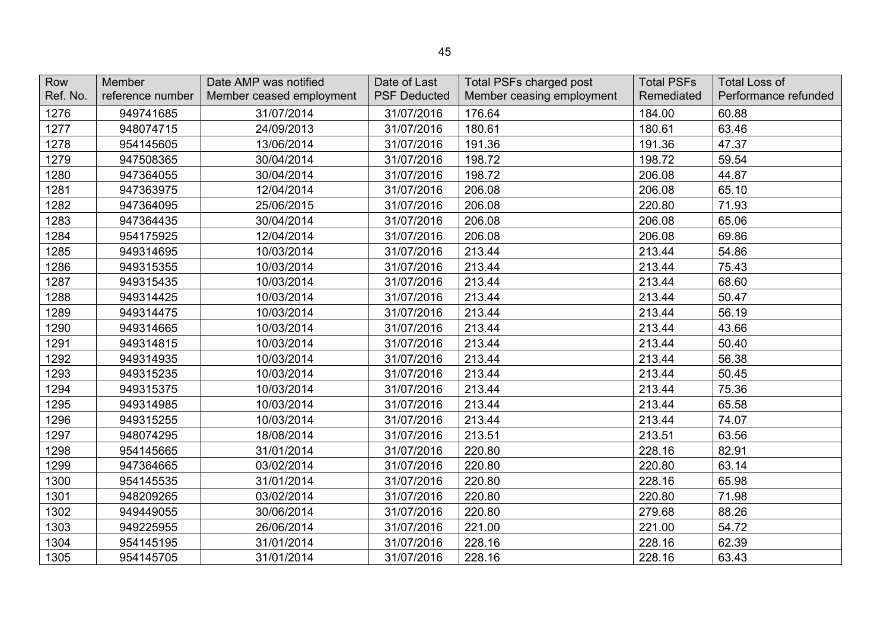| Row Ref. No. | Member reference number | Date AMP was notified Member ceased employment | Date of Last PSF Deducted | Total PSFs charged post Member ceasing employment | Total PSFs Remediated | Total Loss of Performance refunded |
|---|---|---|---|---|---|---|
| 1276 | 949741685 | 31/07/2014 | 31/07/2016 | 176.64 | 184.00 | 60.88 |
| 1277 | 948074715 | 24/09/2013 | 31/07/2016 | 180.61 | 180.61 | 63.46 |
| 1278 | 954145605 | 13/06/2014 | 31/07/2016 | 191.36 | 191.36 | 47.37 |
| 1279 | 947508365 | 30/04/2014 | 31/07/2016 | 198.72 | 198.72 | 59.54 |
| 1280 | 947364055 | 30/04/2014 | 31/07/2016 | 198.72 | 206.08 | 44.87 |
| 1281 | 947363975 | 12/04/2014 | 31/07/2016 | 206.08 | 206.08 | 65.10 |
| 1282 | 947364095 | 25/06/2015 | 31/07/2016 | 206.08 | 220.80 | 71.93 |
| 1283 | 947364435 | 30/04/2014 | 31/07/2016 | 206.08 | 206.08 | 65.06 |
| 1284 | 954175925 | 12/04/2014 | 31/07/2016 | 206.08 | 206.08 | 69.86 |
| 1285 | 949314695 | 10/03/2014 | 31/07/2016 | 213.44 | 213.44 | 54.86 |
| 1286 | 949315355 | 10/03/2014 | 31/07/2016 | 213.44 | 213.44 | 75.43 |
| 1287 | 949315435 | 10/03/2014 | 31/07/2016 | 213.44 | 213.44 | 68.60 |
| 1288 | 949314425 | 10/03/2014 | 31/07/2016 | 213.44 | 213.44 | 50.47 |
| 1289 | 949314475 | 10/03/2014 | 31/07/2016 | 213.44 | 213.44 | 56.19 |
| 1290 | 949314665 | 10/03/2014 | 31/07/2016 | 213.44 | 213.44 | 43.66 |
| 1291 | 949314815 | 10/03/2014 | 31/07/2016 | 213.44 | 213.44 | 50.40 |
| 1292 | 949314935 | 10/03/2014 | 31/07/2016 | 213.44 | 213.44 | 56.38 |
| 1293 | 949315235 | 10/03/2014 | 31/07/2016 | 213.44 | 213.44 | 50.45 |
| 1294 | 949315375 | 10/03/2014 | 31/07/2016 | 213.44 | 213.44 | 75.36 |
| 1295 | 949314985 | 10/03/2014 | 31/07/2016 | 213.44 | 213.44 | 65.58 |
| 1296 | 949315255 | 10/03/2014 | 31/07/2016 | 213.44 | 213.44 | 74.07 |
| 1297 | 948074295 | 18/08/2014 | 31/07/2016 | 213.51 | 213.51 | 63.56 |
| 1298 | 954145665 | 31/01/2014 | 31/07/2016 | 220.80 | 228.16 | 82.91 |
| 1299 | 947364665 | 03/02/2014 | 31/07/2016 | 220.80 | 220.80 | 63.14 |
| 1300 | 954145535 | 31/01/2014 | 31/07/2016 | 220.80 | 228.16 | 65.98 |
| 1301 | 948209265 | 03/02/2014 | 31/07/2016 | 220.80 | 220.80 | 71.98 |
| 1302 | 949449055 | 30/06/2014 | 31/07/2016 | 220.80 | 279.68 | 88.26 |
| 1303 | 949225955 | 26/06/2014 | 31/07/2016 | 221.00 | 221.00 | 54.72 |
| 1304 | 954145195 | 31/01/2014 | 31/07/2016 | 228.16 | 228.16 | 62.39 |
| 1305 | 954145705 | 31/01/2014 | 31/07/2016 | 228.16 | 228.16 | 63.43 |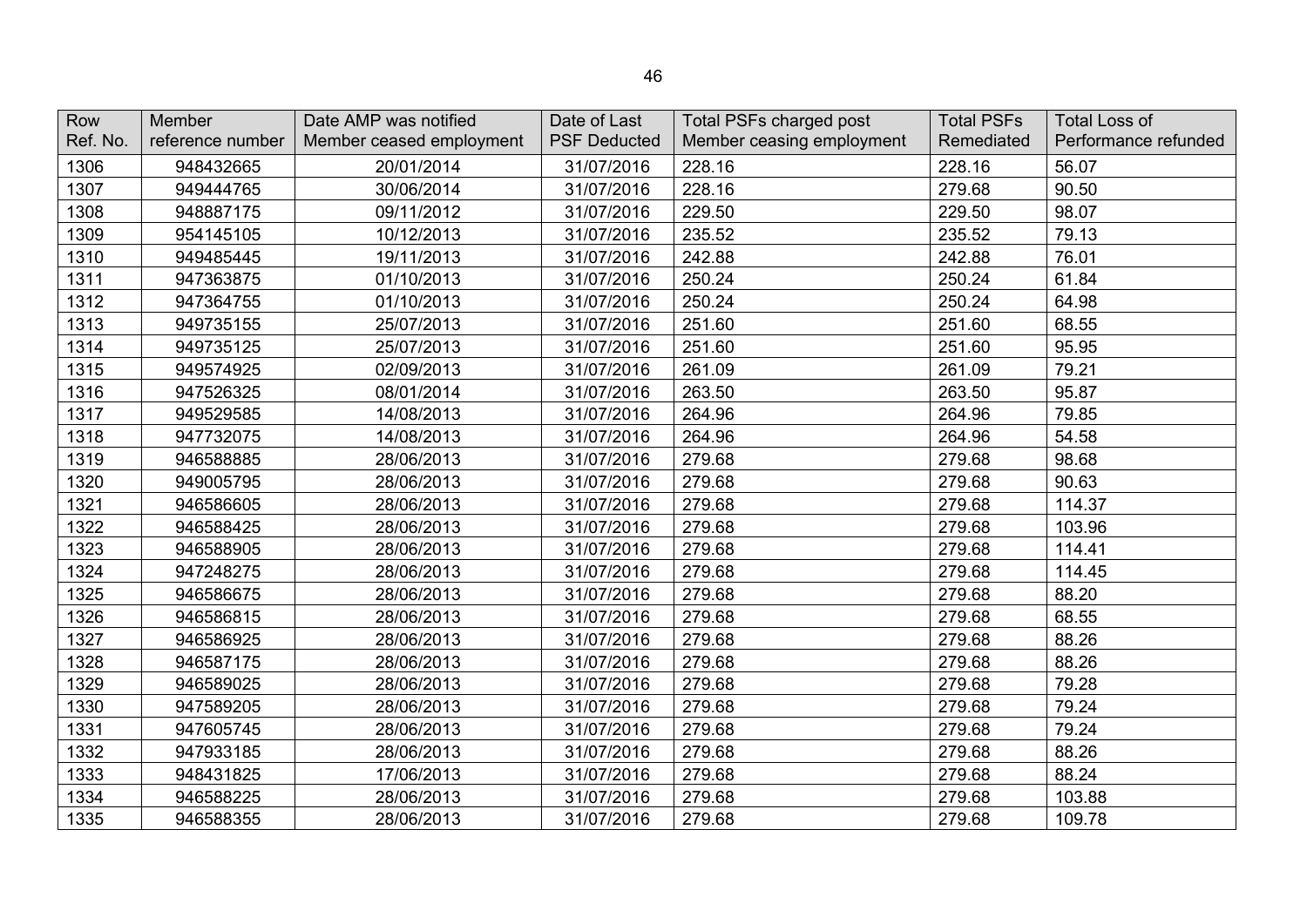| Row Ref. No. | Member reference number | Date AMP was notified Member ceased employment | Date of Last PSF Deducted | Total PSFs charged post Member ceasing employment | Total PSFs Remediated | Total Loss of Performance refunded |
|---|---|---|---|---|---|---|
| 1306 | 948432665 | 20/01/2014 | 31/07/2016 | 228.16 | 228.16 | 56.07 |
| 1307 | 949444765 | 30/06/2014 | 31/07/2016 | 228.16 | 279.68 | 90.50 |
| 1308 | 948887175 | 09/11/2012 | 31/07/2016 | 229.50 | 229.50 | 98.07 |
| 1309 | 954145105 | 10/12/2013 | 31/07/2016 | 235.52 | 235.52 | 79.13 |
| 1310 | 949485445 | 19/11/2013 | 31/07/2016 | 242.88 | 242.88 | 76.01 |
| 1311 | 947363875 | 01/10/2013 | 31/07/2016 | 250.24 | 250.24 | 61.84 |
| 1312 | 947364755 | 01/10/2013 | 31/07/2016 | 250.24 | 250.24 | 64.98 |
| 1313 | 949735155 | 25/07/2013 | 31/07/2016 | 251.60 | 251.60 | 68.55 |
| 1314 | 949735125 | 25/07/2013 | 31/07/2016 | 251.60 | 251.60 | 95.95 |
| 1315 | 949574925 | 02/09/2013 | 31/07/2016 | 261.09 | 261.09 | 79.21 |
| 1316 | 947526325 | 08/01/2014 | 31/07/2016 | 263.50 | 263.50 | 95.87 |
| 1317 | 949529585 | 14/08/2013 | 31/07/2016 | 264.96 | 264.96 | 79.85 |
| 1318 | 947732075 | 14/08/2013 | 31/07/2016 | 264.96 | 264.96 | 54.58 |
| 1319 | 946588885 | 28/06/2013 | 31/07/2016 | 279.68 | 279.68 | 98.68 |
| 1320 | 949005795 | 28/06/2013 | 31/07/2016 | 279.68 | 279.68 | 90.63 |
| 1321 | 946586605 | 28/06/2013 | 31/07/2016 | 279.68 | 279.68 | 114.37 |
| 1322 | 946588425 | 28/06/2013 | 31/07/2016 | 279.68 | 279.68 | 103.96 |
| 1323 | 946588905 | 28/06/2013 | 31/07/2016 | 279.68 | 279.68 | 114.41 |
| 1324 | 947248275 | 28/06/2013 | 31/07/2016 | 279.68 | 279.68 | 114.45 |
| 1325 | 946586675 | 28/06/2013 | 31/07/2016 | 279.68 | 279.68 | 88.20 |
| 1326 | 946586815 | 28/06/2013 | 31/07/2016 | 279.68 | 279.68 | 68.55 |
| 1327 | 946586925 | 28/06/2013 | 31/07/2016 | 279.68 | 279.68 | 88.26 |
| 1328 | 946587175 | 28/06/2013 | 31/07/2016 | 279.68 | 279.68 | 88.26 |
| 1329 | 946589025 | 28/06/2013 | 31/07/2016 | 279.68 | 279.68 | 79.28 |
| 1330 | 947589205 | 28/06/2013 | 31/07/2016 | 279.68 | 279.68 | 79.24 |
| 1331 | 947605745 | 28/06/2013 | 31/07/2016 | 279.68 | 279.68 | 79.24 |
| 1332 | 947933185 | 28/06/2013 | 31/07/2016 | 279.68 | 279.68 | 88.26 |
| 1333 | 948431825 | 17/06/2013 | 31/07/2016 | 279.68 | 279.68 | 88.24 |
| 1334 | 946588225 | 28/06/2013 | 31/07/2016 | 279.68 | 279.68 | 103.88 |
| 1335 | 946588355 | 28/06/2013 | 31/07/2016 | 279.68 | 279.68 | 109.78 |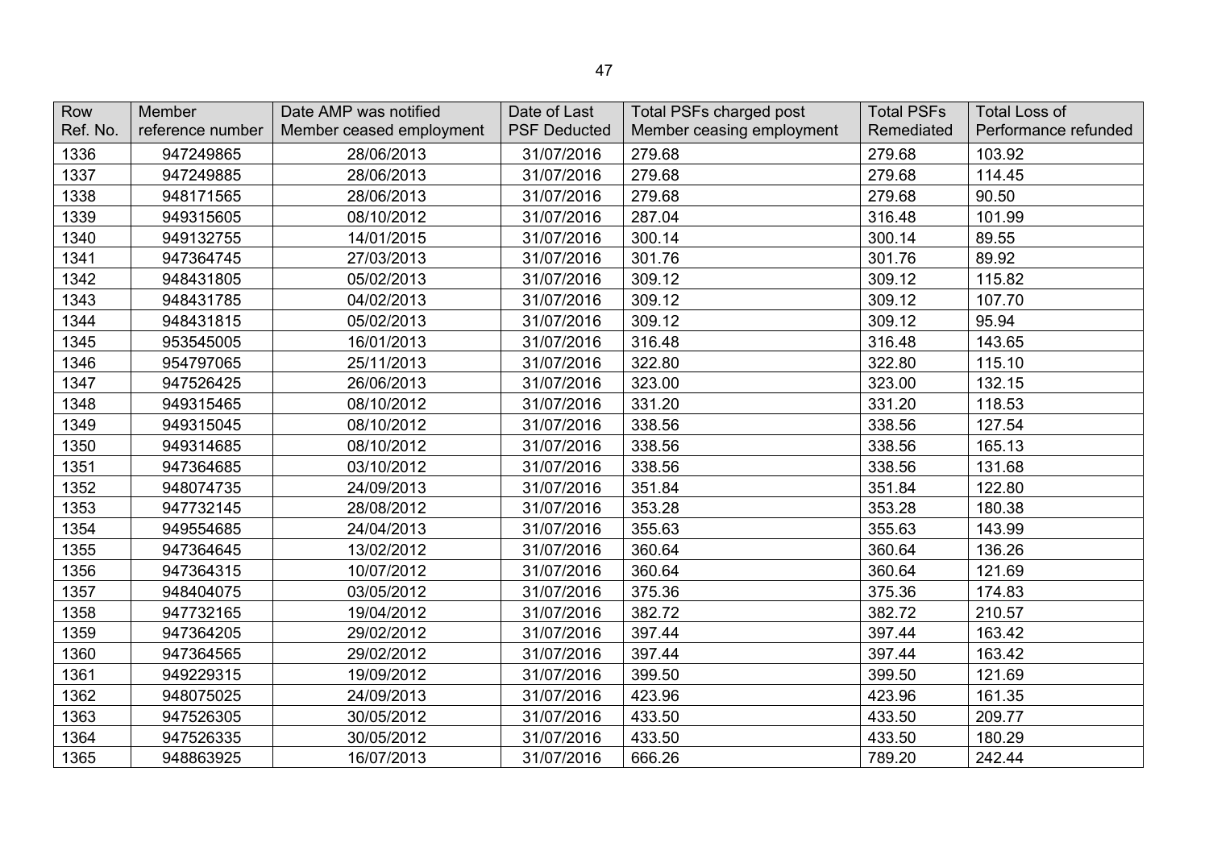| Row Ref. No. | Member reference number | Date AMP was notified Member ceased employment | Date of Last PSF Deducted | Total PSFs charged post Member ceasing employment | Total PSFs Remediated | Total Loss of Performance refunded |
|---|---|---|---|---|---|---|
| 1336 | 947249865 | 28/06/2013 | 31/07/2016 | 279.68 | 279.68 | 103.92 |
| 1337 | 947249885 | 28/06/2013 | 31/07/2016 | 279.68 | 279.68 | 114.45 |
| 1338 | 948171565 | 28/06/2013 | 31/07/2016 | 279.68 | 279.68 | 90.50 |
| 1339 | 949315605 | 08/10/2012 | 31/07/2016 | 287.04 | 316.48 | 101.99 |
| 1340 | 949132755 | 14/01/2015 | 31/07/2016 | 300.14 | 300.14 | 89.55 |
| 1341 | 947364745 | 27/03/2013 | 31/07/2016 | 301.76 | 301.76 | 89.92 |
| 1342 | 948431805 | 05/02/2013 | 31/07/2016 | 309.12 | 309.12 | 115.82 |
| 1343 | 948431785 | 04/02/2013 | 31/07/2016 | 309.12 | 309.12 | 107.70 |
| 1344 | 948431815 | 05/02/2013 | 31/07/2016 | 309.12 | 309.12 | 95.94 |
| 1345 | 953545005 | 16/01/2013 | 31/07/2016 | 316.48 | 316.48 | 143.65 |
| 1346 | 954797065 | 25/11/2013 | 31/07/2016 | 322.80 | 322.80 | 115.10 |
| 1347 | 947526425 | 26/06/2013 | 31/07/2016 | 323.00 | 323.00 | 132.15 |
| 1348 | 949315465 | 08/10/2012 | 31/07/2016 | 331.20 | 331.20 | 118.53 |
| 1349 | 949315045 | 08/10/2012 | 31/07/2016 | 338.56 | 338.56 | 127.54 |
| 1350 | 949314685 | 08/10/2012 | 31/07/2016 | 338.56 | 338.56 | 165.13 |
| 1351 | 947364685 | 03/10/2012 | 31/07/2016 | 338.56 | 338.56 | 131.68 |
| 1352 | 948074735 | 24/09/2013 | 31/07/2016 | 351.84 | 351.84 | 122.80 |
| 1353 | 947732145 | 28/08/2012 | 31/07/2016 | 353.28 | 353.28 | 180.38 |
| 1354 | 949554685 | 24/04/2013 | 31/07/2016 | 355.63 | 355.63 | 143.99 |
| 1355 | 947364645 | 13/02/2012 | 31/07/2016 | 360.64 | 360.64 | 136.26 |
| 1356 | 947364315 | 10/07/2012 | 31/07/2016 | 360.64 | 360.64 | 121.69 |
| 1357 | 948404075 | 03/05/2012 | 31/07/2016 | 375.36 | 375.36 | 174.83 |
| 1358 | 947732165 | 19/04/2012 | 31/07/2016 | 382.72 | 382.72 | 210.57 |
| 1359 | 947364205 | 29/02/2012 | 31/07/2016 | 397.44 | 397.44 | 163.42 |
| 1360 | 947364565 | 29/02/2012 | 31/07/2016 | 397.44 | 397.44 | 163.42 |
| 1361 | 949229315 | 19/09/2012 | 31/07/2016 | 399.50 | 399.50 | 121.69 |
| 1362 | 948075025 | 24/09/2013 | 31/07/2016 | 423.96 | 423.96 | 161.35 |
| 1363 | 947526305 | 30/05/2012 | 31/07/2016 | 433.50 | 433.50 | 209.77 |
| 1364 | 947526335 | 30/05/2012 | 31/07/2016 | 433.50 | 433.50 | 180.29 |
| 1365 | 948863925 | 16/07/2013 | 31/07/2016 | 666.26 | 789.20 | 242.44 |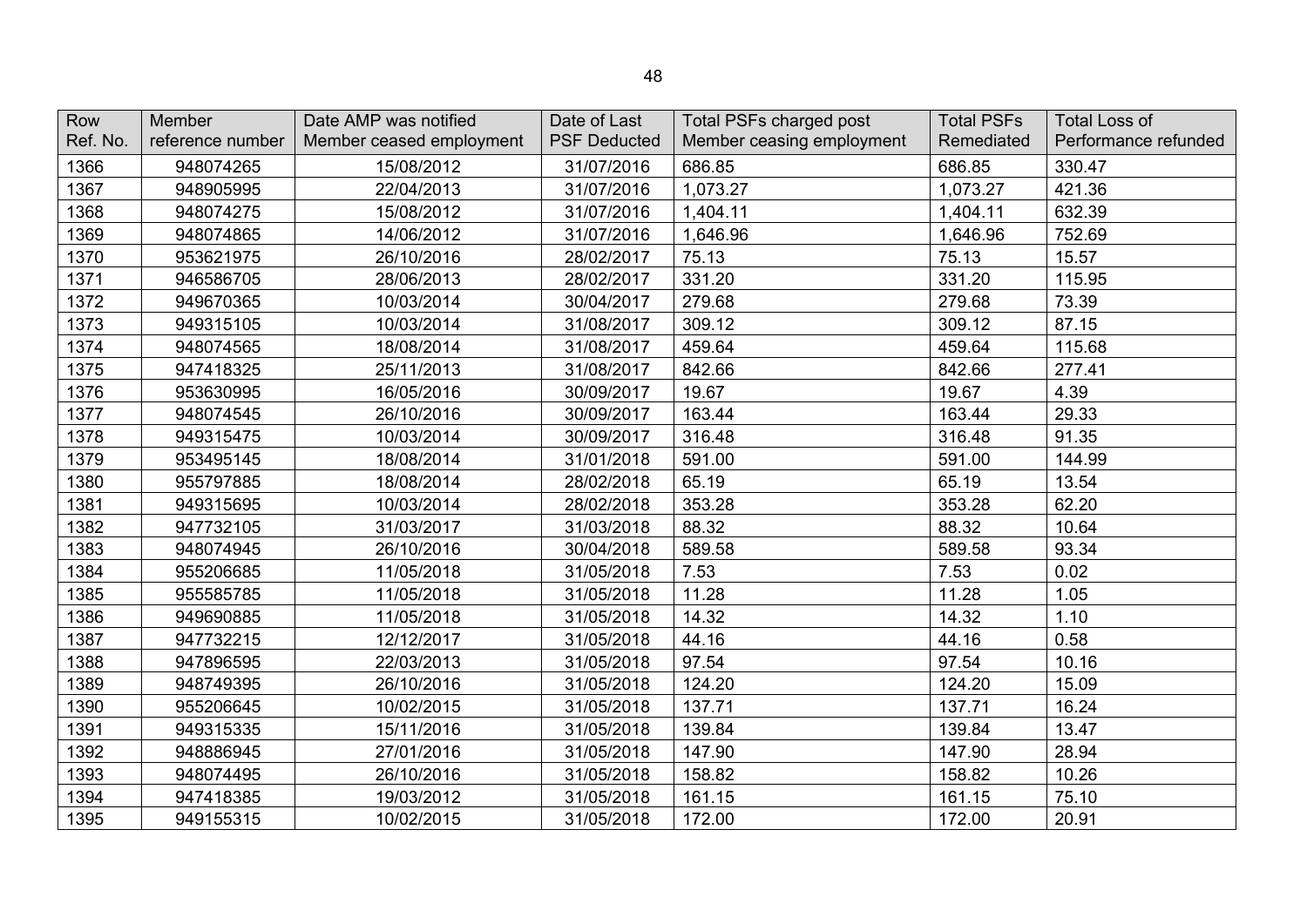| Row Ref. No. | Member reference number | Date AMP was notified Member ceased employment | Date of Last PSF Deducted | Total PSFs charged post Member ceasing employment | Total PSFs Remediated | Total Loss of Performance refunded |
|---|---|---|---|---|---|---|
| 1366 | 948074265 | 15/08/2012 | 31/07/2016 | 686.85 | 686.85 | 330.47 |
| 1367 | 948905995 | 22/04/2013 | 31/07/2016 | 1,073.27 | 1,073.27 | 421.36 |
| 1368 | 948074275 | 15/08/2012 | 31/07/2016 | 1,404.11 | 1,404.11 | 632.39 |
| 1369 | 948074865 | 14/06/2012 | 31/07/2016 | 1,646.96 | 1,646.96 | 752.69 |
| 1370 | 953621975 | 26/10/2016 | 28/02/2017 | 75.13 | 75.13 | 15.57 |
| 1371 | 946586705 | 28/06/2013 | 28/02/2017 | 331.20 | 331.20 | 115.95 |
| 1372 | 949670365 | 10/03/2014 | 30/04/2017 | 279.68 | 279.68 | 73.39 |
| 1373 | 949315105 | 10/03/2014 | 31/08/2017 | 309.12 | 309.12 | 87.15 |
| 1374 | 948074565 | 18/08/2014 | 31/08/2017 | 459.64 | 459.64 | 115.68 |
| 1375 | 947418325 | 25/11/2013 | 31/08/2017 | 842.66 | 842.66 | 277.41 |
| 1376 | 953630995 | 16/05/2016 | 30/09/2017 | 19.67 | 19.67 | 4.39 |
| 1377 | 948074545 | 26/10/2016 | 30/09/2017 | 163.44 | 163.44 | 29.33 |
| 1378 | 949315475 | 10/03/2014 | 30/09/2017 | 316.48 | 316.48 | 91.35 |
| 1379 | 953495145 | 18/08/2014 | 31/01/2018 | 591.00 | 591.00 | 144.99 |
| 1380 | 955797885 | 18/08/2014 | 28/02/2018 | 65.19 | 65.19 | 13.54 |
| 1381 | 949315695 | 10/03/2014 | 28/02/2018 | 353.28 | 353.28 | 62.20 |
| 1382 | 947732105 | 31/03/2017 | 31/03/2018 | 88.32 | 88.32 | 10.64 |
| 1383 | 948074945 | 26/10/2016 | 30/04/2018 | 589.58 | 589.58 | 93.34 |
| 1384 | 955206685 | 11/05/2018 | 31/05/2018 | 7.53 | 7.53 | 0.02 |
| 1385 | 955585785 | 11/05/2018 | 31/05/2018 | 11.28 | 11.28 | 1.05 |
| 1386 | 949690885 | 11/05/2018 | 31/05/2018 | 14.32 | 14.32 | 1.10 |
| 1387 | 947732215 | 12/12/2017 | 31/05/2018 | 44.16 | 44.16 | 0.58 |
| 1388 | 947896595 | 22/03/2013 | 31/05/2018 | 97.54 | 97.54 | 10.16 |
| 1389 | 948749395 | 26/10/2016 | 31/05/2018 | 124.20 | 124.20 | 15.09 |
| 1390 | 955206645 | 10/02/2015 | 31/05/2018 | 137.71 | 137.71 | 16.24 |
| 1391 | 949315335 | 15/11/2016 | 31/05/2018 | 139.84 | 139.84 | 13.47 |
| 1392 | 948886945 | 27/01/2016 | 31/05/2018 | 147.90 | 147.90 | 28.94 |
| 1393 | 948074495 | 26/10/2016 | 31/05/2018 | 158.82 | 158.82 | 10.26 |
| 1394 | 947418385 | 19/03/2012 | 31/05/2018 | 161.15 | 161.15 | 75.10 |
| 1395 | 949155315 | 10/02/2015 | 31/05/2018 | 172.00 | 172.00 | 20.91 |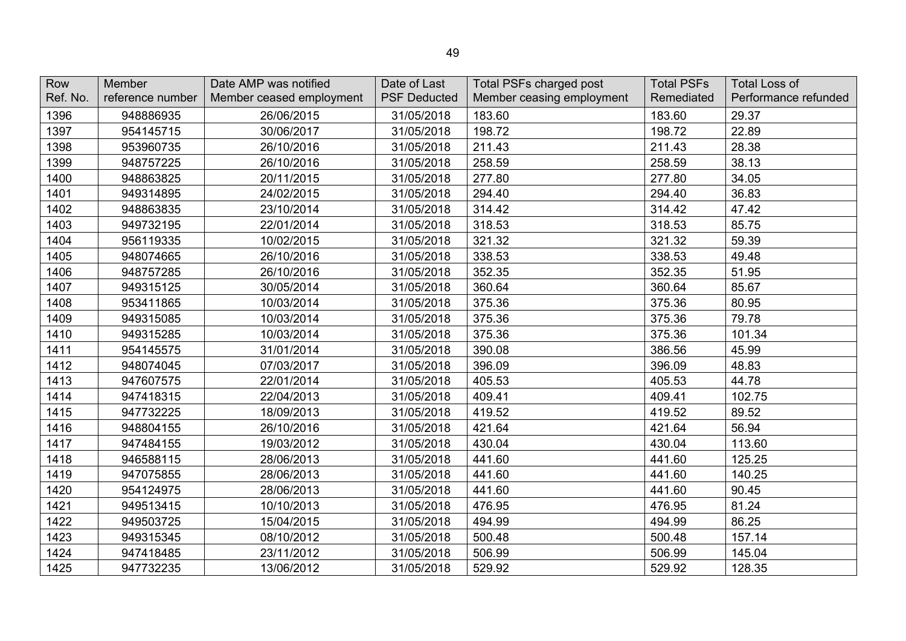| Row Ref. No. | Member reference number | Date AMP was notified Member ceased employment | Date of Last PSF Deducted | Total PSFs charged post Member ceasing employment | Total PSFs Remediated | Total Loss of Performance refunded |
|---|---|---|---|---|---|---|
| 1396 | 948886935 | 26/06/2015 | 31/05/2018 | 183.60 | 183.60 | 29.37 |
| 1397 | 954145715 | 30/06/2017 | 31/05/2018 | 198.72 | 198.72 | 22.89 |
| 1398 | 953960735 | 26/10/2016 | 31/05/2018 | 211.43 | 211.43 | 28.38 |
| 1399 | 948757225 | 26/10/2016 | 31/05/2018 | 258.59 | 258.59 | 38.13 |
| 1400 | 948863825 | 20/11/2015 | 31/05/2018 | 277.80 | 277.80 | 34.05 |
| 1401 | 949314895 | 24/02/2015 | 31/05/2018 | 294.40 | 294.40 | 36.83 |
| 1402 | 948863835 | 23/10/2014 | 31/05/2018 | 314.42 | 314.42 | 47.42 |
| 1403 | 949732195 | 22/01/2014 | 31/05/2018 | 318.53 | 318.53 | 85.75 |
| 1404 | 956119335 | 10/02/2015 | 31/05/2018 | 321.32 | 321.32 | 59.39 |
| 1405 | 948074665 | 26/10/2016 | 31/05/2018 | 338.53 | 338.53 | 49.48 |
| 1406 | 948757285 | 26/10/2016 | 31/05/2018 | 352.35 | 352.35 | 51.95 |
| 1407 | 949315125 | 30/05/2014 | 31/05/2018 | 360.64 | 360.64 | 85.67 |
| 1408 | 953411865 | 10/03/2014 | 31/05/2018 | 375.36 | 375.36 | 80.95 |
| 1409 | 949315085 | 10/03/2014 | 31/05/2018 | 375.36 | 375.36 | 79.78 |
| 1410 | 949315285 | 10/03/2014 | 31/05/2018 | 375.36 | 375.36 | 101.34 |
| 1411 | 954145575 | 31/01/2014 | 31/05/2018 | 390.08 | 386.56 | 45.99 |
| 1412 | 948074045 | 07/03/2017 | 31/05/2018 | 396.09 | 396.09 | 48.83 |
| 1413 | 947607575 | 22/01/2014 | 31/05/2018 | 405.53 | 405.53 | 44.78 |
| 1414 | 947418315 | 22/04/2013 | 31/05/2018 | 409.41 | 409.41 | 102.75 |
| 1415 | 947732225 | 18/09/2013 | 31/05/2018 | 419.52 | 419.52 | 89.52 |
| 1416 | 948804155 | 26/10/2016 | 31/05/2018 | 421.64 | 421.64 | 56.94 |
| 1417 | 947484155 | 19/03/2012 | 31/05/2018 | 430.04 | 430.04 | 113.60 |
| 1418 | 946588115 | 28/06/2013 | 31/05/2018 | 441.60 | 441.60 | 125.25 |
| 1419 | 947075855 | 28/06/2013 | 31/05/2018 | 441.60 | 441.60 | 140.25 |
| 1420 | 954124975 | 28/06/2013 | 31/05/2018 | 441.60 | 441.60 | 90.45 |
| 1421 | 949513415 | 10/10/2013 | 31/05/2018 | 476.95 | 476.95 | 81.24 |
| 1422 | 949503725 | 15/04/2015 | 31/05/2018 | 494.99 | 494.99 | 86.25 |
| 1423 | 949315345 | 08/10/2012 | 31/05/2018 | 500.48 | 500.48 | 157.14 |
| 1424 | 947418485 | 23/11/2012 | 31/05/2018 | 506.99 | 506.99 | 145.04 |
| 1425 | 947732235 | 13/06/2012 | 31/05/2018 | 529.92 | 529.92 | 128.35 |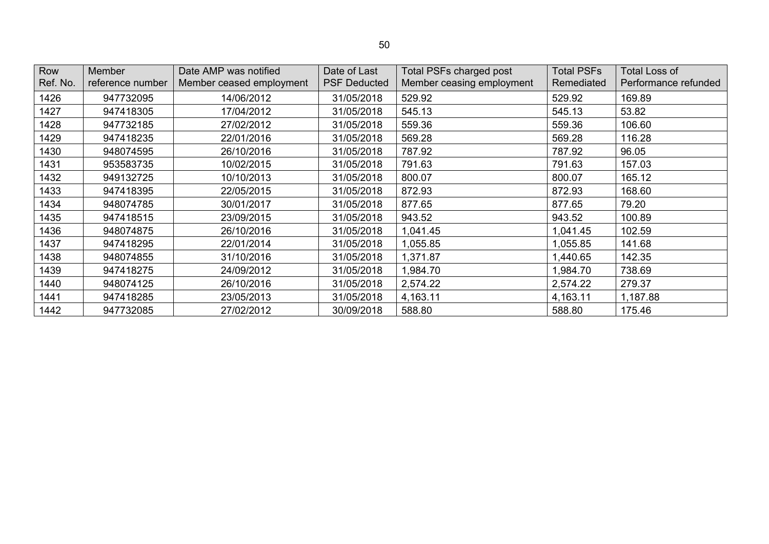| Row Ref. No. | Member reference number | Date AMP was notified Member ceased employment | Date of Last PSF Deducted | Total PSFs charged post Member ceasing employment | Total PSFs Remediated | Total Loss of Performance refunded |
|---|---|---|---|---|---|---|
| 1426 | 947732095 | 14/06/2012 | 31/05/2018 | 529.92 | 529.92 | 169.89 |
| 1427 | 947418305 | 17/04/2012 | 31/05/2018 | 545.13 | 545.13 | 53.82 |
| 1428 | 947732185 | 27/02/2012 | 31/05/2018 | 559.36 | 559.36 | 106.60 |
| 1429 | 947418235 | 22/01/2016 | 31/05/2018 | 569.28 | 569.28 | 116.28 |
| 1430 | 948074595 | 26/10/2016 | 31/05/2018 | 787.92 | 787.92 | 96.05 |
| 1431 | 953583735 | 10/02/2015 | 31/05/2018 | 791.63 | 791.63 | 157.03 |
| 1432 | 949132725 | 10/10/2013 | 31/05/2018 | 800.07 | 800.07 | 165.12 |
| 1433 | 947418395 | 22/05/2015 | 31/05/2018 | 872.93 | 872.93 | 168.60 |
| 1434 | 948074785 | 30/01/2017 | 31/05/2018 | 877.65 | 877.65 | 79.20 |
| 1435 | 947418515 | 23/09/2015 | 31/05/2018 | 943.52 | 943.52 | 100.89 |
| 1436 | 948074875 | 26/10/2016 | 31/05/2018 | 1,041.45 | 1,041.45 | 102.59 |
| 1437 | 947418295 | 22/01/2014 | 31/05/2018 | 1,055.85 | 1,055.85 | 141.68 |
| 1438 | 948074855 | 31/10/2016 | 31/05/2018 | 1,371.87 | 1,440.65 | 142.35 |
| 1439 | 947418275 | 24/09/2012 | 31/05/2018 | 1,984.70 | 1,984.70 | 738.69 |
| 1440 | 948074125 | 26/10/2016 | 31/05/2018 | 2,574.22 | 2,574.22 | 279.37 |
| 1441 | 947418285 | 23/05/2013 | 31/05/2018 | 4,163.11 | 4,163.11 | 1,187.88 |
| 1442 | 947732085 | 27/02/2012 | 30/09/2018 | 588.80 | 588.80 | 175.46 |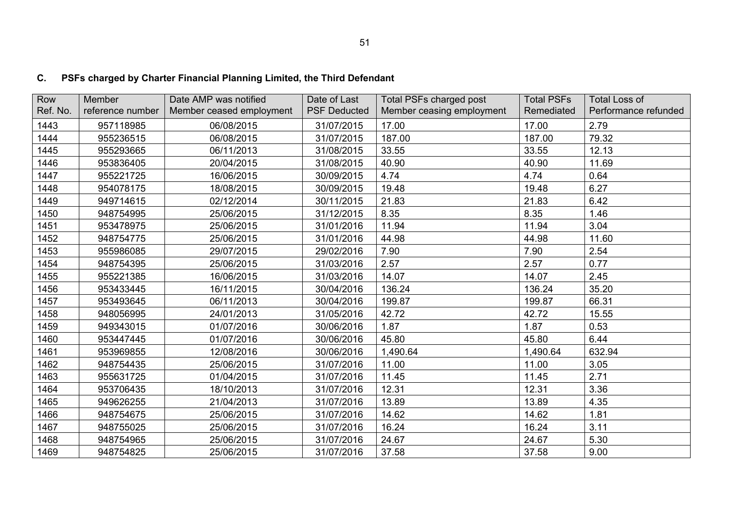## C. PSFs charged by Charter Financial Planning Limited, the Third Defendant

| Row Ref. No. | Member reference number | Date AMP was notified Member ceased employment | Date of Last PSF Deducted | Total PSFs charged post Member ceasing employment | Total PSFs Remediated | Total Loss of Performance refunded |
|---|---|---|---|---|---|---|
| 1443 | 957118985 | 06/08/2015 | 31/07/2015 | 17.00 | 17.00 | 2.79 |
| 1444 | 955236515 | 06/08/2015 | 31/07/2015 | 187.00 | 187.00 | 79.32 |
| 1445 | 955293665 | 06/11/2013 | 31/08/2015 | 33.55 | 33.55 | 12.13 |
| 1446 | 953836405 | 20/04/2015 | 31/08/2015 | 40.90 | 40.90 | 11.69 |
| 1447 | 955221725 | 16/06/2015 | 30/09/2015 | 4.74 | 4.74 | 0.64 |
| 1448 | 954078175 | 18/08/2015 | 30/09/2015 | 19.48 | 19.48 | 6.27 |
| 1449 | 949714615 | 02/12/2014 | 30/11/2015 | 21.83 | 21.83 | 6.42 |
| 1450 | 948754995 | 25/06/2015 | 31/12/2015 | 8.35 | 8.35 | 1.46 |
| 1451 | 953478975 | 25/06/2015 | 31/01/2016 | 11.94 | 11.94 | 3.04 |
| 1452 | 948754775 | 25/06/2015 | 31/01/2016 | 44.98 | 44.98 | 11.60 |
| 1453 | 955986085 | 29/07/2015 | 29/02/2016 | 7.90 | 7.90 | 2.54 |
| 1454 | 948754395 | 25/06/2015 | 31/03/2016 | 2.57 | 2.57 | 0.77 |
| 1455 | 955221385 | 16/06/2015 | 31/03/2016 | 14.07 | 14.07 | 2.45 |
| 1456 | 953433445 | 16/11/2015 | 30/04/2016 | 136.24 | 136.24 | 35.20 |
| 1457 | 953493645 | 06/11/2013 | 30/04/2016 | 199.87 | 199.87 | 66.31 |
| 1458 | 948056995 | 24/01/2013 | 31/05/2016 | 42.72 | 42.72 | 15.55 |
| 1459 | 949343015 | 01/07/2016 | 30/06/2016 | 1.87 | 1.87 | 0.53 |
| 1460 | 953447445 | 01/07/2016 | 30/06/2016 | 45.80 | 45.80 | 6.44 |
| 1461 | 953969855 | 12/08/2016 | 30/06/2016 | 1,490.64 | 1,490.64 | 632.94 |
| 1462 | 948754435 | 25/06/2015 | 31/07/2016 | 11.00 | 11.00 | 3.05 |
| 1463 | 955631725 | 01/04/2015 | 31/07/2016 | 11.45 | 11.45 | 2.71 |
| 1464 | 953706435 | 18/10/2013 | 31/07/2016 | 12.31 | 12.31 | 3.36 |
| 1465 | 949626255 | 21/04/2013 | 31/07/2016 | 13.89 | 13.89 | 4.35 |
| 1466 | 948754675 | 25/06/2015 | 31/07/2016 | 14.62 | 14.62 | 1.81 |
| 1467 | 948755025 | 25/06/2015 | 31/07/2016 | 16.24 | 16.24 | 3.11 |
| 1468 | 948754965 | 25/06/2015 | 31/07/2016 | 24.67 | 24.67 | 5.30 |
| 1469 | 948754825 | 25/06/2015 | 31/07/2016 | 37.58 | 37.58 | 9.00 |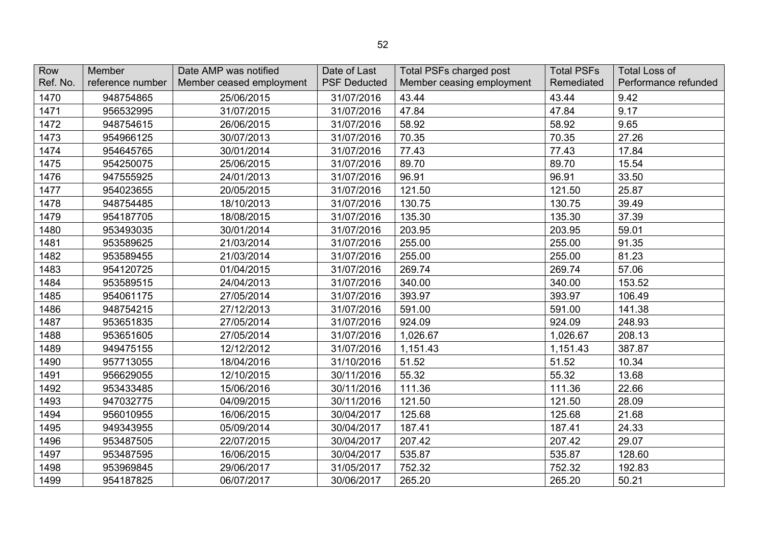| Row Ref. No. | Member reference number | Date AMP was notified Member ceased employment | Date of Last PSF Deducted | Total PSFs charged post Member ceasing employment | Total PSFs Remediated | Total Loss of Performance refunded |
|---|---|---|---|---|---|---|
| 1470 | 948754865 | 25/06/2015 | 31/07/2016 | 43.44 | 43.44 | 9.42 |
| 1471 | 956532995 | 31/07/2015 | 31/07/2016 | 47.84 | 47.84 | 9.17 |
| 1472 | 948754615 | 26/06/2015 | 31/07/2016 | 58.92 | 58.92 | 9.65 |
| 1473 | 954966125 | 30/07/2013 | 31/07/2016 | 70.35 | 70.35 | 27.26 |
| 1474 | 954645765 | 30/01/2014 | 31/07/2016 | 77.43 | 77.43 | 17.84 |
| 1475 | 954250075 | 25/06/2015 | 31/07/2016 | 89.70 | 89.70 | 15.54 |
| 1476 | 947555925 | 24/01/2013 | 31/07/2016 | 96.91 | 96.91 | 33.50 |
| 1477 | 954023655 | 20/05/2015 | 31/07/2016 | 121.50 | 121.50 | 25.87 |
| 1478 | 948754485 | 18/10/2013 | 31/07/2016 | 130.75 | 130.75 | 39.49 |
| 1479 | 954187705 | 18/08/2015 | 31/07/2016 | 135.30 | 135.30 | 37.39 |
| 1480 | 953493035 | 30/01/2014 | 31/07/2016 | 203.95 | 203.95 | 59.01 |
| 1481 | 953589625 | 21/03/2014 | 31/07/2016 | 255.00 | 255.00 | 91.35 |
| 1482 | 953589455 | 21/03/2014 | 31/07/2016 | 255.00 | 255.00 | 81.23 |
| 1483 | 954120725 | 01/04/2015 | 31/07/2016 | 269.74 | 269.74 | 57.06 |
| 1484 | 953589515 | 24/04/2013 | 31/07/2016 | 340.00 | 340.00 | 153.52 |
| 1485 | 954061175 | 27/05/2014 | 31/07/2016 | 393.97 | 393.97 | 106.49 |
| 1486 | 948754215 | 27/12/2013 | 31/07/2016 | 591.00 | 591.00 | 141.38 |
| 1487 | 953651835 | 27/05/2014 | 31/07/2016 | 924.09 | 924.09 | 248.93 |
| 1488 | 953651605 | 27/05/2014 | 31/07/2016 | 1,026.67 | 1,026.67 | 208.13 |
| 1489 | 949475155 | 12/12/2012 | 31/07/2016 | 1,151.43 | 1,151.43 | 387.87 |
| 1490 | 957713055 | 18/04/2016 | 31/10/2016 | 51.52 | 51.52 | 10.34 |
| 1491 | 956629055 | 12/10/2015 | 30/11/2016 | 55.32 | 55.32 | 13.68 |
| 1492 | 953433485 | 15/06/2016 | 30/11/2016 | 111.36 | 111.36 | 22.66 |
| 1493 | 947032775 | 04/09/2015 | 30/11/2016 | 121.50 | 121.50 | 28.09 |
| 1494 | 956010955 | 16/06/2015 | 30/04/2017 | 125.68 | 125.68 | 21.68 |
| 1495 | 949343955 | 05/09/2014 | 30/04/2017 | 187.41 | 187.41 | 24.33 |
| 1496 | 953487505 | 22/07/2015 | 30/04/2017 | 207.42 | 207.42 | 29.07 |
| 1497 | 953487595 | 16/06/2015 | 30/04/2017 | 535.87 | 535.87 | 128.60 |
| 1498 | 953969845 | 29/06/2017 | 31/05/2017 | 752.32 | 752.32 | 192.83 |
| 1499 | 954187825 | 06/07/2017 | 30/06/2017 | 265.20 | 265.20 | 50.21 |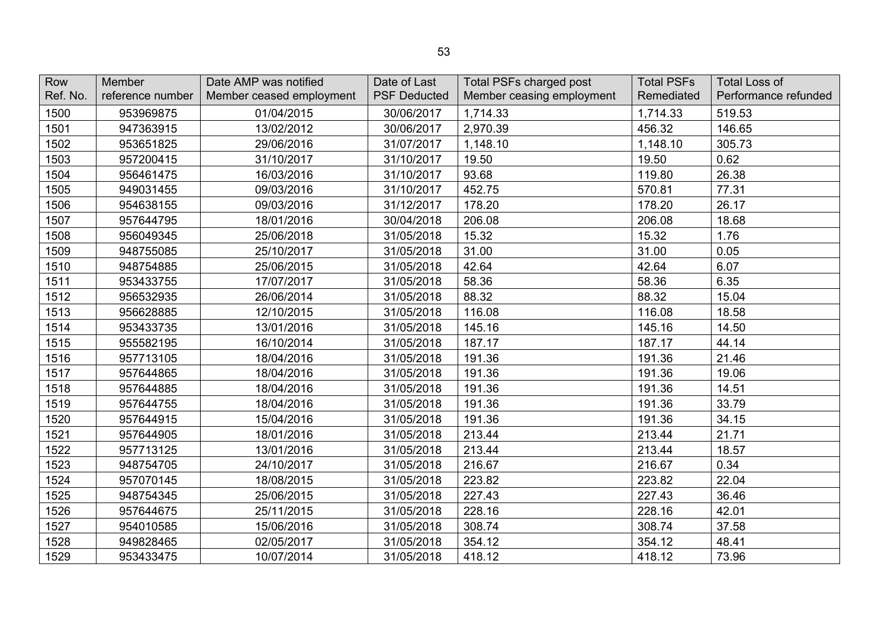| Row Ref. No. | Member reference number | Date AMP was notified Member ceased employment | Date of Last PSF Deducted | Total PSFs charged post Member ceasing employment | Total PSFs Remediated | Total Loss of Performance refunded |
|---|---|---|---|---|---|---|
| 1500 | 953969875 | 01/04/2015 | 30/06/2017 | 1,714.33 | 1,714.33 | 519.53 |
| 1501 | 947363915 | 13/02/2012 | 30/06/2017 | 2,970.39 | 456.32 | 146.65 |
| 1502 | 953651825 | 29/06/2016 | 31/07/2017 | 1,148.10 | 1,148.10 | 305.73 |
| 1503 | 957200415 | 31/10/2017 | 31/10/2017 | 19.50 | 19.50 | 0.62 |
| 1504 | 956461475 | 16/03/2016 | 31/10/2017 | 93.68 | 119.80 | 26.38 |
| 1505 | 949031455 | 09/03/2016 | 31/10/2017 | 452.75 | 570.81 | 77.31 |
| 1506 | 954638155 | 09/03/2016 | 31/12/2017 | 178.20 | 178.20 | 26.17 |
| 1507 | 957644795 | 18/01/2016 | 30/04/2018 | 206.08 | 206.08 | 18.68 |
| 1508 | 956049345 | 25/06/2018 | 31/05/2018 | 15.32 | 15.32 | 1.76 |
| 1509 | 948755085 | 25/10/2017 | 31/05/2018 | 31.00 | 31.00 | 0.05 |
| 1510 | 948754885 | 25/06/2015 | 31/05/2018 | 42.64 | 42.64 | 6.07 |
| 1511 | 953433755 | 17/07/2017 | 31/05/2018 | 58.36 | 58.36 | 6.35 |
| 1512 | 956532935 | 26/06/2014 | 31/05/2018 | 88.32 | 88.32 | 15.04 |
| 1513 | 956628885 | 12/10/2015 | 31/05/2018 | 116.08 | 116.08 | 18.58 |
| 1514 | 953433735 | 13/01/2016 | 31/05/2018 | 145.16 | 145.16 | 14.50 |
| 1515 | 955582195 | 16/10/2014 | 31/05/2018 | 187.17 | 187.17 | 44.14 |
| 1516 | 957713105 | 18/04/2016 | 31/05/2018 | 191.36 | 191.36 | 21.46 |
| 1517 | 957644865 | 18/04/2016 | 31/05/2018 | 191.36 | 191.36 | 19.06 |
| 1518 | 957644885 | 18/04/2016 | 31/05/2018 | 191.36 | 191.36 | 14.51 |
| 1519 | 957644755 | 18/04/2016 | 31/05/2018 | 191.36 | 191.36 | 33.79 |
| 1520 | 957644915 | 15/04/2016 | 31/05/2018 | 191.36 | 191.36 | 34.15 |
| 1521 | 957644905 | 18/01/2016 | 31/05/2018 | 213.44 | 213.44 | 21.71 |
| 1522 | 957713125 | 13/01/2016 | 31/05/2018 | 213.44 | 213.44 | 18.57 |
| 1523 | 948754705 | 24/10/2017 | 31/05/2018 | 216.67 | 216.67 | 0.34 |
| 1524 | 957070145 | 18/08/2015 | 31/05/2018 | 223.82 | 223.82 | 22.04 |
| 1525 | 948754345 | 25/06/2015 | 31/05/2018 | 227.43 | 227.43 | 36.46 |
| 1526 | 957644675 | 25/11/2015 | 31/05/2018 | 228.16 | 228.16 | 42.01 |
| 1527 | 954010585 | 15/06/2016 | 31/05/2018 | 308.74 | 308.74 | 37.58 |
| 1528 | 949828465 | 02/05/2017 | 31/05/2018 | 354.12 | 354.12 | 48.41 |
| 1529 | 953433475 | 10/07/2014 | 31/05/2018 | 418.12 | 418.12 | 73.96 |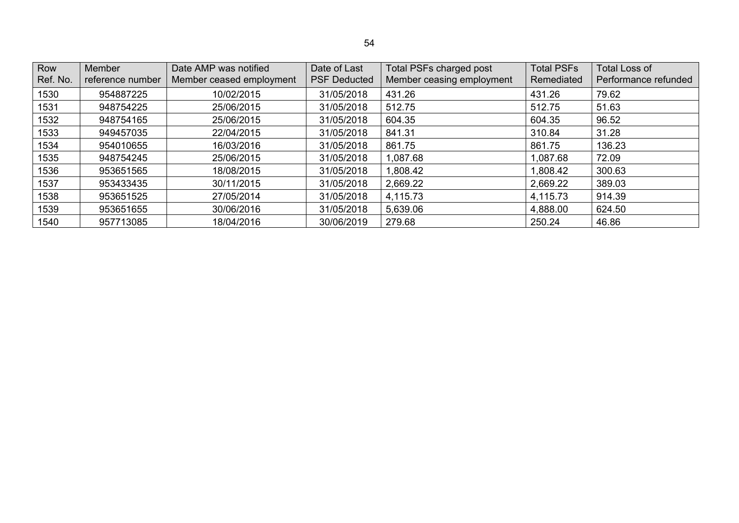| Row Ref. No. | Member reference number | Date AMP was notified Member ceased employment | Date of Last PSF Deducted | Total PSFs charged post Member ceasing employment | Total PSFs Remediated | Total Loss of Performance refunded |
|---|---|---|---|---|---|---|
| 1530 | 954887225 | 10/02/2015 | 31/05/2018 | 431.26 | 431.26 | 79.62 |
| 1531 | 948754225 | 25/06/2015 | 31/05/2018 | 512.75 | 512.75 | 51.63 |
| 1532 | 948754165 | 25/06/2015 | 31/05/2018 | 604.35 | 604.35 | 96.52 |
| 1533 | 949457035 | 22/04/2015 | 31/05/2018 | 841.31 | 310.84 | 31.28 |
| 1534 | 954010655 | 16/03/2016 | 31/05/2018 | 861.75 | 861.75 | 136.23 |
| 1535 | 948754245 | 25/06/2015 | 31/05/2018 | 1,087.68 | 1,087.68 | 72.09 |
| 1536 | 953651565 | 18/08/2015 | 31/05/2018 | 1,808.42 | 1,808.42 | 300.63 |
| 1537 | 953433435 | 30/11/2015 | 31/05/2018 | 2,669.22 | 2,669.22 | 389.03 |
| 1538 | 953651525 | 27/05/2014 | 31/05/2018 | 4,115.73 | 4,115.73 | 914.39 |
| 1539 | 953651655 | 30/06/2016 | 31/05/2018 | 5,639.06 | 4,888.00 | 624.50 |
| 1540 | 957713085 | 18/04/2016 | 30/06/2019 | 279.68 | 250.24 | 46.86 |